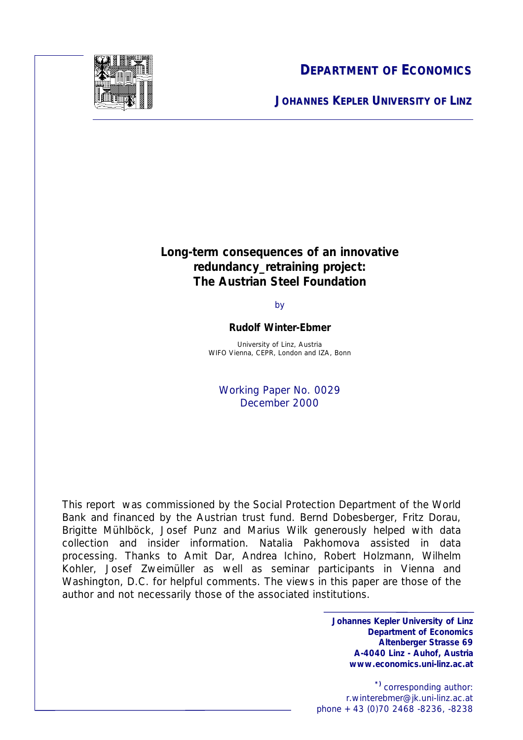**DEPARTMENT OF ECONOMICS**

**JOHANNES KEPLER UNIVERSITY OF LINZ**

# Long-term consequences of an innovative redundancy_retraining project: The Austrian Steel Foundation

by

**Rudolf Winter-Ebmer**

University of Linz, Austria
WIFO Vienna, CEPR, London and IZA, Bonn

Working Paper No. 0029
December 2000

This report was commissioned by the Social Protection Department of the World Bank and financed by the Austrian trust fund. Bernd Dobesberger, Fritz Dorau, Brigitte Mühlböck, Josef Punz and Marius Wilk generously helped with data collection and insider information. Natalia Pakhomova assisted in data processing. Thanks to Amit Dar, Andrea Ichino, Robert Holzmann, Wilhelm Kohler, Josef Zweimüller as well as seminar participants in Vienna and Washington, D.C. for helpful comments. The views in this paper are those of the author and not necessarily those of the associated institutions.

**Johannes Kepler University of Linz**
**Department of Economics**
**Altenberger Strasse 69**
**A-4040 Linz - Auhof, Austria**
**www.economics.uni-linz.ac.at**

*) corresponding author:
r.winterebmer@jk.uni-linz.ac.at
phone +43 (0)70 2468 -8236, -8238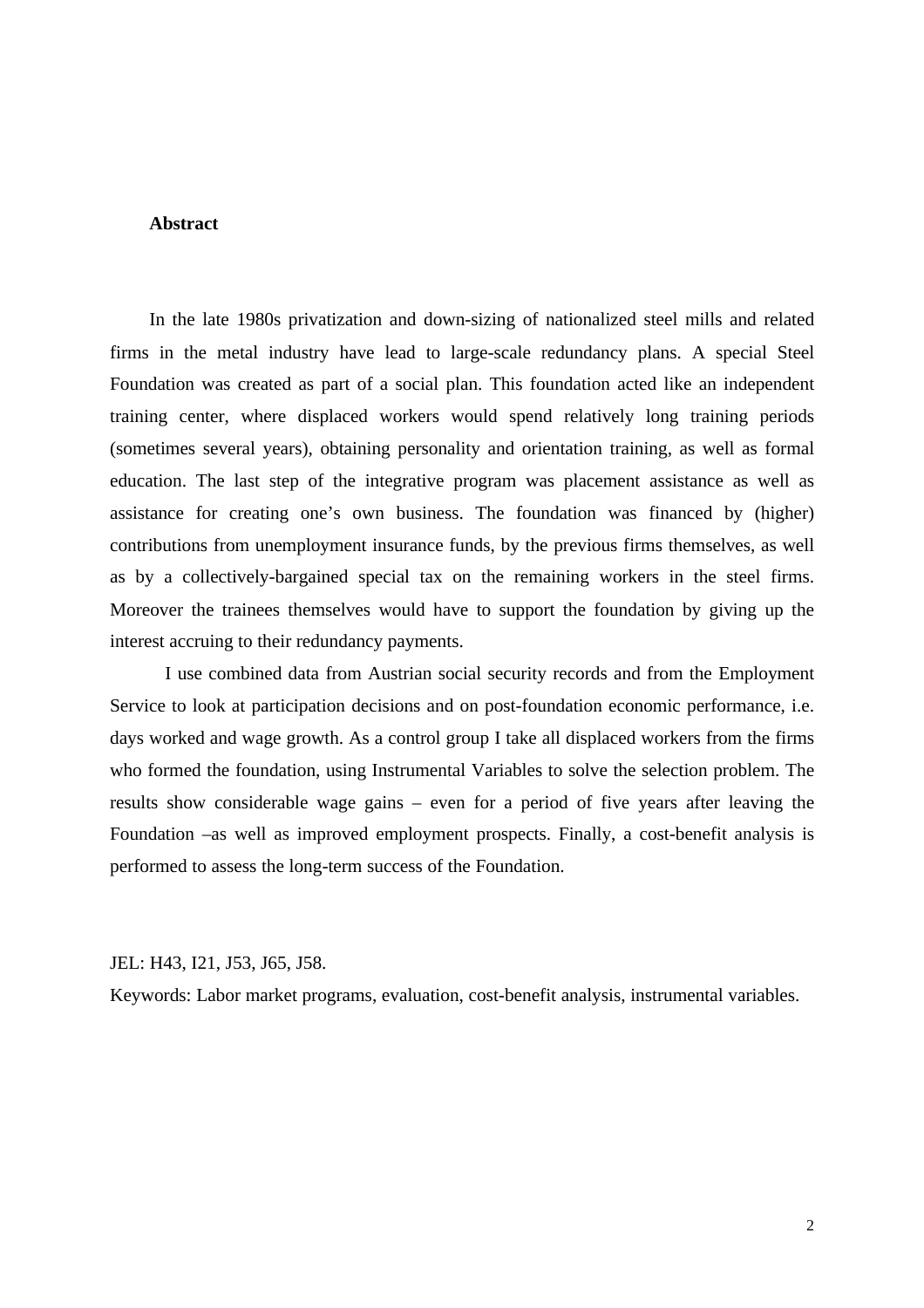**Abstract**

In the late 1980s privatization and down-sizing of nationalized steel mills and related firms in the metal industry have lead to large-scale redundancy plans. A special Steel Foundation was created as part of a social plan. This foundation acted like an independent training center, where displaced workers would spend relatively long training periods (sometimes several years), obtaining personality and orientation training, as well as formal education. The last step of the integrative program was placement assistance as well as assistance for creating one's own business. The foundation was financed by (higher) contributions from unemployment insurance funds, by the previous firms themselves, as well as by a collectively-bargained special tax on the remaining workers in the steel firms. Moreover the trainees themselves would have to support the foundation by giving up the interest accruing to their redundancy payments.

I use combined data from Austrian social security records and from the Employment Service to look at participation decisions and on post-foundation economic performance, i.e. days worked and wage growth. As a control group I take all displaced workers from the firms who formed the foundation, using Instrumental Variables to solve the selection problem. The results show considerable wage gains – even for a period of five years after leaving the Foundation –as well as improved employment prospects. Finally, a cost-benefit analysis is performed to assess the long-term success of the Foundation.

JEL: H43, I21, J53, J65, J58.

Keywords: Labor market programs, evaluation, cost-benefit analysis, instrumental variables.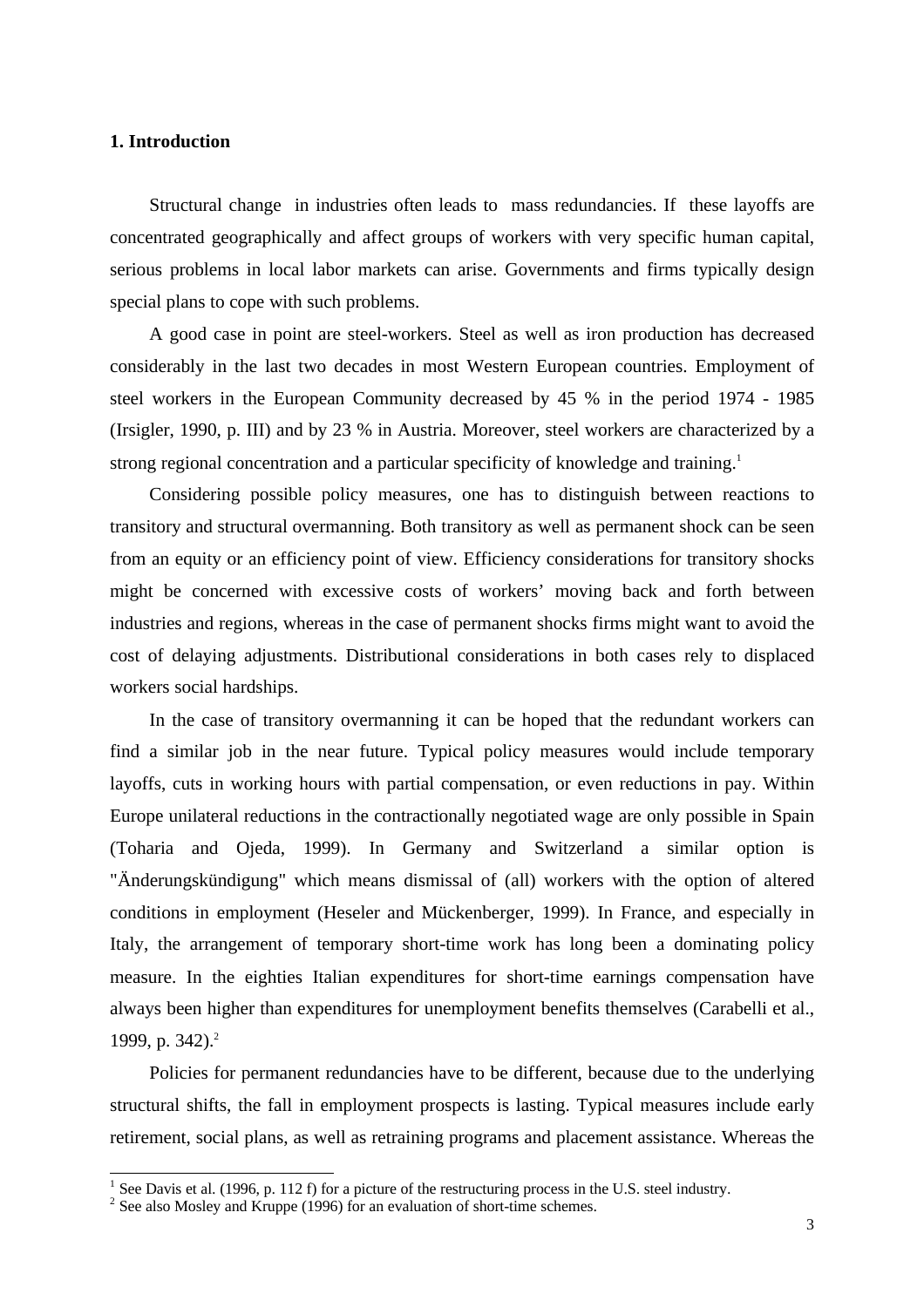# 1. Introduction

Structural change in industries often leads to mass redundancies. If these layoffs are concentrated geographically and affect groups of workers with very specific human capital, serious problems in local labor markets can arise. Governments and firms typically design special plans to cope with such problems.

A good case in point are steel-workers. Steel as well as iron production has decreased considerably in the last two decades in most Western European countries. Employment of steel workers in the European Community decreased by 45 % in the period 1974 - 1985 (Irsigler, 1990, p. III) and by 23 % in Austria. Moreover, steel workers are characterized by a strong regional concentration and a particular specificity of knowledge and training.[1]

Considering possible policy measures, one has to distinguish between reactions to transitory and structural overmanning. Both transitory as well as permanent shock can be seen from an equity or an efficiency point of view. Efficiency considerations for transitory shocks might be concerned with excessive costs of workers' moving back and forth between industries and regions, whereas in the case of permanent shocks firms might want to avoid the cost of delaying adjustments. Distributional considerations in both cases rely to displaced workers social hardships.

In the case of transitory overmanning it can be hoped that the redundant workers can find a similar job in the near future. Typical policy measures would include temporary layoffs, cuts in working hours with partial compensation, or even reductions in pay. Within Europe unilateral reductions in the contractionally negotiated wage are only possible in Spain (Toharia and Ojeda, 1999). In Germany and Switzerland a similar option is "Änderungskündigung" which means dismissal of (all) workers with the option of altered conditions in employment (Heseler and Mückenberger, 1999). In France, and especially in Italy, the arrangement of temporary short-time work has long been a dominating policy measure. In the eighties Italian expenditures for short-time earnings compensation have always been higher than expenditures for unemployment benefits themselves (Carabelli et al., 1999, p. 342).[2]

Policies for permanent redundancies have to be different, because due to the underlying structural shifts, the fall in employment prospects is lasting. Typical measures include early retirement, social plans, as well as retraining programs and placement assistance. Whereas the

---

[1] See Davis et al. (1996, p. 112 f) for a picture of the restructuring process in the U.S. steel industry.

[2] See also Mosley and Kruppe (1996) for an evaluation of short-time schemes.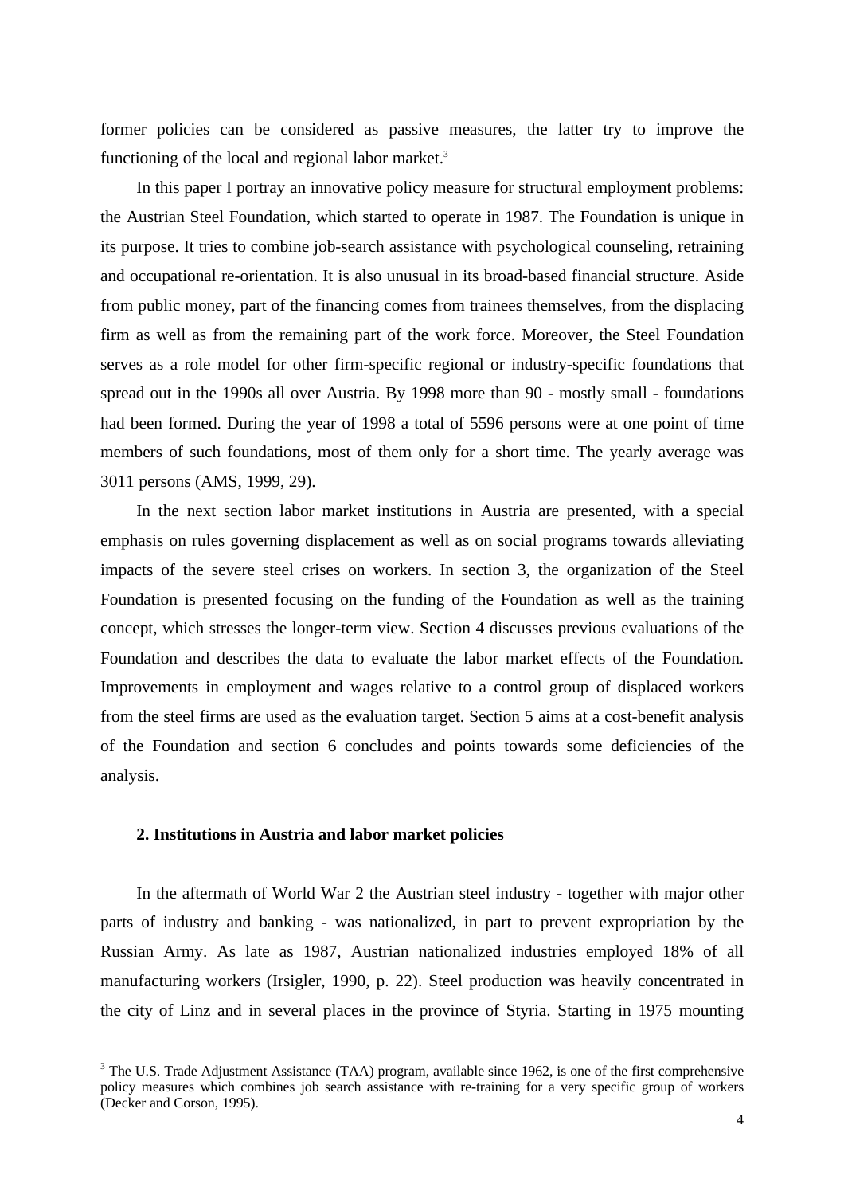former policies can be considered as passive measures, the latter try to improve the functioning of the local and regional labor market.[3]

In this paper I portray an innovative policy measure for structural employment problems: the Austrian Steel Foundation, which started to operate in 1987. The Foundation is unique in its purpose. It tries to combine job-search assistance with psychological counseling, retraining and occupational re-orientation. It is also unusual in its broad-based financial structure. Aside from public money, part of the financing comes from trainees themselves, from the displacing firm as well as from the remaining part of the work force. Moreover, the Steel Foundation serves as a role model for other firm-specific regional or industry-specific foundations that spread out in the 1990s all over Austria. By 1998 more than 90 - mostly small - foundations had been formed. During the year of 1998 a total of 5596 persons were at one point of time members of such foundations, most of them only for a short time. The yearly average was 3011 persons (AMS, 1999, 29).

In the next section labor market institutions in Austria are presented, with a special emphasis on rules governing displacement as well as on social programs towards alleviating impacts of the severe steel crises on workers. In section 3, the organization of the Steel Foundation is presented focusing on the funding of the Foundation as well as the training concept, which stresses the longer-term view. Section 4 discusses previous evaluations of the Foundation and describes the data to evaluate the labor market effects of the Foundation. Improvements in employment and wages relative to a control group of displaced workers from the steel firms are used as the evaluation target. Section 5 aims at a cost-benefit analysis of the Foundation and section 6 concludes and points towards some deficiencies of the analysis.

## 2. Institutions in Austria and labor market policies

In the aftermath of World War 2 the Austrian steel industry - together with major other parts of industry and banking - was nationalized, in part to prevent expropriation by the Russian Army. As late as 1987, Austrian nationalized industries employed 18% of all manufacturing workers (Irsigler, 1990, p. 22). Steel production was heavily concentrated in the city of Linz and in several places in the province of Styria. Starting in 1975 mounting

[3] The U.S. Trade Adjustment Assistance (TAA) program, available since 1962, is one of the first comprehensive policy measures which combines job search assistance with re-training for a very specific group of workers (Decker and Corson, 1995).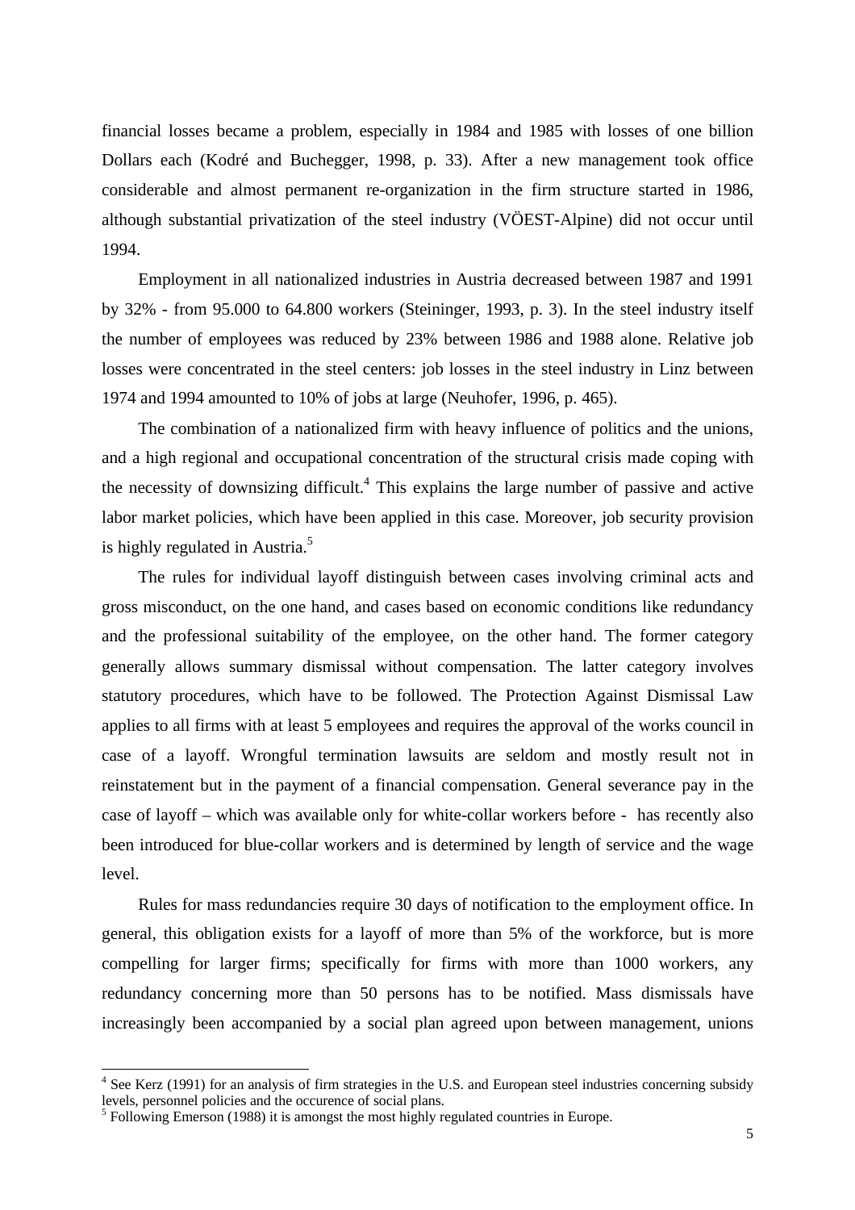financial losses became a problem, especially in 1984 and 1985 with losses of one billion Dollars each (Kodré and Buchegger, 1998, p. 33). After a new management took office considerable and almost permanent re-organization in the firm structure started in 1986, although substantial privatization of the steel industry (VÖEST-Alpine) did not occur until 1994.

Employment in all nationalized industries in Austria decreased between 1987 and 1991 by 32% - from 95.000 to 64.800 workers (Steininger, 1993, p. 3). In the steel industry itself the number of employees was reduced by 23% between 1986 and 1988 alone. Relative job losses were concentrated in the steel centers: job losses in the steel industry in Linz between 1974 and 1994 amounted to 10% of jobs at large (Neuhofer, 1996, p. 465).

The combination of a nationalized firm with heavy influence of politics and the unions, and a high regional and occupational concentration of the structural crisis made coping with the necessity of downsizing difficult.[4] This explains the large number of passive and active labor market policies, which have been applied in this case. Moreover, job security provision is highly regulated in Austria.[5]

The rules for individual layoff distinguish between cases involving criminal acts and gross misconduct, on the one hand, and cases based on economic conditions like redundancy and the professional suitability of the employee, on the other hand. The former category generally allows summary dismissal without compensation. The latter category involves statutory procedures, which have to be followed. The Protection Against Dismissal Law applies to all firms with at least 5 employees and requires the approval of the works council in case of a layoff. Wrongful termination lawsuits are seldom and mostly result not in reinstatement but in the payment of a financial compensation. General severance pay in the case of layoff – which was available only for white-collar workers before - has recently also been introduced for blue-collar workers and is determined by length of service and the wage level.

Rules for mass redundancies require 30 days of notification to the employment office. In general, this obligation exists for a layoff of more than 5% of the workforce, but is more compelling for larger firms; specifically for firms with more than 1000 workers, any redundancy concerning more than 50 persons has to be notified. Mass dismissals have increasingly been accompanied by a social plan agreed upon between management, unions

[4] See Kerz (1991) for an analysis of firm strategies in the U.S. and European steel industries concerning subsidy levels, personnel policies and the occurence of social plans.

[5] Following Emerson (1988) it is amongst the most highly regulated countries in Europe.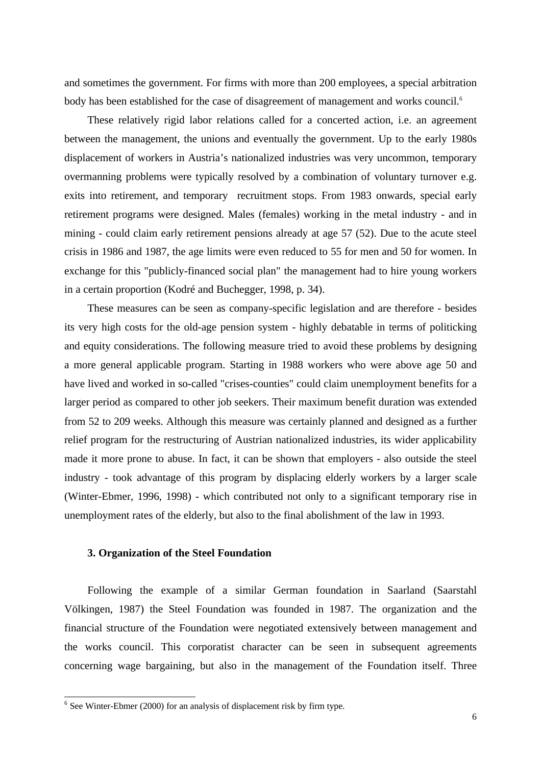and sometimes the government. For firms with more than 200 employees, a special arbitration body has been established for the case of disagreement of management and works council.[6]

These relatively rigid labor relations called for a concerted action, i.e. an agreement between the management, the unions and eventually the government. Up to the early 1980s displacement of workers in Austria's nationalized industries was very uncommon, temporary overmanning problems were typically resolved by a combination of voluntary turnover e.g. exits into retirement, and temporary recruitment stops. From 1983 onwards, special early retirement programs were designed. Males (females) working in the metal industry - and in mining - could claim early retirement pensions already at age 57 (52). Due to the acute steel crisis in 1986 and 1987, the age limits were even reduced to 55 for men and 50 for women. In exchange for this "publicly-financed social plan" the management had to hire young workers in a certain proportion (Kodré and Buchegger, 1998, p. 34).

These measures can be seen as company-specific legislation and are therefore - besides its very high costs for the old-age pension system - highly debatable in terms of politicking and equity considerations. The following measure tried to avoid these problems by designing a more general applicable program. Starting in 1988 workers who were above age 50 and have lived and worked in so-called "crises-counties" could claim unemployment benefits for a larger period as compared to other job seekers. Their maximum benefit duration was extended from 52 to 209 weeks. Although this measure was certainly planned and designed as a further relief program for the restructuring of Austrian nationalized industries, its wider applicability made it more prone to abuse. In fact, it can be shown that employers - also outside the steel industry - took advantage of this program by displacing elderly workers by a larger scale (Winter-Ebmer, 1996, 1998) - which contributed not only to a significant temporary rise in unemployment rates of the elderly, but also to the final abolishment of the law in 1993.

## 3. Organization of the Steel Foundation

Following the example of a similar German foundation in Saarland (Saarstahl Völkingen, 1987) the Steel Foundation was founded in 1987. The organization and the financial structure of the Foundation were negotiated extensively between management and the works council. This corporatist character can be seen in subsequent agreements concerning wage bargaining, but also in the management of the Foundation itself. Three

[6] See Winter-Ebmer (2000) for an analysis of displacement risk by firm type.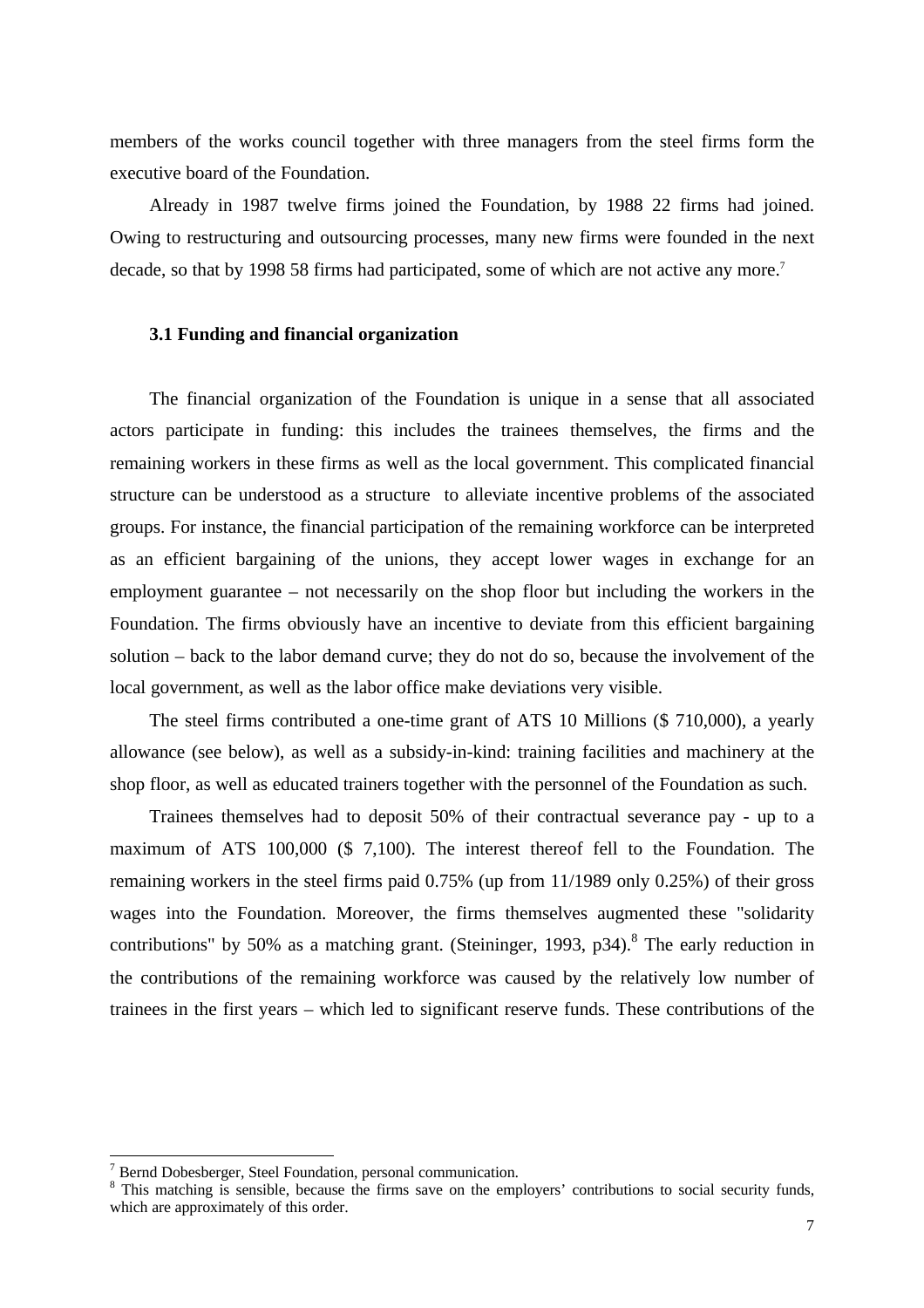members of the works council together with three managers from the steel firms form the executive board of the Foundation.

Already in 1987 twelve firms joined the Foundation, by 1988 22 firms had joined. Owing to restructuring and outsourcing processes, many new firms were founded in the next decade, so that by 1998 58 firms had participated, some of which are not active any more.[7]

### 3.1 Funding and financial organization

The financial organization of the Foundation is unique in a sense that all associated actors participate in funding: this includes the trainees themselves, the firms and the remaining workers in these firms as well as the local government. This complicated financial structure can be understood as a structure to alleviate incentive problems of the associated groups. For instance, the financial participation of the remaining workforce can be interpreted as an efficient bargaining of the unions, they accept lower wages in exchange for an employment guarantee – not necessarily on the shop floor but including the workers in the Foundation. The firms obviously have an incentive to deviate from this efficient bargaining solution – back to the labor demand curve; they do not do so, because the involvement of the local government, as well as the labor office make deviations very visible.

The steel firms contributed a one-time grant of ATS 10 Millions ($ 710,000), a yearly allowance (see below), as well as a subsidy-in-kind: training facilities and machinery at the shop floor, as well as educated trainers together with the personnel of the Foundation as such.

Trainees themselves had to deposit 50% of their contractual severance pay - up to a maximum of ATS 100,000 ($ 7,100). The interest thereof fell to the Foundation. The remaining workers in the steel firms paid 0.75% (up from 11/1989 only 0.25%) of their gross wages into the Foundation. Moreover, the firms themselves augmented these "solidarity contributions" by 50% as a matching grant. (Steininger, 1993, p34).[8] The early reduction in the contributions of the remaining workforce was caused by the relatively low number of trainees in the first years – which led to significant reserve funds. These contributions of the

---

[7] Bernd Dobesberger, Steel Foundation, personal communication.

[8] This matching is sensible, because the firms save on the employers' contributions to social security funds, which are approximately of this order.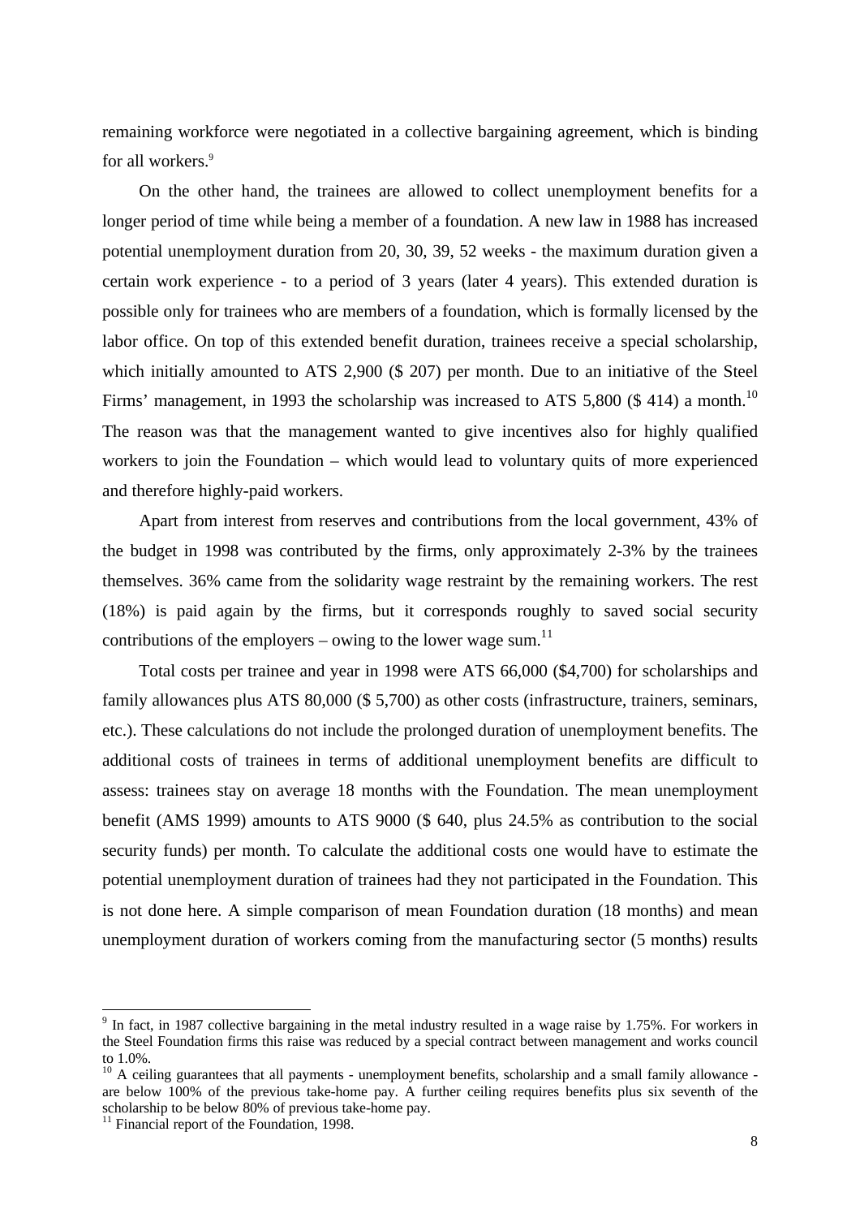remaining workforce were negotiated in a collective bargaining agreement, which is binding for all workers.[9]

On the other hand, the trainees are allowed to collect unemployment benefits for a longer period of time while being a member of a foundation. A new law in 1988 has increased potential unemployment duration from 20, 30, 39, 52 weeks - the maximum duration given a certain work experience - to a period of 3 years (later 4 years). This extended duration is possible only for trainees who are members of a foundation, which is formally licensed by the labor office. On top of this extended benefit duration, trainees receive a special scholarship, which initially amounted to ATS 2,900 ($ 207) per month. Due to an initiative of the Steel Firms' management, in 1993 the scholarship was increased to ATS 5,800 ($ 414) a month.[10] The reason was that the management wanted to give incentives also for highly qualified workers to join the Foundation – which would lead to voluntary quits of more experienced and therefore highly-paid workers.

Apart from interest from reserves and contributions from the local government, 43% of the budget in 1998 was contributed by the firms, only approximately 2-3% by the trainees themselves. 36% came from the solidarity wage restraint by the remaining workers. The rest (18%) is paid again by the firms, but it corresponds roughly to saved social security contributions of the employers – owing to the lower wage sum.[11]

Total costs per trainee and year in 1998 were ATS 66,000 ($4,700) for scholarships and family allowances plus ATS 80,000 ($ 5,700) as other costs (infrastructure, trainers, seminars, etc.). These calculations do not include the prolonged duration of unemployment benefits. The additional costs of trainees in terms of additional unemployment benefits are difficult to assess: trainees stay on average 18 months with the Foundation. The mean unemployment benefit (AMS 1999) amounts to ATS 9000 ($ 640, plus 24.5% as contribution to the social security funds) per month. To calculate the additional costs one would have to estimate the potential unemployment duration of trainees had they not participated in the Foundation. This is not done here. A simple comparison of mean Foundation duration (18 months) and mean unemployment duration of workers coming from the manufacturing sector (5 months) results

---

[9] In fact, in 1987 collective bargaining in the metal industry resulted in a wage raise by 1.75%. For workers in the Steel Foundation firms this raise was reduced by a special contract between management and works council to 1.0%.

[10] A ceiling guarantees that all payments - unemployment benefits, scholarship and a small family allowance - are below 100% of the previous take-home pay. A further ceiling requires benefits plus six seventh of the scholarship to be below 80% of previous take-home pay.

[11] Financial report of the Foundation, 1998.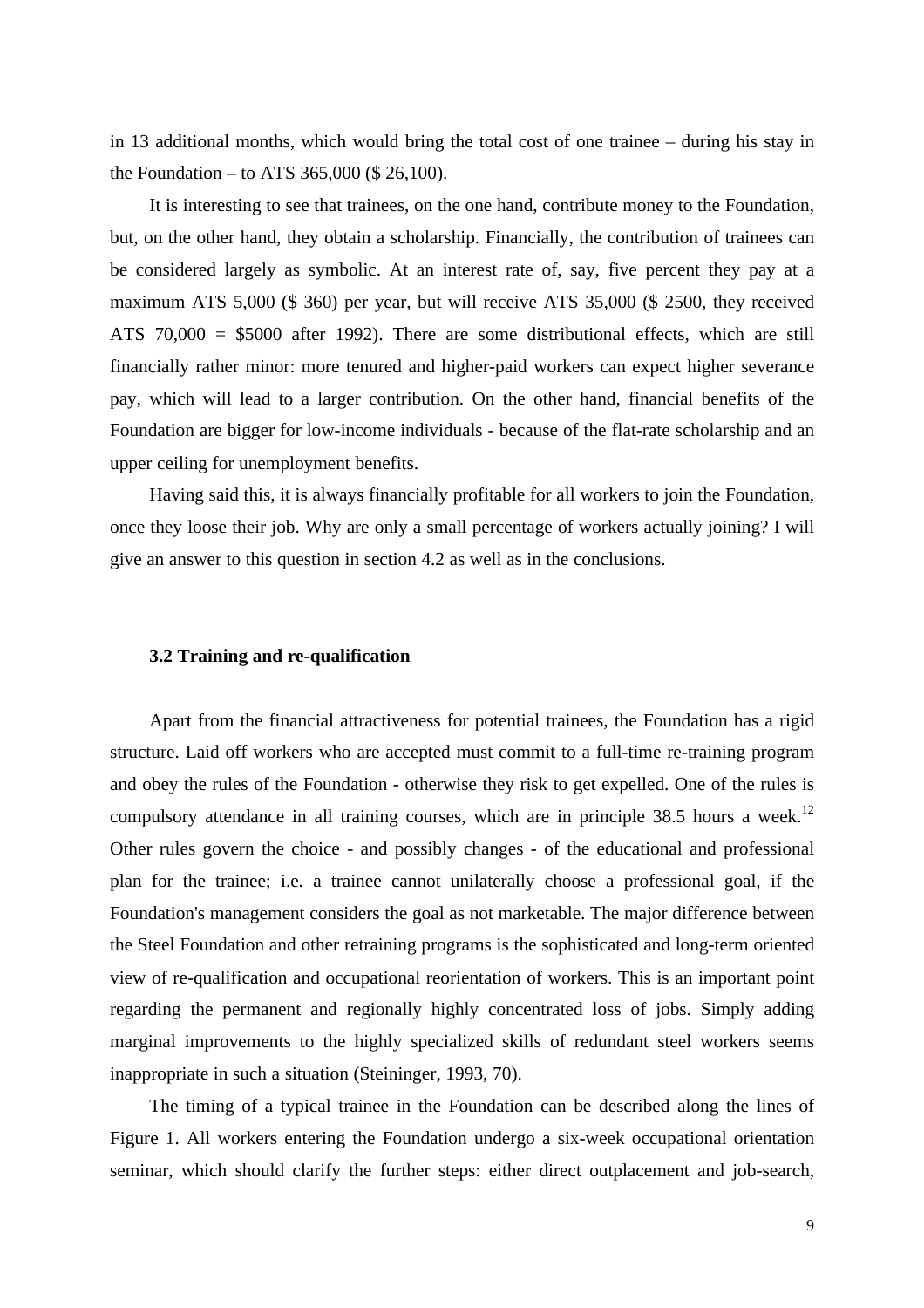in 13 additional months, which would bring the total cost of one trainee – during his stay in the Foundation – to ATS 365,000 ($ 26,100).

It is interesting to see that trainees, on the one hand, contribute money to the Foundation, but, on the other hand, they obtain a scholarship. Financially, the contribution of trainees can be considered largely as symbolic. At an interest rate of, say, five percent they pay at a maximum ATS 5,000 ($ 360) per year, but will receive ATS 35,000 ($ 2500, they received ATS 70,000 = $5000 after 1992). There are some distributional effects, which are still financially rather minor: more tenured and higher-paid workers can expect higher severance pay, which will lead to a larger contribution. On the other hand, financial benefits of the Foundation are bigger for low-income individuals - because of the flat-rate scholarship and an upper ceiling for unemployment benefits.

Having said this, it is always financially profitable for all workers to join the Foundation, once they loose their job. Why are only a small percentage of workers actually joining? I will give an answer to this question in section 4.2 as well as in the conclusions.

### 3.2 Training and re-qualification

Apart from the financial attractiveness for potential trainees, the Foundation has a rigid structure. Laid off workers who are accepted must commit to a full-time re-training program and obey the rules of the Foundation - otherwise they risk to get expelled. One of the rules is compulsory attendance in all training courses, which are in principle 38.5 hours a week.[12] Other rules govern the choice - and possibly changes - of the educational and professional plan for the trainee; i.e. a trainee cannot unilaterally choose a professional goal, if the Foundation's management considers the goal as not marketable. The major difference between the Steel Foundation and other retraining programs is the sophisticated and long-term oriented view of re-qualification and occupational reorientation of workers. This is an important point regarding the permanent and regionally highly concentrated loss of jobs. Simply adding marginal improvements to the highly specialized skills of redundant steel workers seems inappropriate in such a situation (Steininger, 1993, 70).

The timing of a typical trainee in the Foundation can be described along the lines of Figure 1. All workers entering the Foundation undergo a six-week occupational orientation seminar, which should clarify the further steps: either direct outplacement and job-search,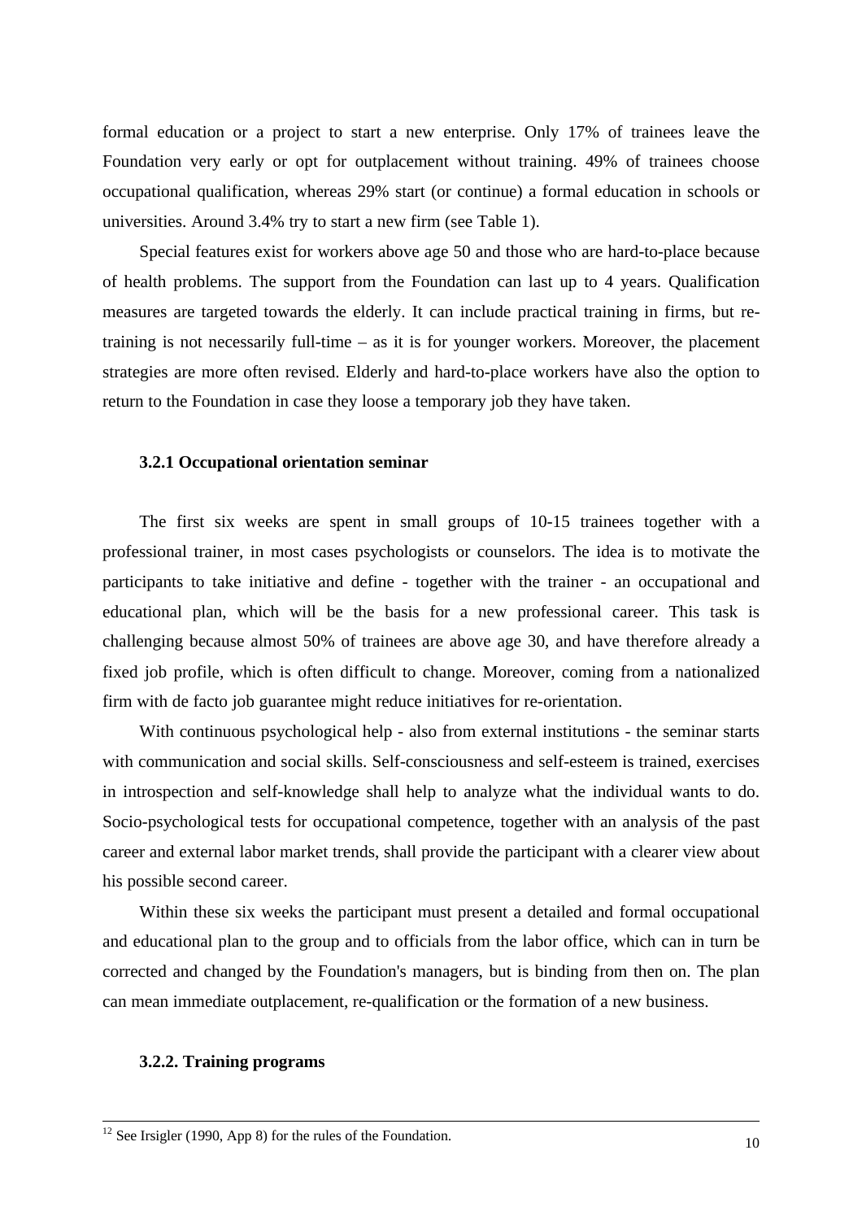formal education or a project to start a new enterprise. Only 17% of trainees leave the Foundation very early or opt for outplacement without training. 49% of trainees choose occupational qualification, whereas 29% start (or continue) a formal education in schools or universities. Around 3.4% try to start a new firm (see Table 1).

Special features exist for workers above age 50 and those who are hard-to-place because of health problems. The support from the Foundation can last up to 4 years. Qualification measures are targeted towards the elderly. It can include practical training in firms, but re-training is not necessarily full-time – as it is for younger workers. Moreover, the placement strategies are more often revised. Elderly and hard-to-place workers have also the option to return to the Foundation in case they loose a temporary job they have taken.

### 3.2.1 Occupational orientation seminar

The first six weeks are spent in small groups of 10-15 trainees together with a professional trainer, in most cases psychologists or counselors. The idea is to motivate the participants to take initiative and define - together with the trainer - an occupational and educational plan, which will be the basis for a new professional career. This task is challenging because almost 50% of trainees are above age 30, and have therefore already a fixed job profile, which is often difficult to change. Moreover, coming from a nationalized firm with de facto job guarantee might reduce initiatives for re-orientation.

With continuous psychological help - also from external institutions - the seminar starts with communication and social skills. Self-consciousness and self-esteem is trained, exercises in introspection and self-knowledge shall help to analyze what the individual wants to do. Socio-psychological tests for occupational competence, together with an analysis of the past career and external labor market trends, shall provide the participant with a clearer view about his possible second career.

Within these six weeks the participant must present a detailed and formal occupational and educational plan to the group and to officials from the labor office, which can in turn be corrected and changed by the Foundation's managers, but is binding from then on. The plan can mean immediate outplacement, re-qualification or the formation of a new business.

### 3.2.2. Training programs

---

[12] See Irsigler (1990, App 8) for the rules of the Foundation.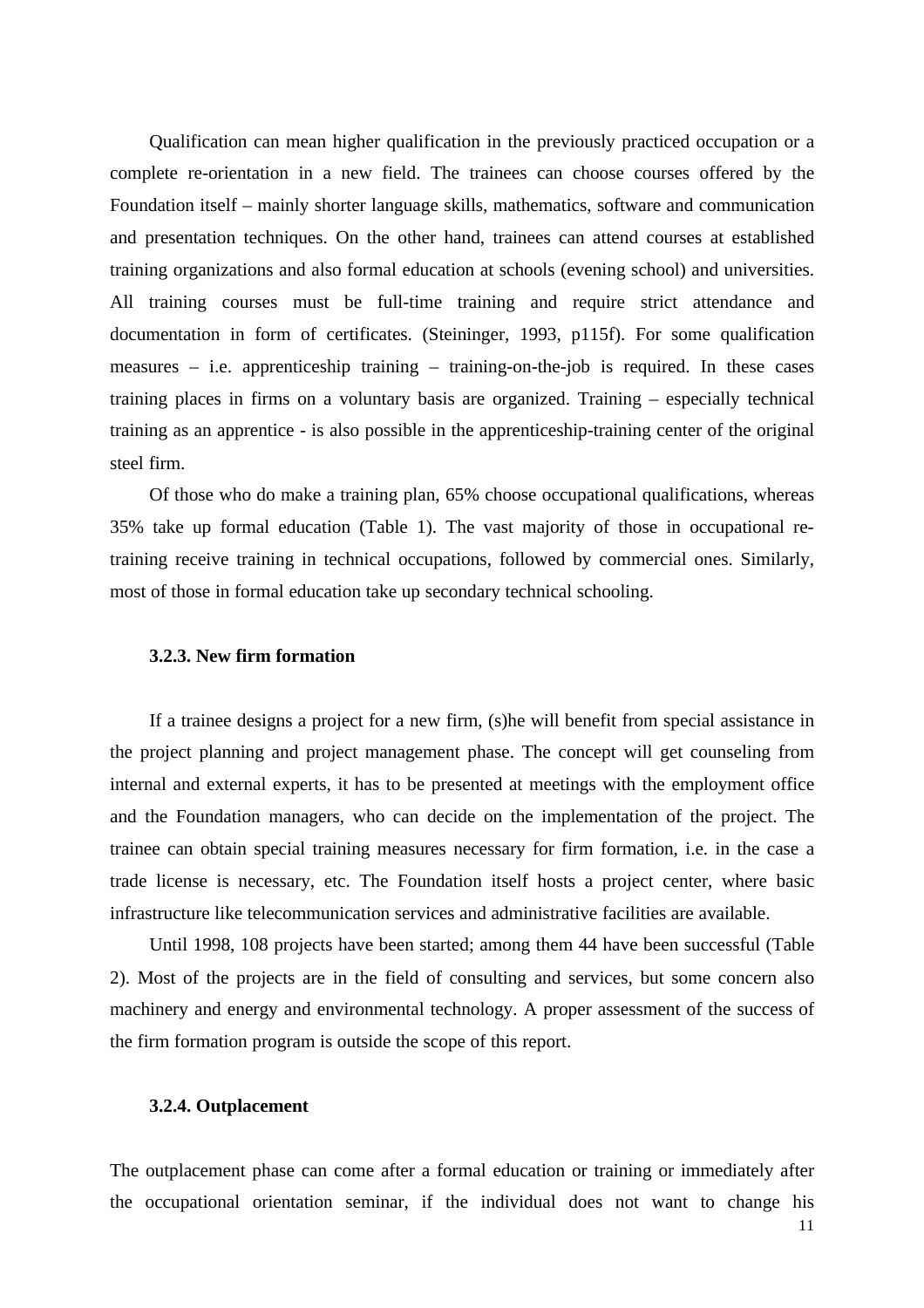Qualification can mean higher qualification in the previously practiced occupation or a complete re-orientation in a new field. The trainees can choose courses offered by the Foundation itself – mainly shorter language skills, mathematics, software and communication and presentation techniques. On the other hand, trainees can attend courses at established training organizations and also formal education at schools (evening school) and universities. All training courses must be full-time training and require strict attendance and documentation in form of certificates. (Steininger, 1993, p115f). For some qualification measures – i.e. apprenticeship training – training-on-the-job is required. In these cases training places in firms on a voluntary basis are organized. Training – especially technical training as an apprentice - is also possible in the apprenticeship-training center of the original steel firm.

Of those who do make a training plan, 65% choose occupational qualifications, whereas 35% take up formal education (Table 1). The vast majority of those in occupational re-training receive training in technical occupations, followed by commercial ones. Similarly, most of those in formal education take up secondary technical schooling.

#### 3.2.3. New firm formation

If a trainee designs a project for a new firm, (s)he will benefit from special assistance in the project planning and project management phase. The concept will get counseling from internal and external experts, it has to be presented at meetings with the employment office and the Foundation managers, who can decide on the implementation of the project. The trainee can obtain special training measures necessary for firm formation, i.e. in the case a trade license is necessary, etc. The Foundation itself hosts a project center, where basic infrastructure like telecommunication services and administrative facilities are available.

Until 1998, 108 projects have been started; among them 44 have been successful (Table 2). Most of the projects are in the field of consulting and services, but some concern also machinery and energy and environmental technology. A proper assessment of the success of the firm formation program is outside the scope of this report.

#### 3.2.4. Outplacement

The outplacement phase can come after a formal education or training or immediately after the occupational orientation seminar, if the individual does not want to change his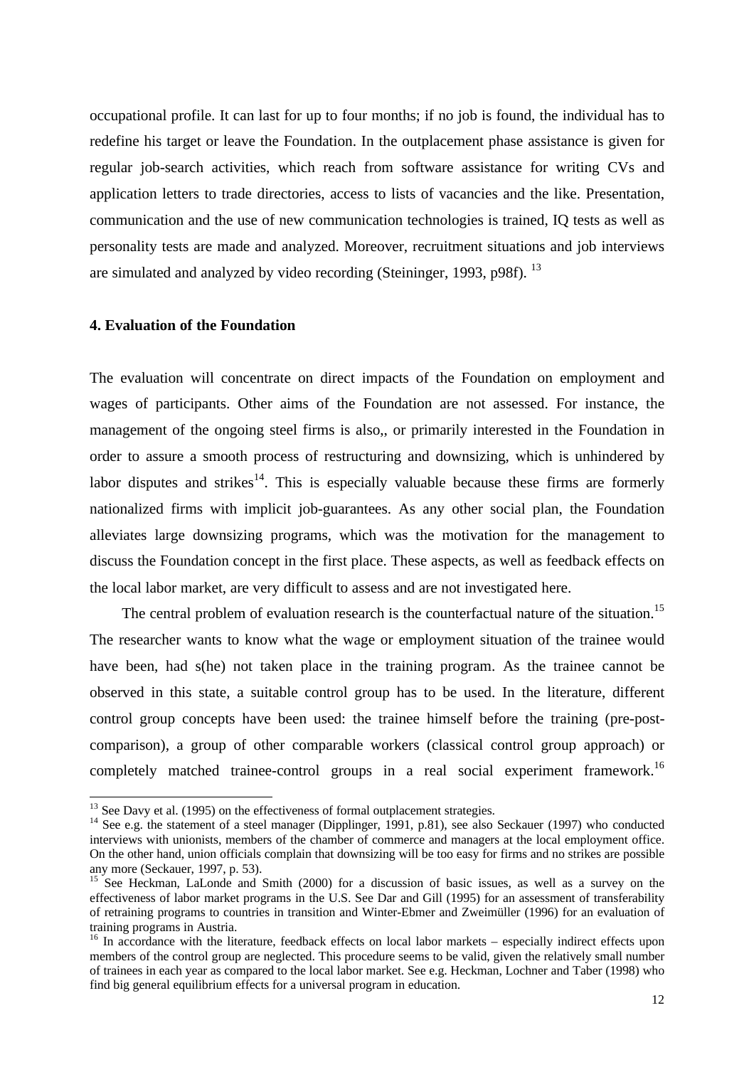occupational profile. It can last for up to four months; if no job is found, the individual has to redefine his target or leave the Foundation. In the outplacement phase assistance is given for regular job-search activities, which reach from software assistance for writing CVs and application letters to trade directories, access to lists of vacancies and the like. Presentation, communication and the use of new communication technologies is trained, IQ tests as well as personality tests are made and analyzed. Moreover, recruitment situations and job interviews are simulated and analyzed by video recording (Steininger, 1993, p98f). [13]

#### 4. Evaluation of the Foundation

The evaluation will concentrate on direct impacts of the Foundation on employment and wages of participants. Other aims of the Foundation are not assessed. For instance, the management of the ongoing steel firms is also,, or primarily interested in the Foundation in order to assure a smooth process of restructuring and downsizing, which is unhindered by labor disputes and strikes[14]. This is especially valuable because these firms are formerly nationalized firms with implicit job-guarantees. As any other social plan, the Foundation alleviates large downsizing programs, which was the motivation for the management to discuss the Foundation concept in the first place. These aspects, as well as feedback effects on the local labor market, are very difficult to assess and are not investigated here.

The central problem of evaluation research is the counterfactual nature of the situation.[15] The researcher wants to know what the wage or employment situation of the trainee would have been, had s(he) not taken place in the training program. As the trainee cannot be observed in this state, a suitable control group has to be used. In the literature, different control group concepts have been used: the trainee himself before the training (pre-post-comparison), a group of other comparable workers (classical control group approach) or completely matched trainee-control groups in a real social experiment framework.[16]

---

[13] See Davy et al. (1995) on the effectiveness of formal outplacement strategies.

[14] See e.g. the statement of a steel manager (Dipplinger, 1991, p.81), see also Seckauer (1997) who conducted interviews with unionists, members of the chamber of commerce and managers at the local employment office. On the other hand, union officials complain that downsizing will be too easy for firms and no strikes are possible any more (Seckauer, 1997, p. 53).

[15] See Heckman, LaLonde and Smith (2000) for a discussion of basic issues, as well as a survey on the effectiveness of labor market programs in the U.S. See Dar and Gill (1995) for an assessment of transferability of retraining programs to countries in transition and Winter-Ebmer and Zweimüller (1996) for an evaluation of training programs in Austria.

[16] In accordance with the literature, feedback effects on local labor markets – especially indirect effects upon members of the control group are neglected. This procedure seems to be valid, given the relatively small number of trainees in each year as compared to the local labor market. See e.g. Heckman, Lochner and Taber (1998) who find big general equilibrium effects for a universal program in education.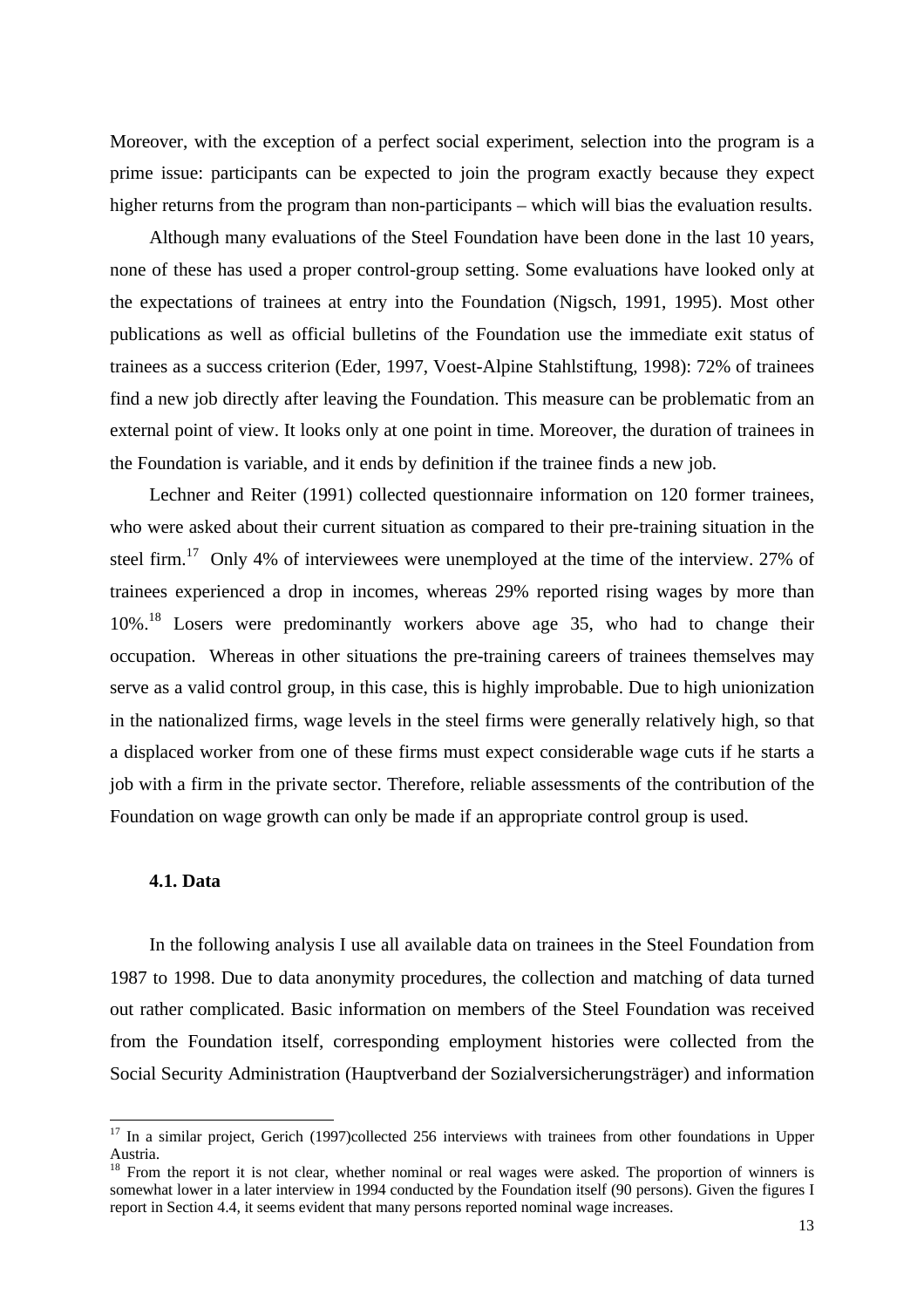Moreover, with the exception of a perfect social experiment, selection into the program is a prime issue: participants can be expected to join the program exactly because they expect higher returns from the program than non-participants – which will bias the evaluation results.

Although many evaluations of the Steel Foundation have been done in the last 10 years, none of these has used a proper control-group setting. Some evaluations have looked only at the expectations of trainees at entry into the Foundation (Nigsch, 1991, 1995). Most other publications as well as official bulletins of the Foundation use the immediate exit status of trainees as a success criterion (Eder, 1997, Voest-Alpine Stahlstiftung, 1998): 72% of trainees find a new job directly after leaving the Foundation. This measure can be problematic from an external point of view. It looks only at one point in time. Moreover, the duration of trainees in the Foundation is variable, and it ends by definition if the trainee finds a new job.

Lechner and Reiter (1991) collected questionnaire information on 120 former trainees, who were asked about their current situation as compared to their pre-training situation in the steel firm.[17] Only 4% of interviewees were unemployed at the time of the interview. 27% of trainees experienced a drop in incomes, whereas 29% reported rising wages by more than 10%.[18] Losers were predominantly workers above age 35, who had to change their occupation. Whereas in other situations the pre-training careers of trainees themselves may serve as a valid control group, in this case, this is highly improbable. Due to high unionization in the nationalized firms, wage levels in the steel firms were generally relatively high, so that a displaced worker from one of these firms must expect considerable wage cuts if he starts a job with a firm in the private sector. Therefore, reliable assessments of the contribution of the Foundation on wage growth can only be made if an appropriate control group is used.

### 4.1. Data

In the following analysis I use all available data on trainees in the Steel Foundation from 1987 to 1998. Due to data anonymity procedures, the collection and matching of data turned out rather complicated. Basic information on members of the Steel Foundation was received from the Foundation itself, corresponding employment histories were collected from the Social Security Administration (Hauptverband der Sozialversicherungsträger) and information

[17] In a similar project, Gerich (1997)collected 256 interviews with trainees from other foundations in Upper Austria.

[18] From the report it is not clear, whether nominal or real wages were asked. The proportion of winners is somewhat lower in a later interview in 1994 conducted by the Foundation itself (90 persons). Given the figures I report in Section 4.4, it seems evident that many persons reported nominal wage increases.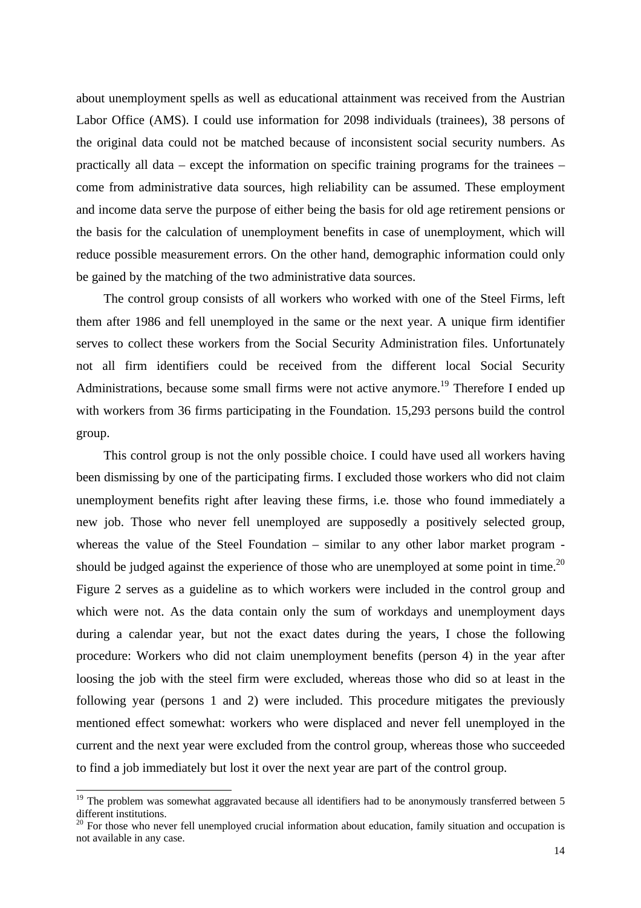about unemployment spells as well as educational attainment was received from the Austrian Labor Office (AMS). I could use information for 2098 individuals (trainees), 38 persons of the original data could not be matched because of inconsistent social security numbers. As practically all data – except the information on specific training programs for the trainees – come from administrative data sources, high reliability can be assumed. These employment and income data serve the purpose of either being the basis for old age retirement pensions or the basis for the calculation of unemployment benefits in case of unemployment, which will reduce possible measurement errors. On the other hand, demographic information could only be gained by the matching of the two administrative data sources.

The control group consists of all workers who worked with one of the Steel Firms, left them after 1986 and fell unemployed in the same or the next year. A unique firm identifier serves to collect these workers from the Social Security Administration files. Unfortunately not all firm identifiers could be received from the different local Social Security Administrations, because some small firms were not active anymore.[19] Therefore I ended up with workers from 36 firms participating in the Foundation. 15,293 persons build the control group.

This control group is not the only possible choice. I could have used all workers having been dismissing by one of the participating firms. I excluded those workers who did not claim unemployment benefits right after leaving these firms, i.e. those who found immediately a new job. Those who never fell unemployed are supposedly a positively selected group, whereas the value of the Steel Foundation – similar to any other labor market program - should be judged against the experience of those who are unemployed at some point in time.[20] Figure 2 serves as a guideline as to which workers were included in the control group and which were not. As the data contain only the sum of workdays and unemployment days during a calendar year, but not the exact dates during the years, I chose the following procedure: Workers who did not claim unemployment benefits (person 4) in the year after loosing the job with the steel firm were excluded, whereas those who did so at least in the following year (persons 1 and 2) were included. This procedure mitigates the previously mentioned effect somewhat: workers who were displaced and never fell unemployed in the current and the next year were excluded from the control group, whereas those who succeeded to find a job immediately but lost it over the next year are part of the control group.

---

[19] The problem was somewhat aggravated because all identifiers had to be anonymously transferred between 5 different institutions.

[20] For those who never fell unemployed crucial information about education, family situation and occupation is not available in any case.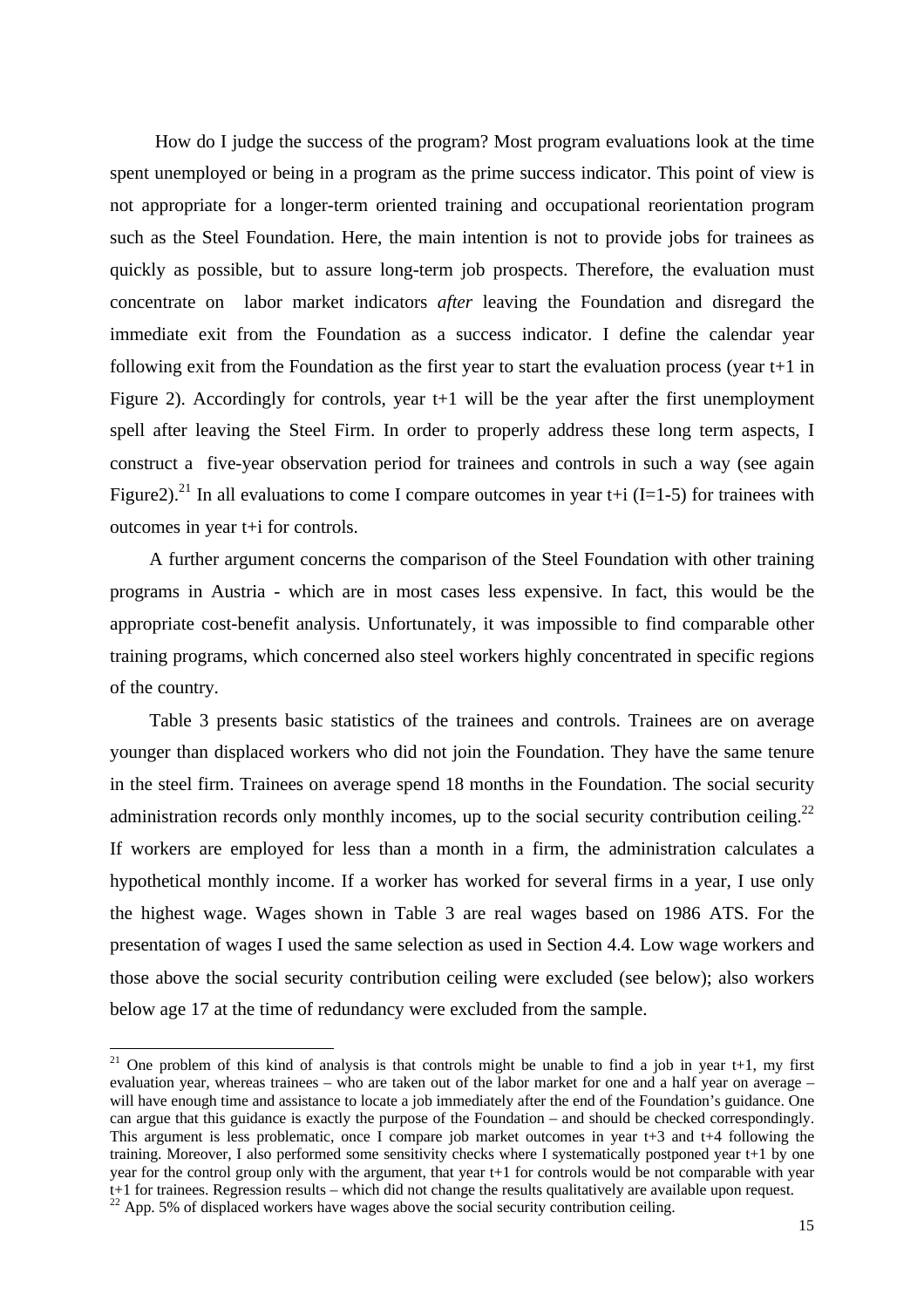How do I judge the success of the program? Most program evaluations look at the time spent unemployed or being in a program as the prime success indicator. This point of view is not appropriate for a longer-term oriented training and occupational reorientation program such as the Steel Foundation. Here, the main intention is not to provide jobs for trainees as quickly as possible, but to assure long-term job prospects. Therefore, the evaluation must concentrate on labor market indicators *after* leaving the Foundation and disregard the immediate exit from the Foundation as a success indicator. I define the calendar year following exit from the Foundation as the first year to start the evaluation process (year t+1 in Figure 2). Accordingly for controls, year t+1 will be the year after the first unemployment spell after leaving the Steel Firm. In order to properly address these long term aspects, I construct a five-year observation period for trainees and controls in such a way (see again Figure2).[21] In all evaluations to come I compare outcomes in year t+i (I=1-5) for trainees with outcomes in year t+i for controls.

A further argument concerns the comparison of the Steel Foundation with other training programs in Austria - which are in most cases less expensive. In fact, this would be the appropriate cost-benefit analysis. Unfortunately, it was impossible to find comparable other training programs, which concerned also steel workers highly concentrated in specific regions of the country.

Table 3 presents basic statistics of the trainees and controls. Trainees are on average younger than displaced workers who did not join the Foundation. They have the same tenure in the steel firm. Trainees on average spend 18 months in the Foundation. The social security administration records only monthly incomes, up to the social security contribution ceiling.[22] If workers are employed for less than a month in a firm, the administration calculates a hypothetical monthly income. If a worker has worked for several firms in a year, I use only the highest wage. Wages shown in Table 3 are real wages based on 1986 ATS. For the presentation of wages I used the same selection as used in Section 4.4. Low wage workers and those above the social security contribution ceiling were excluded (see below); also workers below age 17 at the time of redundancy were excluded from the sample.

[21] One problem of this kind of analysis is that controls might be unable to find a job in year t+1, my first evaluation year, whereas trainees – who are taken out of the labor market for one and a half year on average – will have enough time and assistance to locate a job immediately after the end of the Foundation's guidance. One can argue that this guidance is exactly the purpose of the Foundation – and should be checked correspondingly. This argument is less problematic, once I compare job market outcomes in year t+3 and t+4 following the training. Moreover, I also performed some sensitivity checks where I systematically postponed year t+1 by one year for the control group only with the argument, that year t+1 for controls would be not comparable with year t+1 for trainees. Regression results – which did not change the results qualitatively are available upon request.

[22] App. 5% of displaced workers have wages above the social security contribution ceiling.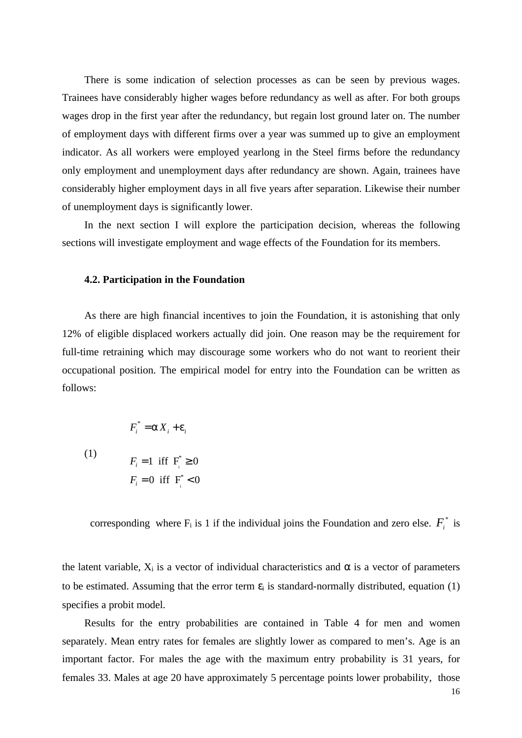There is some indication of selection processes as can be seen by previous wages. Trainees have considerably higher wages before redundancy as well as after. For both groups wages drop in the first year after the redundancy, but regain lost ground later on. The number of employment days with different firms over a year was summed up to give an employment indicator. As all workers were employed yearlong in the Steel firms before the redundancy only employment and unemployment days after redundancy are shown. Again, trainees have considerably higher employment days in all five years after separation. Likewise their number of unemployment days is significantly lower.

In the next section I will explore the participation decision, whereas the following sections will investigate employment and wage effects of the Foundation for its members.

### 4.2. Participation in the Foundation

As there are high financial incentives to join the Foundation, it is astonishing that only 12% of eligible displaced workers actually did join. One reason may be the requirement for full-time retraining which may discourage some workers who do not want to reorient their occupational position. The empirical model for entry into the Foundation can be written as follows:

$$F_i^* = \alpha X_i + \varepsilon_i$$

$$(1) \qquad \begin{aligned} F_i &= 1 \text{ iff } F_i^* \geq 0 \\ F_i &= 0 \text{ iff } F_i^* < 0 \end{aligned}$$

corresponding where $F_i$ is 1 if the individual joins the Foundation and zero else. $F_i^*$ is the latent variable, $X_i$ is a vector of individual characteristics and $\alpha$ is a vector of parameters to be estimated. Assuming that the error term $\varepsilon_i$ is standard-normally distributed, equation (1) specifies a probit model.

Results for the entry probabilities are contained in Table 4 for men and women separately. Mean entry rates for females are slightly lower as compared to men's. Age is an important factor. For males the age with the maximum entry probability is 31 years, for females 33. Males at age 20 have approximately 5 percentage points lower probability, those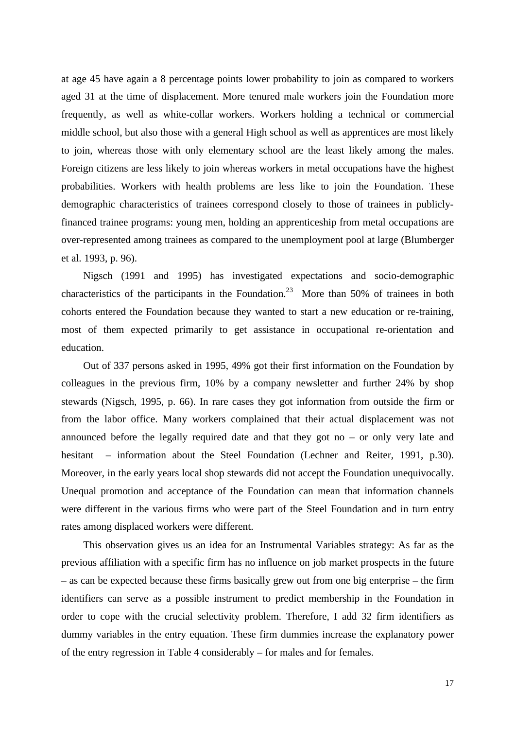at age 45 have again a 8 percentage points lower probability to join as compared to workers aged 31 at the time of displacement. More tenured male workers join the Foundation more frequently, as well as white-collar workers. Workers holding a technical or commercial middle school, but also those with a general High school as well as apprentices are most likely to join, whereas those with only elementary school are the least likely among the males. Foreign citizens are less likely to join whereas workers in metal occupations have the highest probabilities. Workers with health problems are less like to join the Foundation. These demographic characteristics of trainees correspond closely to those of trainees in publicly-financed trainee programs: young men, holding an apprenticeship from metal occupations are over-represented among trainees as compared to the unemployment pool at large (Blumberger et al. 1993, p. 96).

Nigsch (1991 and 1995) has investigated expectations and socio-demographic characteristics of the participants in the Foundation.[23] More than 50% of trainees in both cohorts entered the Foundation because they wanted to start a new education or re-training, most of them expected primarily to get assistance in occupational re-orientation and education.

Out of 337 persons asked in 1995, 49% got their first information on the Foundation by colleagues in the previous firm, 10% by a company newsletter and further 24% by shop stewards (Nigsch, 1995, p. 66). In rare cases they got information from outside the firm or from the labor office. Many workers complained that their actual displacement was not announced before the legally required date and that they got no – or only very late and hesitant – information about the Steel Foundation (Lechner and Reiter, 1991, p.30). Moreover, in the early years local shop stewards did not accept the Foundation unequivocally. Unequal promotion and acceptance of the Foundation can mean that information channels were different in the various firms who were part of the Steel Foundation and in turn entry rates among displaced workers were different.

This observation gives us an idea for an Instrumental Variables strategy: As far as the previous affiliation with a specific firm has no influence on job market prospects in the future – as can be expected because these firms basically grew out from one big enterprise – the firm identifiers can serve as a possible instrument to predict membership in the Foundation in order to cope with the crucial selectivity problem. Therefore, I add 32 firm identifiers as dummy variables in the entry equation. These firm dummies increase the explanatory power of the entry regression in Table 4 considerably – for males and for females.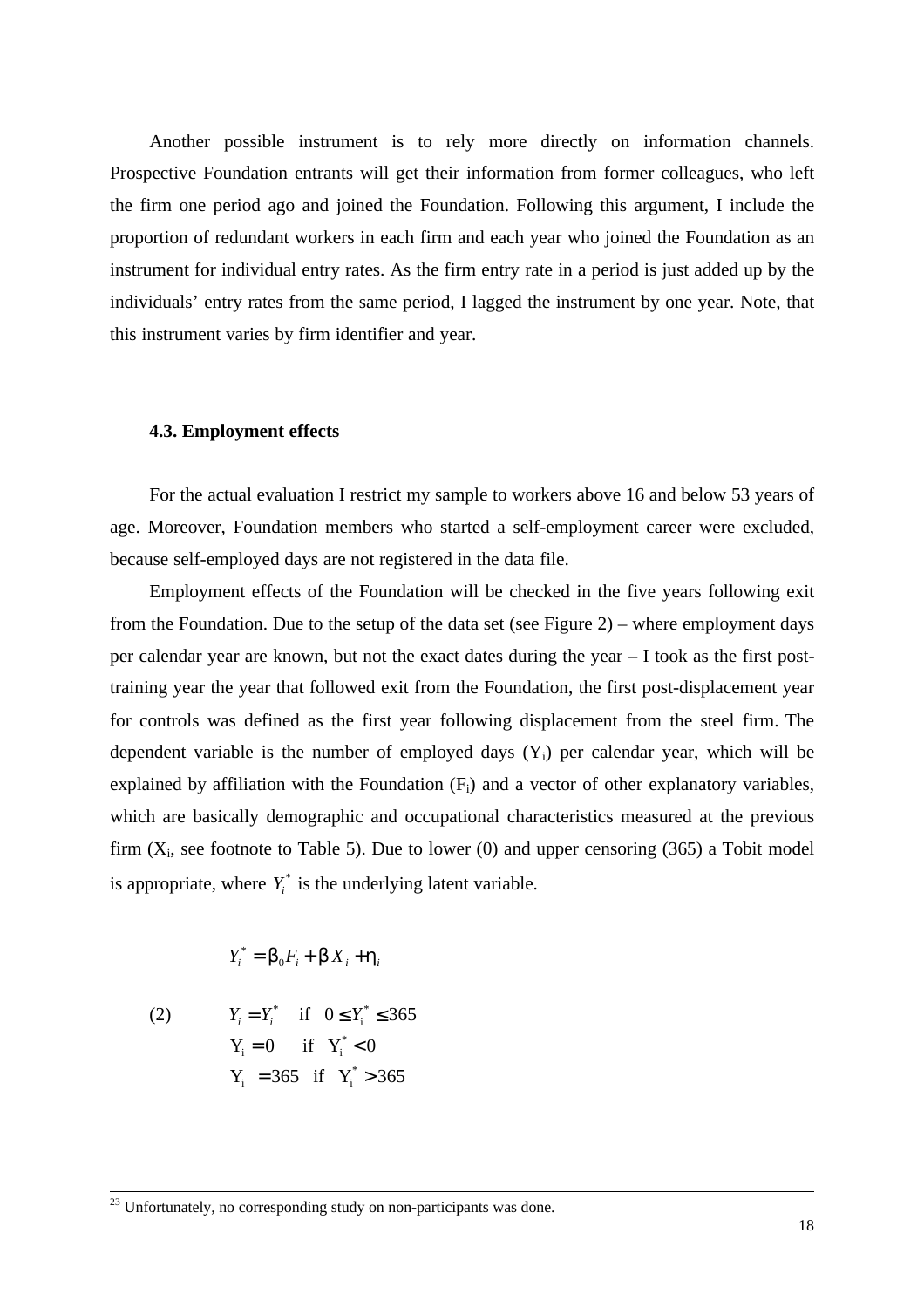Another possible instrument is to rely more directly on information channels. Prospective Foundation entrants will get their information from former colleagues, who left the firm one period ago and joined the Foundation. Following this argument, I include the proportion of redundant workers in each firm and each year who joined the Foundation as an instrument for individual entry rates. As the firm entry rate in a period is just added up by the individuals' entry rates from the same period, I lagged the instrument by one year. Note, that this instrument varies by firm identifier and year.

### 4.3. Employment effects

For the actual evaluation I restrict my sample to workers above 16 and below 53 years of age. Moreover, Foundation members who started a self-employment career were excluded, because self-employed days are not registered in the data file.

Employment effects of the Foundation will be checked in the five years following exit from the Foundation. Due to the setup of the data set (see Figure 2) – where employment days per calendar year are known, but not the exact dates during the year – I took as the first post-training year the year that followed exit from the Foundation, the first post-displacement year for controls was defined as the first year following displacement from the steel firm. The dependent variable is the number of employed days ($Y_i$) per calendar year, which will be explained by affiliation with the Foundation ($F_i$) and a vector of other explanatory variables, which are basically demographic and occupational characteristics measured at the previous firm ($X_i$, see footnote to Table 5). Due to lower (0) and upper censoring (365) a Tobit model is appropriate, where $Y_i^*$ is the underlying latent variable.

$$Y_i^* = \beta_0 F_i + \beta X_i + \eta_i$$

$$(2) \qquad \begin{aligned} Y_i &= Y_i^* \quad \text{if} \quad 0 \leq Y_i^* \leq 365 \\ Y_i &= 0 \quad \text{if} \quad Y_i^* < 0 \\ Y_i &= 365 \quad \text{if} \quad Y_i^* > 365 \end{aligned}$$

---

[23] Unfortunately, no corresponding study on non-participants was done.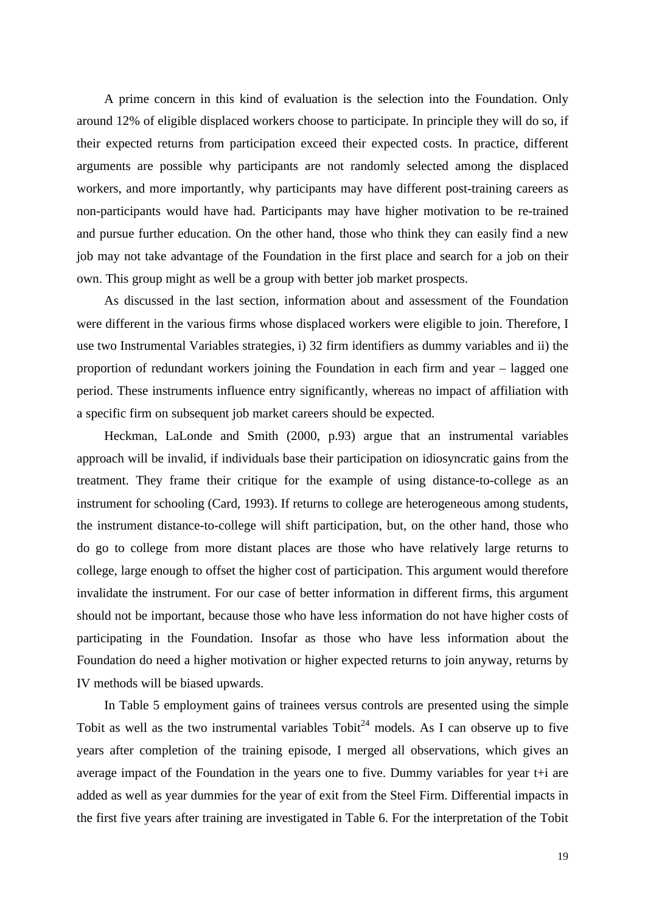A prime concern in this kind of evaluation is the selection into the Foundation. Only around 12% of eligible displaced workers choose to participate. In principle they will do so, if their expected returns from participation exceed their expected costs. In practice, different arguments are possible why participants are not randomly selected among the displaced workers, and more importantly, why participants may have different post-training careers as non-participants would have had. Participants may have higher motivation to be re-trained and pursue further education. On the other hand, those who think they can easily find a new job may not take advantage of the Foundation in the first place and search for a job on their own. This group might as well be a group with better job market prospects.

As discussed in the last section, information about and assessment of the Foundation were different in the various firms whose displaced workers were eligible to join. Therefore, I use two Instrumental Variables strategies, i) 32 firm identifiers as dummy variables and ii) the proportion of redundant workers joining the Foundation in each firm and year – lagged one period. These instruments influence entry significantly, whereas no impact of affiliation with a specific firm on subsequent job market careers should be expected.

Heckman, LaLonde and Smith (2000, p.93) argue that an instrumental variables approach will be invalid, if individuals base their participation on idiosyncratic gains from the treatment. They frame their critique for the example of using distance-to-college as an instrument for schooling (Card, 1993). If returns to college are heterogeneous among students, the instrument distance-to-college will shift participation, but, on the other hand, those who do go to college from more distant places are those who have relatively large returns to college, large enough to offset the higher cost of participation. This argument would therefore invalidate the instrument. For our case of better information in different firms, this argument should not be important, because those who have less information do not have higher costs of participating in the Foundation. Insofar as those who have less information about the Foundation do need a higher motivation or higher expected returns to join anyway, returns by IV methods will be biased upwards.

In Table 5 employment gains of trainees versus controls are presented using the simple Tobit as well as the two instrumental variables Tobit[24] models. As I can observe up to five years after completion of the training episode, I merged all observations, which gives an average impact of the Foundation in the years one to five. Dummy variables for year t+i are added as well as year dummies for the year of exit from the Steel Firm. Differential impacts in the first five years after training are investigated in Table 6. For the interpretation of the Tobit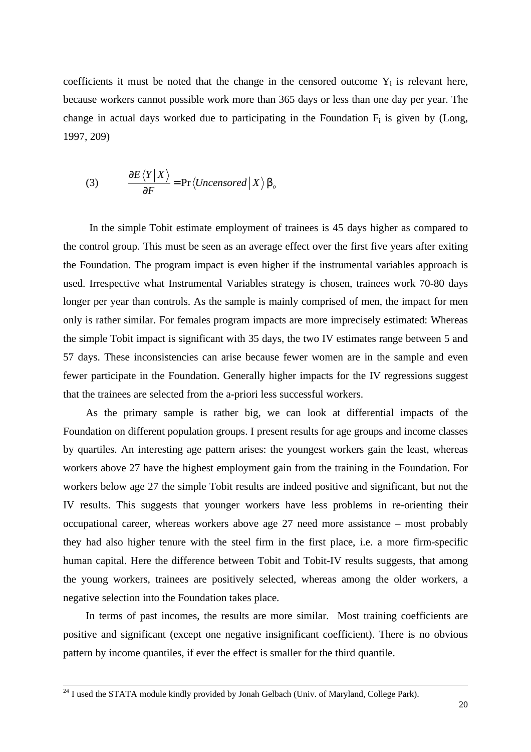coefficients it must be noted that the change in the censored outcome $Y_i$ is relevant here, because workers cannot possible work more than 365 days or less than one day per year. The change in actual days worked due to participating in the Foundation $F_i$ is given by (Long, 1997, 209)

$$(3) \qquad \frac{\partial E\langle Y \mid X \rangle}{\partial F} = \Pr\langle Uncensored \mid X \rangle \, \beta_o$$

In the simple Tobit estimate employment of trainees is 45 days higher as compared to the control group. This must be seen as an average effect over the first five years after exiting the Foundation. The program impact is even higher if the instrumental variables approach is used. Irrespective what Instrumental Variables strategy is chosen, trainees work 70-80 days longer per year than controls. As the sample is mainly comprised of men, the impact for men only is rather similar. For females program impacts are more imprecisely estimated: Whereas the simple Tobit impact is significant with 35 days, the two IV estimates range between 5 and 57 days. These inconsistencies can arise because fewer women are in the sample and even fewer participate in the Foundation. Generally higher impacts for the IV regressions suggest that the trainees are selected from the a-priori less successful workers.

As the primary sample is rather big, we can look at differential impacts of the Foundation on different population groups. I present results for age groups and income classes by quartiles. An interesting age pattern arises: the youngest workers gain the least, whereas workers above 27 have the highest employment gain from the training in the Foundation. For workers below age 27 the simple Tobit results are indeed positive and significant, but not the IV results. This suggests that younger workers have less problems in re-orienting their occupational career, whereas workers above age 27 need more assistance – most probably they had also higher tenure with the steel firm in the first place, i.e. a more firm-specific human capital. Here the difference between Tobit and Tobit-IV results suggests, that among the young workers, trainees are positively selected, whereas among the older workers, a negative selection into the Foundation takes place.

In terms of past incomes, the results are more similar. Most training coefficients are positive and significant (except one negative insignificant coefficient). There is no obvious pattern by income quantiles, if ever the effect is smaller for the third quantile.

---

[24] I used the STATA module kindly provided by Jonah Gelbach (Univ. of Maryland, College Park).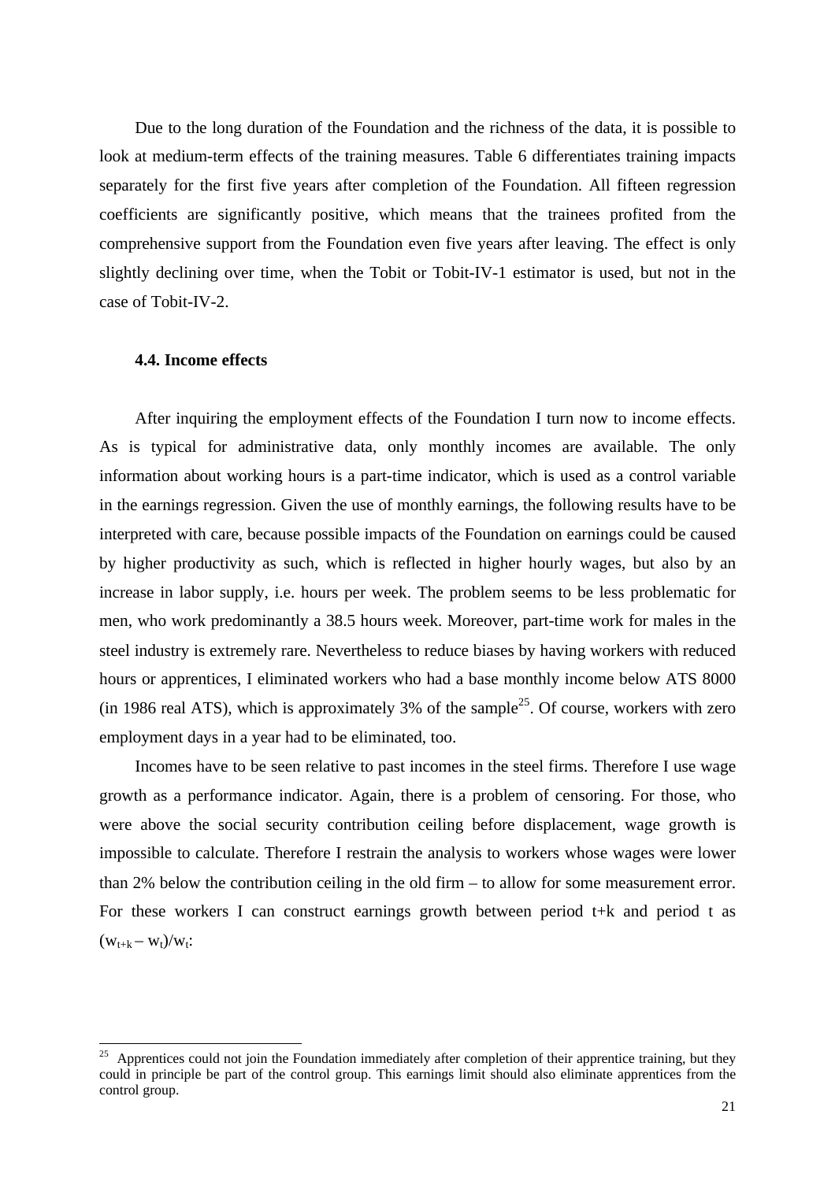Due to the long duration of the Foundation and the richness of the data, it is possible to look at medium-term effects of the training measures. Table 6 differentiates training impacts separately for the first five years after completion of the Foundation. All fifteen regression coefficients are significantly positive, which means that the trainees profited from the comprehensive support from the Foundation even five years after leaving. The effect is only slightly declining over time, when the Tobit or Tobit-IV-1 estimator is used, but not in the case of Tobit-IV-2.

### 4.4. Income effects

After inquiring the employment effects of the Foundation I turn now to income effects. As is typical for administrative data, only monthly incomes are available. The only information about working hours is a part-time indicator, which is used as a control variable in the earnings regression. Given the use of monthly earnings, the following results have to be interpreted with care, because possible impacts of the Foundation on earnings could be caused by higher productivity as such, which is reflected in higher hourly wages, but also by an increase in labor supply, i.e. hours per week. The problem seems to be less problematic for men, who work predominantly a 38.5 hours week. Moreover, part-time work for males in the steel industry is extremely rare. Nevertheless to reduce biases by having workers with reduced hours or apprentices, I eliminated workers who had a base monthly income below ATS 8000 (in 1986 real ATS), which is approximately 3% of the sample[25]. Of course, workers with zero employment days in a year had to be eliminated, too.

Incomes have to be seen relative to past incomes in the steel firms. Therefore I use wage growth as a performance indicator. Again, there is a problem of censoring. For those, who were above the social security contribution ceiling before displacement, wage growth is impossible to calculate. Therefore I restrain the analysis to workers whose wages were lower than 2% below the contribution ceiling in the old firm – to allow for some measurement error. For these workers I can construct earnings growth between period t+k and period t as $(w_{t+k} - w_t)/w_t$:

[25] Apprentices could not join the Foundation immediately after completion of their apprentice training, but they could in principle be part of the control group. This earnings limit should also eliminate apprentices from the control group.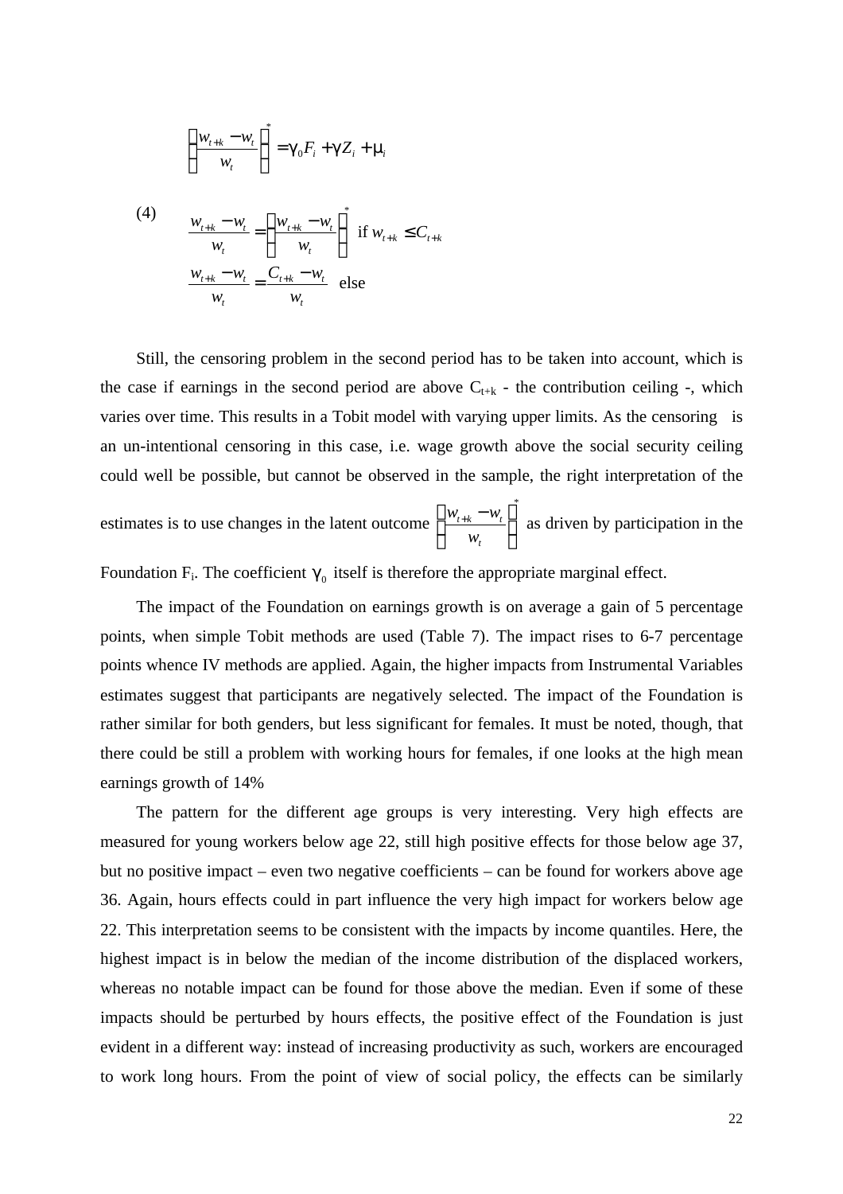$$\left(\frac{w_{t+k} - w_t}{w_t}\right)^* = \gamma_0 F_i + \gamma Z_i + \mu_i$$

(4)
$$\frac{w_{t+k} - w_t}{w_t} = \left(\frac{w_{t+k} - w_t}{w_t}\right)^* \text{ if } w_{t+k} \leq C_{t+k}$$

$$\frac{w_{t+k} - w_t}{w_t} = \frac{C_{t+k} - w_t}{w_t} \text{ else}$$

Still, the censoring problem in the second period has to be taken into account, which is the case if earnings in the second period are above $C_{t+k}$ - the contribution ceiling -, which varies over time. This results in a Tobit model with varying upper limits. As the censoring is an un-intentional censoring in this case, i.e. wage growth above the social security ceiling could well be possible, but cannot be observed in the sample, the right interpretation of the estimates is to use changes in the latent outcome $\left(\frac{w_{t+k} - w_t}{w_t}\right)^*$ as driven by participation in the Foundation $F_i$. The coefficient $\gamma_0$ itself is therefore the appropriate marginal effect.

The impact of the Foundation on earnings growth is on average a gain of 5 percentage points, when simple Tobit methods are used (Table 7). The impact rises to 6-7 percentage points whence IV methods are applied. Again, the higher impacts from Instrumental Variables estimates suggest that participants are negatively selected. The impact of the Foundation is rather similar for both genders, but less significant for females. It must be noted, though, that there could be still a problem with working hours for females, if one looks at the high mean earnings growth of 14%

The pattern for the different age groups is very interesting. Very high effects are measured for young workers below age 22, still high positive effects for those below age 37, but no positive impact – even two negative coefficients – can be found for workers above age 36. Again, hours effects could in part influence the very high impact for workers below age 22. This interpretation seems to be consistent with the impacts by income quantiles. Here, the highest impact is in below the median of the income distribution of the displaced workers, whereas no notable impact can be found for those above the median. Even if some of these impacts should be perturbed by hours effects, the positive effect of the Foundation is just evident in a different way: instead of increasing productivity as such, workers are encouraged to work long hours. From the point of view of social policy, the effects can be similarly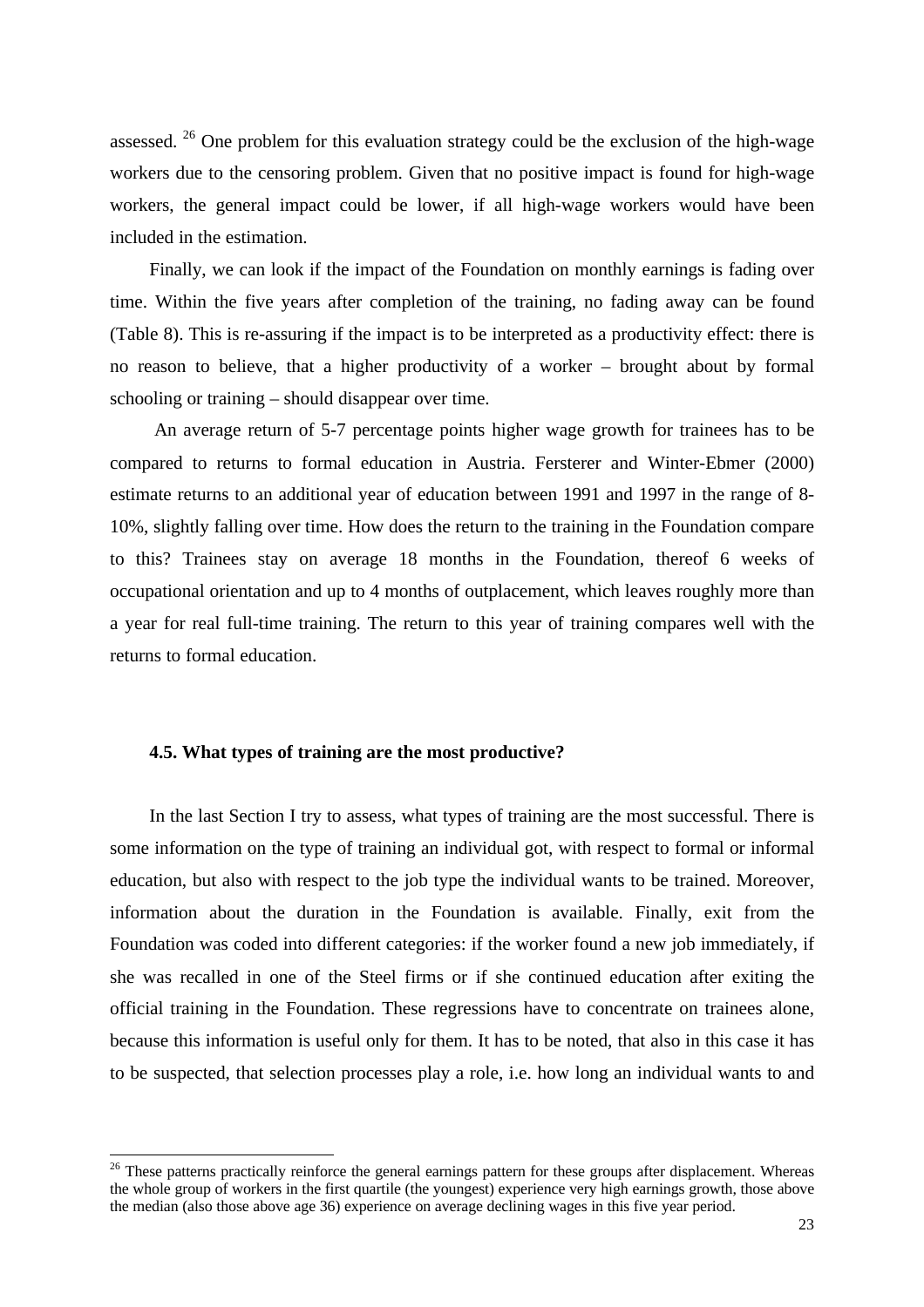assessed. [26] One problem for this evaluation strategy could be the exclusion of the high-wage workers due to the censoring problem. Given that no positive impact is found for high-wage workers, the general impact could be lower, if all high-wage workers would have been included in the estimation.

Finally, we can look if the impact of the Foundation on monthly earnings is fading over time. Within the five years after completion of the training, no fading away can be found (Table 8). This is re-assuring if the impact is to be interpreted as a productivity effect: there is no reason to believe, that a higher productivity of a worker – brought about by formal schooling or training – should disappear over time.

An average return of 5-7 percentage points higher wage growth for trainees has to be compared to returns to formal education in Austria. Fersterer and Winter-Ebmer (2000) estimate returns to an additional year of education between 1991 and 1997 in the range of 8-10%, slightly falling over time. How does the return to the training in the Foundation compare to this? Trainees stay on average 18 months in the Foundation, thereof 6 weeks of occupational orientation and up to 4 months of outplacement, which leaves roughly more than a year for real full-time training. The return to this year of training compares well with the returns to formal education.

#### 4.5. What types of training are the most productive?

In the last Section I try to assess, what types of training are the most successful. There is some information on the type of training an individual got, with respect to formal or informal education, but also with respect to the job type the individual wants to be trained. Moreover, information about the duration in the Foundation is available. Finally, exit from the Foundation was coded into different categories: if the worker found a new job immediately, if she was recalled in one of the Steel firms or if she continued education after exiting the official training in the Foundation. These regressions have to concentrate on trainees alone, because this information is useful only for them. It has to be noted, that also in this case it has to be suspected, that selection processes play a role, i.e. how long an individual wants to and

[26] These patterns practically reinforce the general earnings pattern for these groups after displacement. Whereas the whole group of workers in the first quartile (the youngest) experience very high earnings growth, those above the median (also those above age 36) experience on average declining wages in this five year period.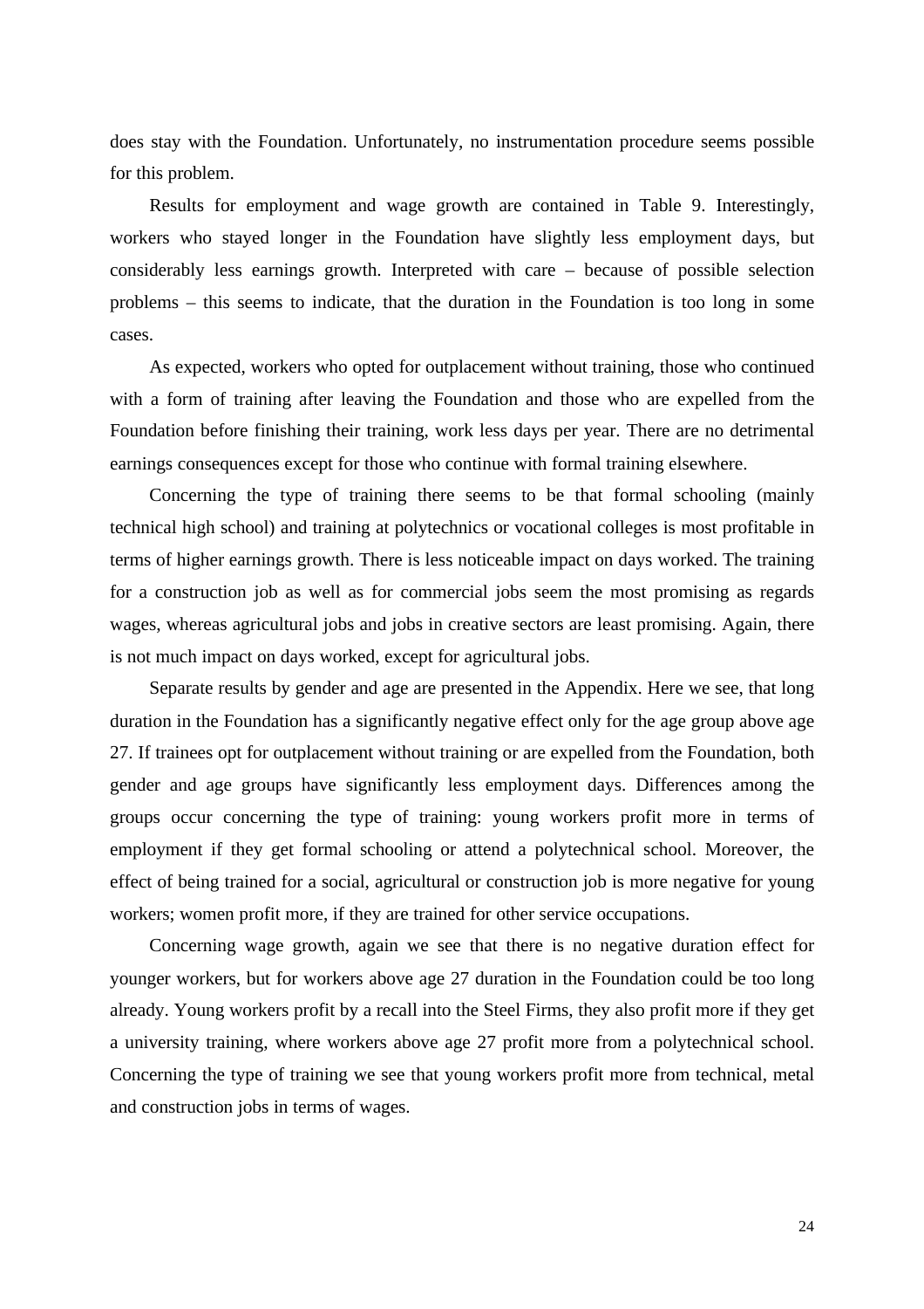does stay with the Foundation. Unfortunately, no instrumentation procedure seems possible for this problem.

Results for employment and wage growth are contained in Table 9. Interestingly, workers who stayed longer in the Foundation have slightly less employment days, but considerably less earnings growth. Interpreted with care – because of possible selection problems – this seems to indicate, that the duration in the Foundation is too long in some cases.

As expected, workers who opted for outplacement without training, those who continued with a form of training after leaving the Foundation and those who are expelled from the Foundation before finishing their training, work less days per year. There are no detrimental earnings consequences except for those who continue with formal training elsewhere.

Concerning the type of training there seems to be that formal schooling (mainly technical high school) and training at polytechnics or vocational colleges is most profitable in terms of higher earnings growth. There is less noticeable impact on days worked. The training for a construction job as well as for commercial jobs seem the most promising as regards wages, whereas agricultural jobs and jobs in creative sectors are least promising. Again, there is not much impact on days worked, except for agricultural jobs.

Separate results by gender and age are presented in the Appendix. Here we see, that long duration in the Foundation has a significantly negative effect only for the age group above age 27. If trainees opt for outplacement without training or are expelled from the Foundation, both gender and age groups have significantly less employment days. Differences among the groups occur concerning the type of training: young workers profit more in terms of employment if they get formal schooling or attend a polytechnical school. Moreover, the effect of being trained for a social, agricultural or construction job is more negative for young workers; women profit more, if they are trained for other service occupations.

Concerning wage growth, again we see that there is no negative duration effect for younger workers, but for workers above age 27 duration in the Foundation could be too long already. Young workers profit by a recall into the Steel Firms, they also profit more if they get a university training, where workers above age 27 profit more from a polytechnical school. Concerning the type of training we see that young workers profit more from technical, metal and construction jobs in terms of wages.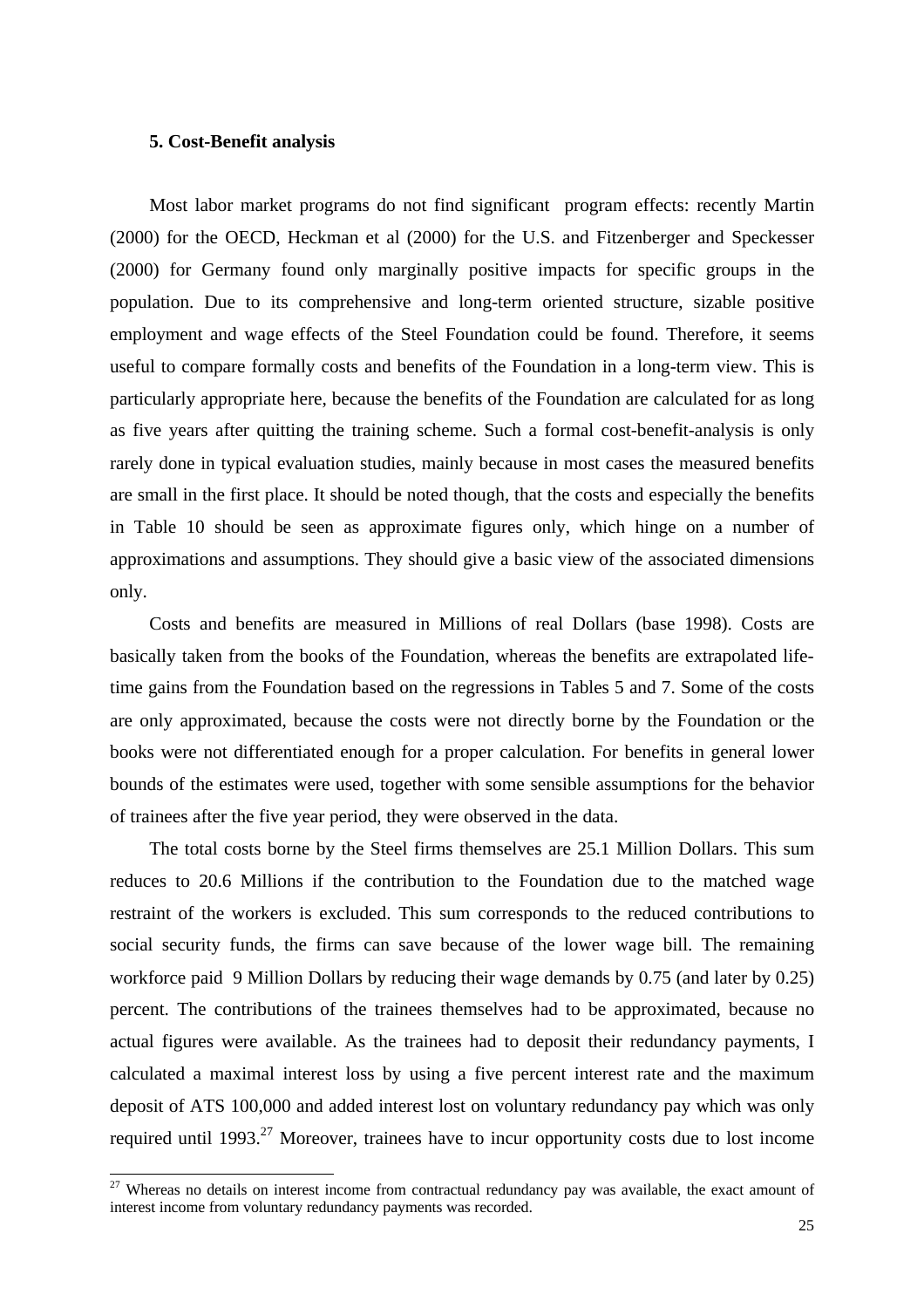### 5. Cost-Benefit analysis

Most labor market programs do not find significant program effects: recently Martin (2000) for the OECD, Heckman et al (2000) for the U.S. and Fitzenberger and Speckesser (2000) for Germany found only marginally positive impacts for specific groups in the population. Due to its comprehensive and long-term oriented structure, sizable positive employment and wage effects of the Steel Foundation could be found. Therefore, it seems useful to compare formally costs and benefits of the Foundation in a long-term view. This is particularly appropriate here, because the benefits of the Foundation are calculated for as long as five years after quitting the training scheme. Such a formal cost-benefit-analysis is only rarely done in typical evaluation studies, mainly because in most cases the measured benefits are small in the first place. It should be noted though, that the costs and especially the benefits in Table 10 should be seen as approximate figures only, which hinge on a number of approximations and assumptions. They should give a basic view of the associated dimensions only.

Costs and benefits are measured in Millions of real Dollars (base 1998). Costs are basically taken from the books of the Foundation, whereas the benefits are extrapolated life-time gains from the Foundation based on the regressions in Tables 5 and 7. Some of the costs are only approximated, because the costs were not directly borne by the Foundation or the books were not differentiated enough for a proper calculation. For benefits in general lower bounds of the estimates were used, together with some sensible assumptions for the behavior of trainees after the five year period, they were observed in the data.

The total costs borne by the Steel firms themselves are 25.1 Million Dollars. This sum reduces to 20.6 Millions if the contribution to the Foundation due to the matched wage restraint of the workers is excluded. This sum corresponds to the reduced contributions to social security funds, the firms can save because of the lower wage bill. The remaining workforce paid 9 Million Dollars by reducing their wage demands by 0.75 (and later by 0.25) percent. The contributions of the trainees themselves had to be approximated, because no actual figures were available. As the trainees had to deposit their redundancy payments, I calculated a maximal interest loss by using a five percent interest rate and the maximum deposit of ATS 100,000 and added interest lost on voluntary redundancy pay which was only required until 1993.[27] Moreover, trainees have to incur opportunity costs due to lost income

[27] Whereas no details on interest income from contractual redundancy pay was available, the exact amount of interest income from voluntary redundancy payments was recorded.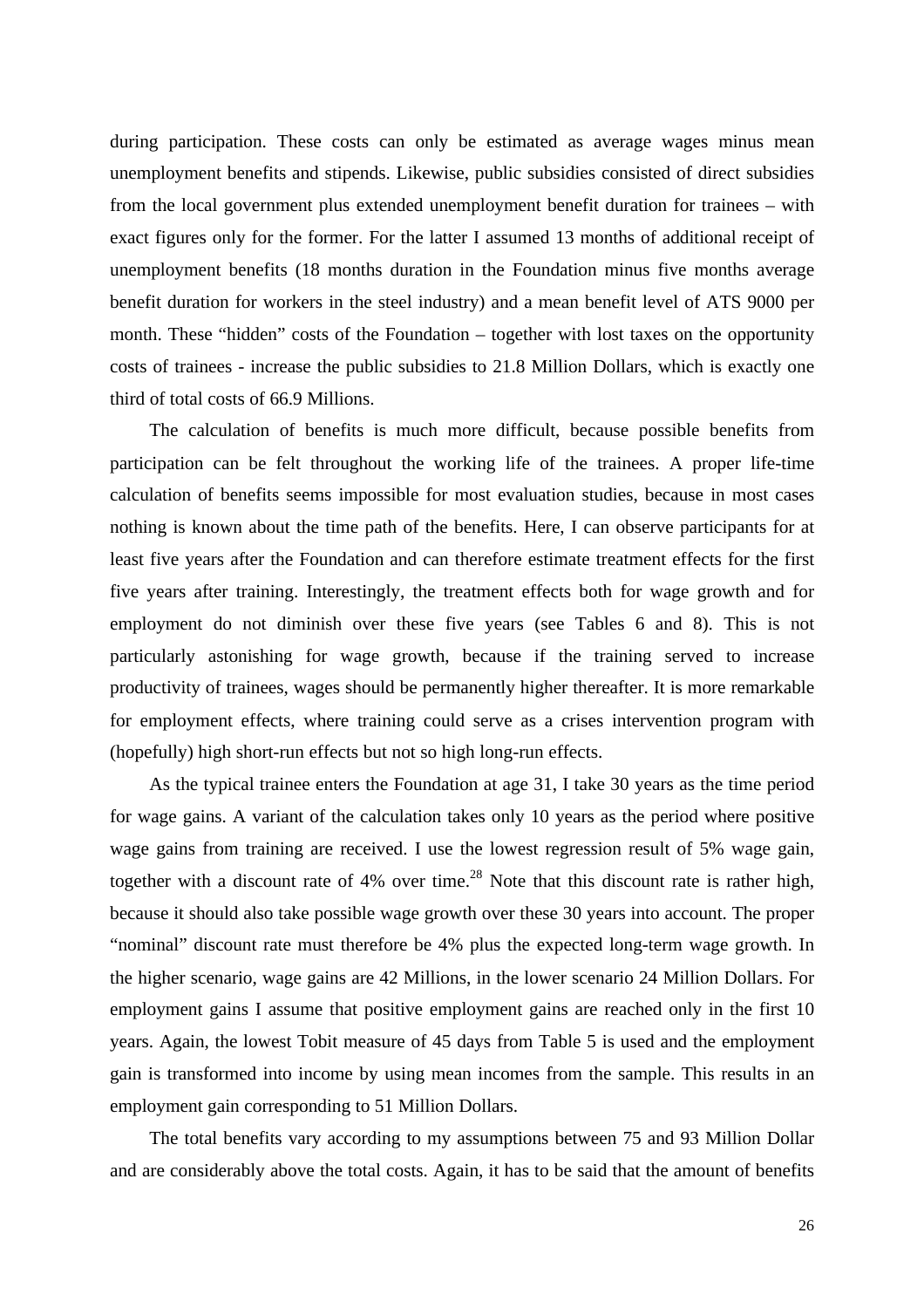during participation. These costs can only be estimated as average wages minus mean unemployment benefits and stipends. Likewise, public subsidies consisted of direct subsidies from the local government plus extended unemployment benefit duration for trainees – with exact figures only for the former. For the latter I assumed 13 months of additional receipt of unemployment benefits (18 months duration in the Foundation minus five months average benefit duration for workers in the steel industry) and a mean benefit level of ATS 9000 per month. These "hidden" costs of the Foundation – together with lost taxes on the opportunity costs of trainees - increase the public subsidies to 21.8 Million Dollars, which is exactly one third of total costs of 66.9 Millions.

The calculation of benefits is much more difficult, because possible benefits from participation can be felt throughout the working life of the trainees. A proper life-time calculation of benefits seems impossible for most evaluation studies, because in most cases nothing is known about the time path of the benefits. Here, I can observe participants for at least five years after the Foundation and can therefore estimate treatment effects for the first five years after training. Interestingly, the treatment effects both for wage growth and for employment do not diminish over these five years (see Tables 6 and 8). This is not particularly astonishing for wage growth, because if the training served to increase productivity of trainees, wages should be permanently higher thereafter. It is more remarkable for employment effects, where training could serve as a crises intervention program with (hopefully) high short-run effects but not so high long-run effects.

As the typical trainee enters the Foundation at age 31, I take 30 years as the time period for wage gains. A variant of the calculation takes only 10 years as the period where positive wage gains from training are received. I use the lowest regression result of 5% wage gain, together with a discount rate of 4% over time.[28] Note that this discount rate is rather high, because it should also take possible wage growth over these 30 years into account. The proper "nominal" discount rate must therefore be 4% plus the expected long-term wage growth. In the higher scenario, wage gains are 42 Millions, in the lower scenario 24 Million Dollars. For employment gains I assume that positive employment gains are reached only in the first 10 years. Again, the lowest Tobit measure of 45 days from Table 5 is used and the employment gain is transformed into income by using mean incomes from the sample. This results in an employment gain corresponding to 51 Million Dollars.

The total benefits vary according to my assumptions between 75 and 93 Million Dollar and are considerably above the total costs. Again, it has to be said that the amount of benefits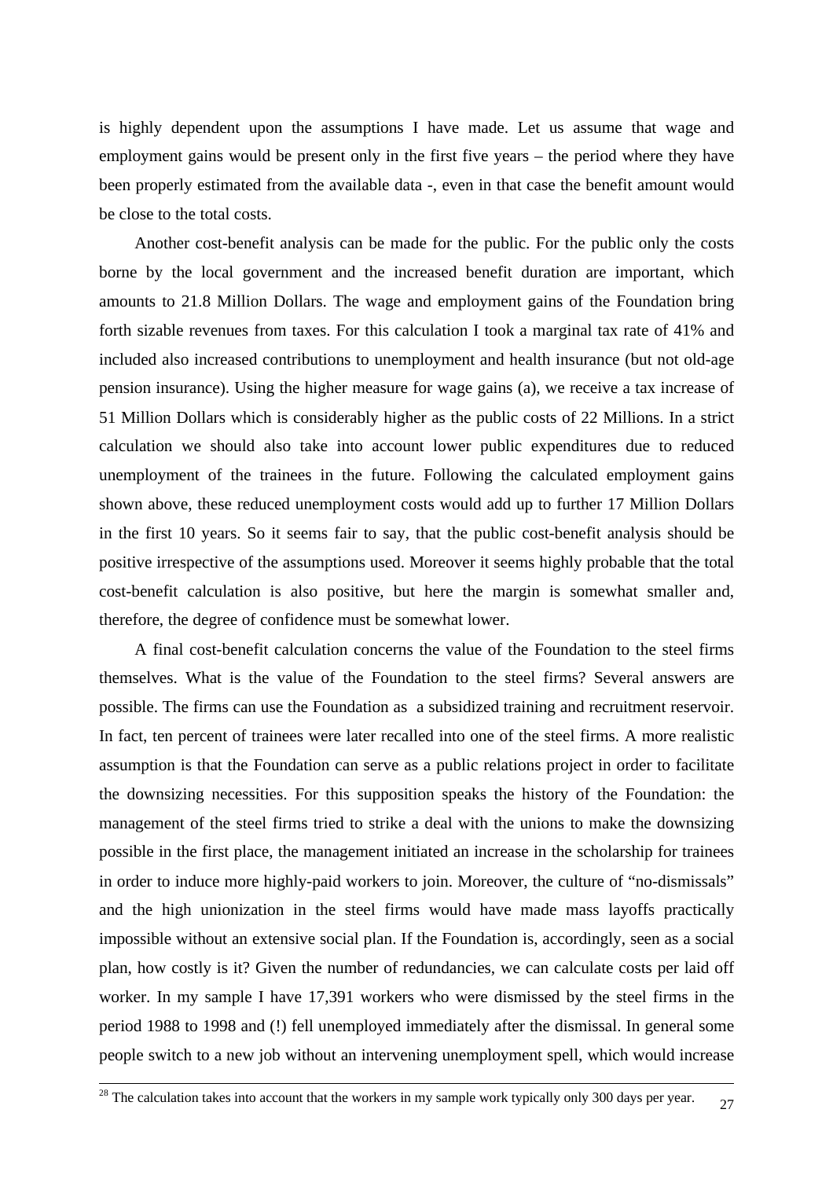is highly dependent upon the assumptions I have made. Let us assume that wage and employment gains would be present only in the first five years – the period where they have been properly estimated from the available data -, even in that case the benefit amount would be close to the total costs.

Another cost-benefit analysis can be made for the public. For the public only the costs borne by the local government and the increased benefit duration are important, which amounts to 21.8 Million Dollars. The wage and employment gains of the Foundation bring forth sizable revenues from taxes. For this calculation I took a marginal tax rate of 41% and included also increased contributions to unemployment and health insurance (but not old-age pension insurance). Using the higher measure for wage gains (a), we receive a tax increase of 51 Million Dollars which is considerably higher as the public costs of 22 Millions. In a strict calculation we should also take into account lower public expenditures due to reduced unemployment of the trainees in the future. Following the calculated employment gains shown above, these reduced unemployment costs would add up to further 17 Million Dollars in the first 10 years. So it seems fair to say, that the public cost-benefit analysis should be positive irrespective of the assumptions used. Moreover it seems highly probable that the total cost-benefit calculation is also positive, but here the margin is somewhat smaller and, therefore, the degree of confidence must be somewhat lower.

A final cost-benefit calculation concerns the value of the Foundation to the steel firms themselves. What is the value of the Foundation to the steel firms? Several answers are possible. The firms can use the Foundation as a subsidized training and recruitment reservoir. In fact, ten percent of trainees were later recalled into one of the steel firms. A more realistic assumption is that the Foundation can serve as a public relations project in order to facilitate the downsizing necessities. For this supposition speaks the history of the Foundation: the management of the steel firms tried to strike a deal with the unions to make the downsizing possible in the first place, the management initiated an increase in the scholarship for trainees in order to induce more highly-paid workers to join. Moreover, the culture of "no-dismissals" and the high unionization in the steel firms would have made mass layoffs practically impossible without an extensive social plan. If the Foundation is, accordingly, seen as a social plan, how costly is it? Given the number of redundancies, we can calculate costs per laid off worker. In my sample I have 17,391 workers who were dismissed by the steel firms in the period 1988 to 1998 and (!) fell unemployed immediately after the dismissal. In general some people switch to a new job without an intervening unemployment spell, which would increase

---

[28] The calculation takes into account that the workers in my sample work typically only 300 days per year.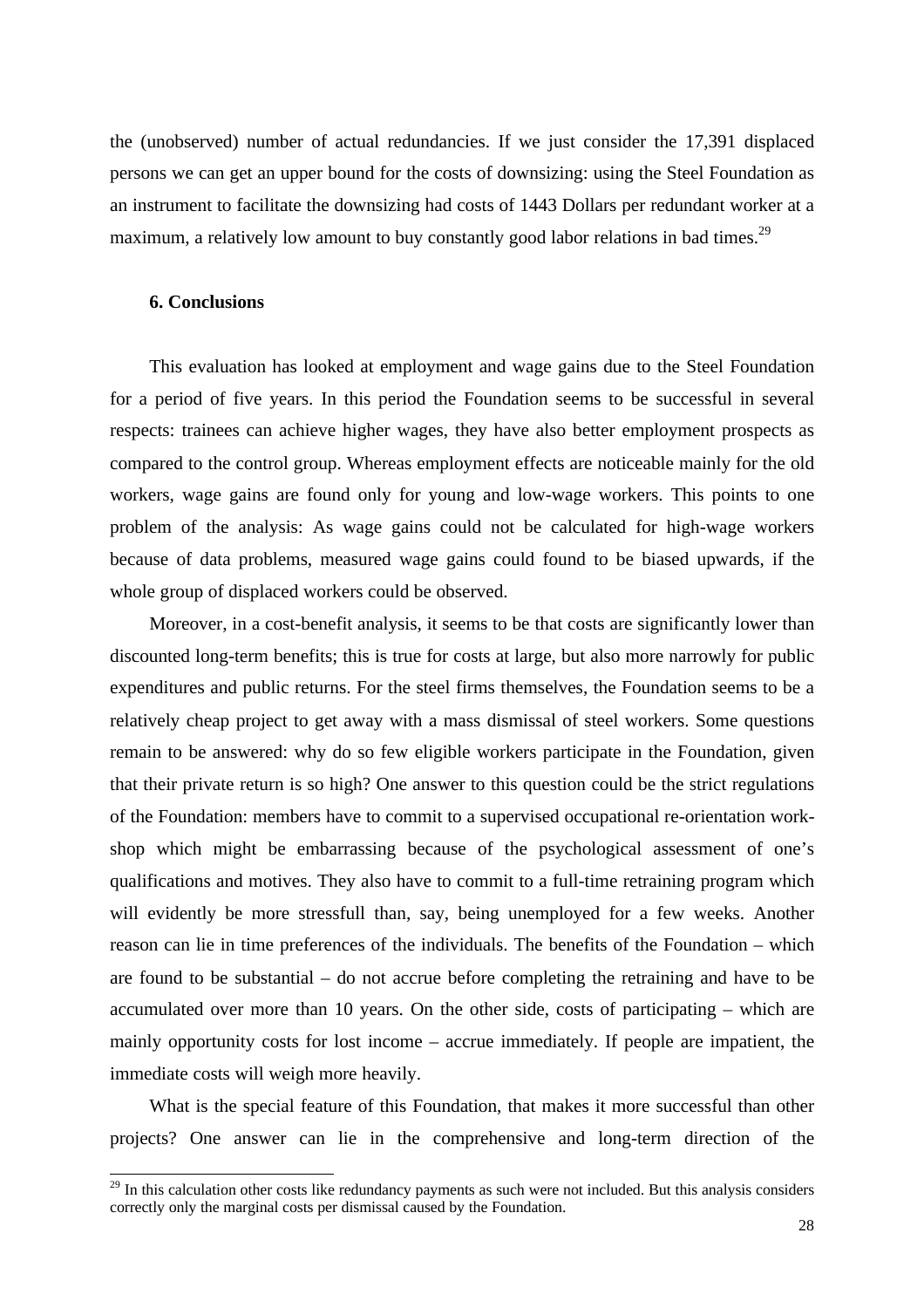the (unobserved) number of actual redundancies. If we just consider the 17,391 displaced persons we can get an upper bound for the costs of downsizing: using the Steel Foundation as an instrument to facilitate the downsizing had costs of 1443 Dollars per redundant worker at a maximum, a relatively low amount to buy constantly good labor relations in bad times.[29]

## 6. Conclusions

This evaluation has looked at employment and wage gains due to the Steel Foundation for a period of five years. In this period the Foundation seems to be successful in several respects: trainees can achieve higher wages, they have also better employment prospects as compared to the control group. Whereas employment effects are noticeable mainly for the old workers, wage gains are found only for young and low-wage workers. This points to one problem of the analysis: As wage gains could not be calculated for high-wage workers because of data problems, measured wage gains could found to be biased upwards, if the whole group of displaced workers could be observed.

Moreover, in a cost-benefit analysis, it seems to be that costs are significantly lower than discounted long-term benefits; this is true for costs at large, but also more narrowly for public expenditures and public returns. For the steel firms themselves, the Foundation seems to be a relatively cheap project to get away with a mass dismissal of steel workers. Some questions remain to be answered: why do so few eligible workers participate in the Foundation, given that their private return is so high? One answer to this question could be the strict regulations of the Foundation: members have to commit to a supervised occupational re-orientation workshop which might be embarrassing because of the psychological assessment of one's qualifications and motives. They also have to commit to a full-time retraining program which will evidently be more stressfull than, say, being unemployed for a few weeks. Another reason can lie in time preferences of the individuals. The benefits of the Foundation – which are found to be substantial – do not accrue before completing the retraining and have to be accumulated over more than 10 years. On the other side, costs of participating – which are mainly opportunity costs for lost income – accrue immediately. If people are impatient, the immediate costs will weigh more heavily.

What is the special feature of this Foundation, that makes it more successful than other projects? One answer can lie in the comprehensive and long-term direction of the

[29] In this calculation other costs like redundancy payments as such were not included. But this analysis considers correctly only the marginal costs per dismissal caused by the Foundation.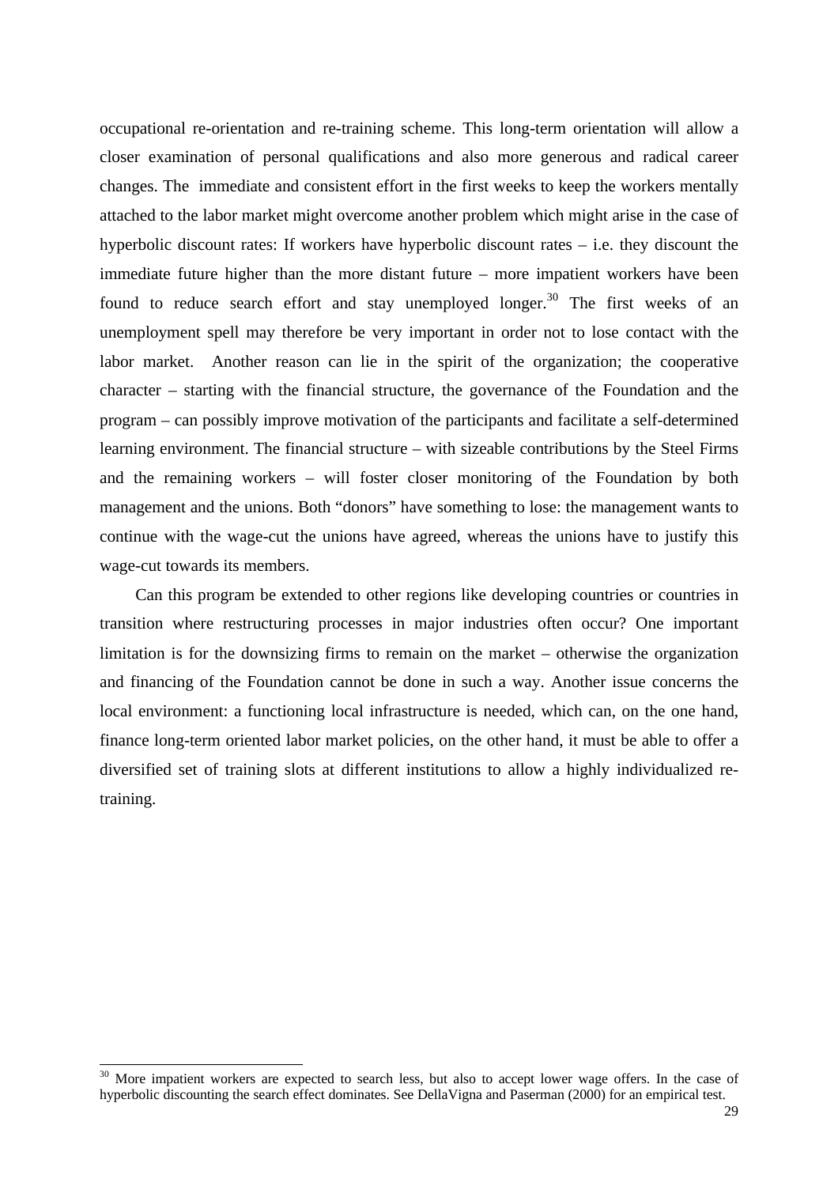occupational re-orientation and re-training scheme. This long-term orientation will allow a closer examination of personal qualifications and also more generous and radical career changes. The immediate and consistent effort in the first weeks to keep the workers mentally attached to the labor market might overcome another problem which might arise in the case of hyperbolic discount rates: If workers have hyperbolic discount rates – i.e. they discount the immediate future higher than the more distant future – more impatient workers have been found to reduce search effort and stay unemployed longer.[30] The first weeks of an unemployment spell may therefore be very important in order not to lose contact with the labor market. Another reason can lie in the spirit of the organization; the cooperative character – starting with the financial structure, the governance of the Foundation and the program – can possibly improve motivation of the participants and facilitate a self-determined learning environment. The financial structure – with sizeable contributions by the Steel Firms and the remaining workers – will foster closer monitoring of the Foundation by both management and the unions. Both "donors" have something to lose: the management wants to continue with the wage-cut the unions have agreed, whereas the unions have to justify this wage-cut towards its members.

Can this program be extended to other regions like developing countries or countries in transition where restructuring processes in major industries often occur? One important limitation is for the downsizing firms to remain on the market – otherwise the organization and financing of the Foundation cannot be done in such a way. Another issue concerns the local environment: a functioning local infrastructure is needed, which can, on the one hand, finance long-term oriented labor market policies, on the other hand, it must be able to offer a diversified set of training slots at different institutions to allow a highly individualized re-training.

---

[30] More impatient workers are expected to search less, but also to accept lower wage offers. In the case of hyperbolic discounting the search effect dominates. See DellaVigna and Paserman (2000) for an empirical test.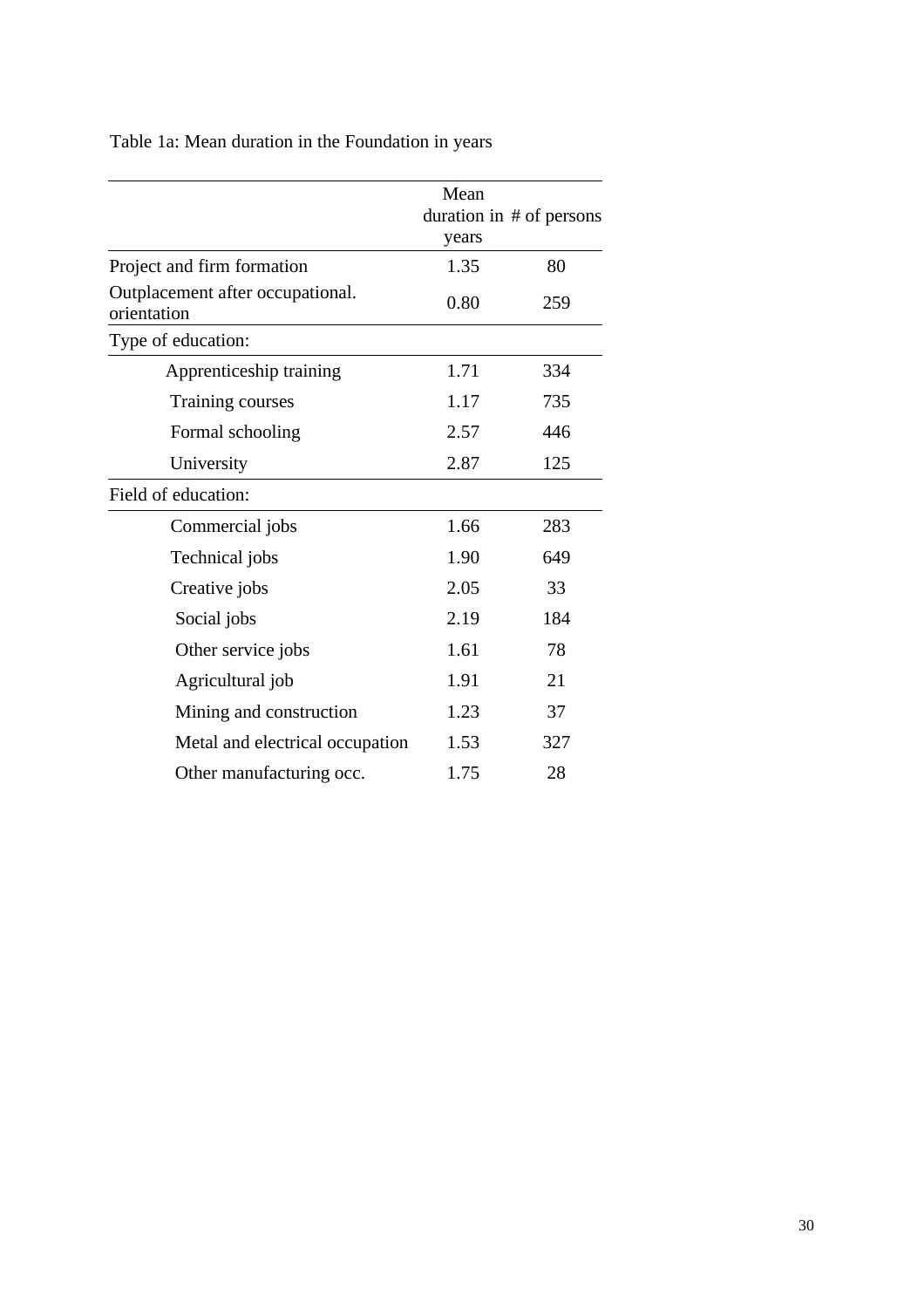Table 1a: Mean duration in the Foundation in years

| | Mean duration in years | # of persons |
|---|---|---|
| Project and firm formation | 1.35 | 80 |
| Outplacement after occupational. orientation | 0.80 | 259 |
| Type of education: | | |
| Apprenticeship training | 1.71 | 334 |
| Training courses | 1.17 | 735 |
| Formal schooling | 2.57 | 446 |
| University | 2.87 | 125 |
| Field of education: | | |
| Commercial jobs | 1.66 | 283 |
| Technical jobs | 1.90 | 649 |
| Creative jobs | 2.05 | 33 |
| Social jobs | 2.19 | 184 |
| Other service jobs | 1.61 | 78 |
| Agricultural job | 1.91 | 21 |
| Mining and construction | 1.23 | 37 |
| Metal and electrical occupation | 1.53 | 327 |
| Other manufacturing occ. | 1.75 | 28 |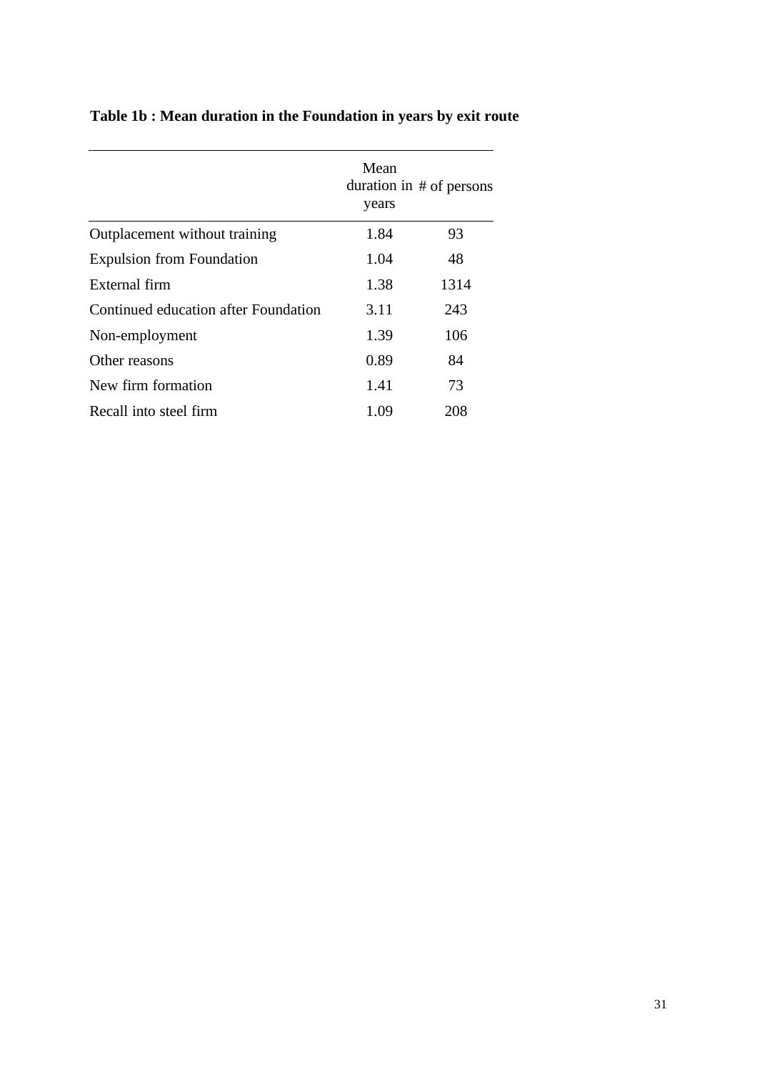**Table 1b : Mean duration in the Foundation in years by exit route**

| | Mean duration in years | # of persons |
|---|---|---|
| Outplacement without training | 1.84 | 93 |
| Expulsion from Foundation | 1.04 | 48 |
| External firm | 1.38 | 1314 |
| Continued education after Foundation | 3.11 | 243 |
| Non-employment | 1.39 | 106 |
| Other reasons | 0.89 | 84 |
| New firm formation | 1.41 | 73 |
| Recall into steel firm | 1.09 | 208 |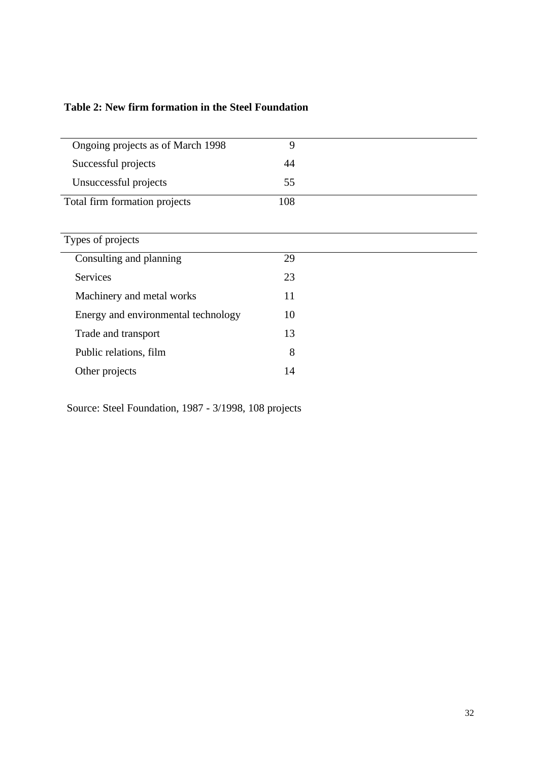**Table 2: New firm formation in the Steel Foundation**

| | |
|---|---|
| Ongoing projects as of March 1998 | 9 |
| Successful projects | 44 |
| Unsuccessful projects | 55 |
| Total firm formation projects | 108 |

| Types of projects | |
|---|---|
| Consulting and planning | 29 |
| Services | 23 |
| Machinery and metal works | 11 |
| Energy and environmental technology | 10 |
| Trade and transport | 13 |
| Public relations, film | 8 |
| Other projects | 14 |

Source: Steel Foundation, 1987 - 3/1998, 108 projects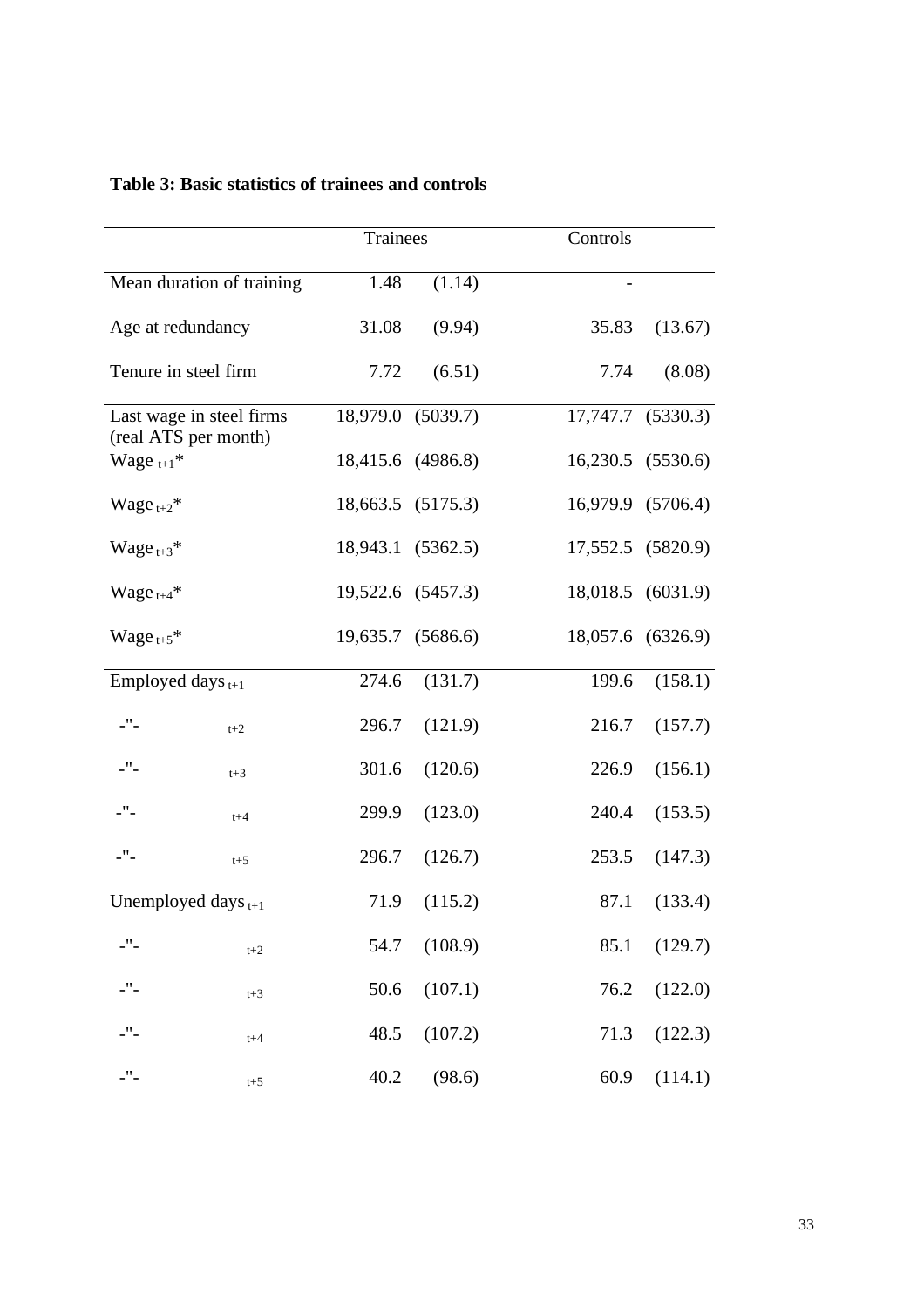**Table 3: Basic statistics of trainees and controls**

| | Trainees | | Controls | |
|---|---|---|---|---|
| Mean duration of training | 1.48 | (1.14) | - | |
| Age at redundancy | 31.08 | (9.94) | 35.83 | (13.67) |
| Tenure in steel firm | 7.72 | (6.51) | 7.74 | (8.08) |
| Last wage in steel firms (real ATS per month) | 18,979.0 | (5039.7) | 17,747.7 | (5330.3) |
| Wage $_{t+1}$* | 18,415.6 | (4986.8) | 16,230.5 | (5530.6) |
| Wage $_{t+2}$* | 18,663.5 | (5175.3) | 16,979.9 | (5706.4) |
| Wage $_{t+3}$* | 18,943.1 | (5362.5) | 17,552.5 | (5820.9) |
| Wage $_{t+4}$* | 19,522.6 | (5457.3) | 18,018.5 | (6031.9) |
| Wage $_{t+5}$* | 19,635.7 | (5686.6) | 18,057.6 | (6326.9) |
| Employed days $_{t+1}$ | 274.6 | (131.7) | 199.6 | (158.1) |
| -"- $_{t+2}$ | 296.7 | (121.9) | 216.7 | (157.7) |
| -"- $_{t+3}$ | 301.6 | (120.6) | 226.9 | (156.1) |
| -"- $_{t+4}$ | 299.9 | (123.0) | 240.4 | (153.5) |
| -"- $_{t+5}$ | 296.7 | (126.7) | 253.5 | (147.3) |
| Unemployed days $_{t+1}$ | 71.9 | (115.2) | 87.1 | (133.4) |
| -"- $_{t+2}$ | 54.7 | (108.9) | 85.1 | (129.7) |
| -"- $_{t+3}$ | 50.6 | (107.1) | 76.2 | (122.0) |
| -"- $_{t+4}$ | 48.5 | (107.2) | 71.3 | (122.3) |
| -"- $_{t+5}$ | 40.2 | (98.6) | 60.9 | (114.1) |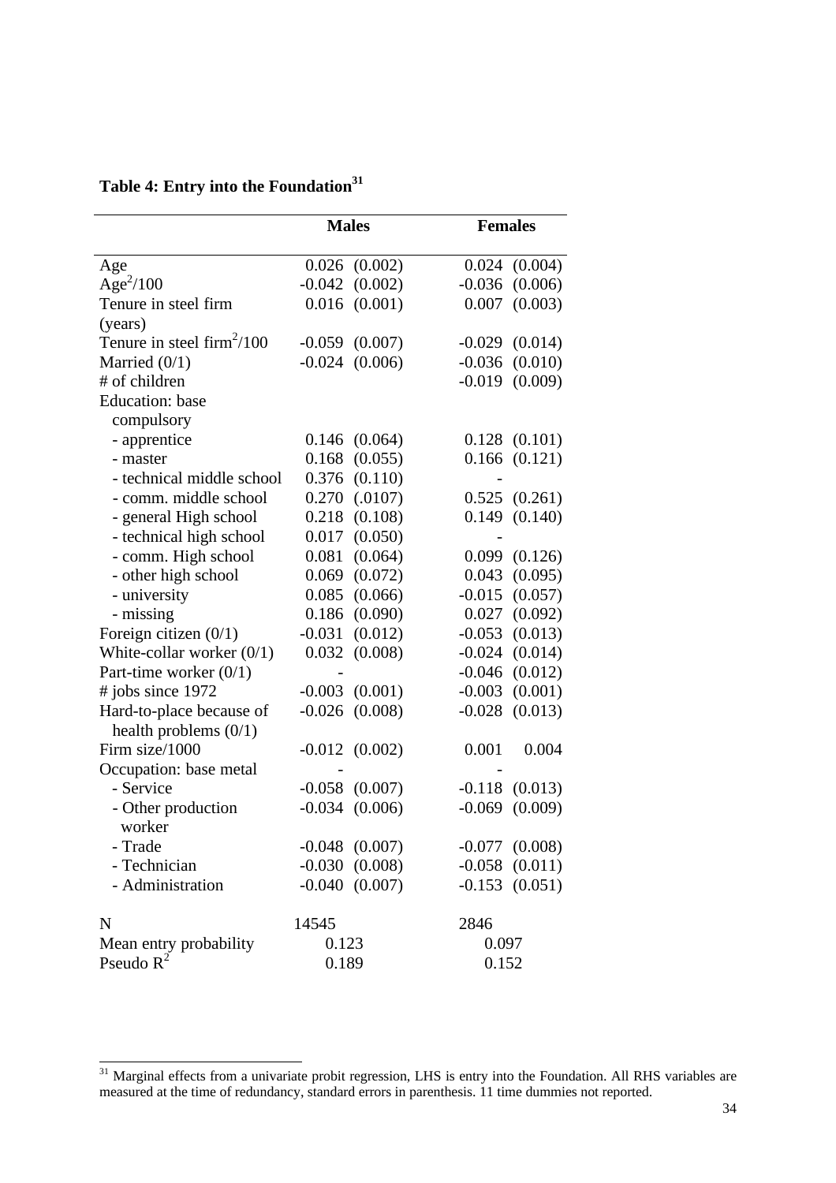**Table 4: Entry into the Foundation[31]**

| | Males | | Females | |
|---|---|---|---|---|
| Age | 0.026 | (0.002) | 0.024 | (0.004) |
| $Age^2/100$ | -0.042 | (0.002) | -0.036 | (0.006) |
| Tenure in steel firm (years) | 0.016 | (0.001) | 0.007 | (0.003) |
| Tenure in steel $firm^2/100$ | -0.059 | (0.007) | -0.029 | (0.014) |
| Married (0/1) | -0.024 | (0.006) | -0.036 | (0.010) |
| # of children | | | -0.019 | (0.009) |
| Education: base compulsory | | | | |
| - apprentice | 0.146 | (0.064) | 0.128 | (0.101) |
| - master | 0.168 | (0.055) | 0.166 | (0.121) |
| - technical middle school | 0.376 | (0.110) | - | |
| - comm. middle school | 0.270 | (.0107) | 0.525 | (0.261) |
| - general High school | 0.218 | (0.108) | 0.149 | (0.140) |
| - technical high school | 0.017 | (0.050) | - | |
| - comm. High school | 0.081 | (0.064) | 0.099 | (0.126) |
| - other high school | 0.069 | (0.072) | 0.043 | (0.095) |
| - university | 0.085 | (0.066) | -0.015 | (0.057) |
| - missing | 0.186 | (0.090) | 0.027 | (0.092) |
| Foreign citizen (0/1) | -0.031 | (0.012) | -0.053 | (0.013) |
| White-collar worker (0/1) | 0.032 | (0.008) | -0.024 | (0.014) |
| Part-time worker (0/1) | - | | -0.046 | (0.012) |
| # jobs since 1972 | -0.003 | (0.001) | -0.003 | (0.001) |
| Hard-to-place because of health problems (0/1) | -0.026 | (0.008) | -0.028 | (0.013) |
| Firm size/1000 | -0.012 | (0.002) | 0.001 | 0.004 |
| Occupation: base metal | - | | - | |
| - Service | -0.058 | (0.007) | -0.118 | (0.013) |
| - Other production worker | -0.034 | (0.006) | -0.069 | (0.009) |
| - Trade | -0.048 | (0.007) | -0.077 | (0.008) |
| - Technician | -0.030 | (0.008) | -0.058 | (0.011) |
| - Administration | -0.040 | (0.007) | -0.153 | (0.051) |
| N | 14545 | | 2846 | |
| Mean entry probability | 0.123 | | 0.097 | |
| Pseudo $R^2$ | 0.189 | | 0.152 | |

[31] Marginal effects from a univariate probit regression, LHS is entry into the Foundation. All RHS variables are measured at the time of redundancy, standard errors in parenthesis. 11 time dummies not reported.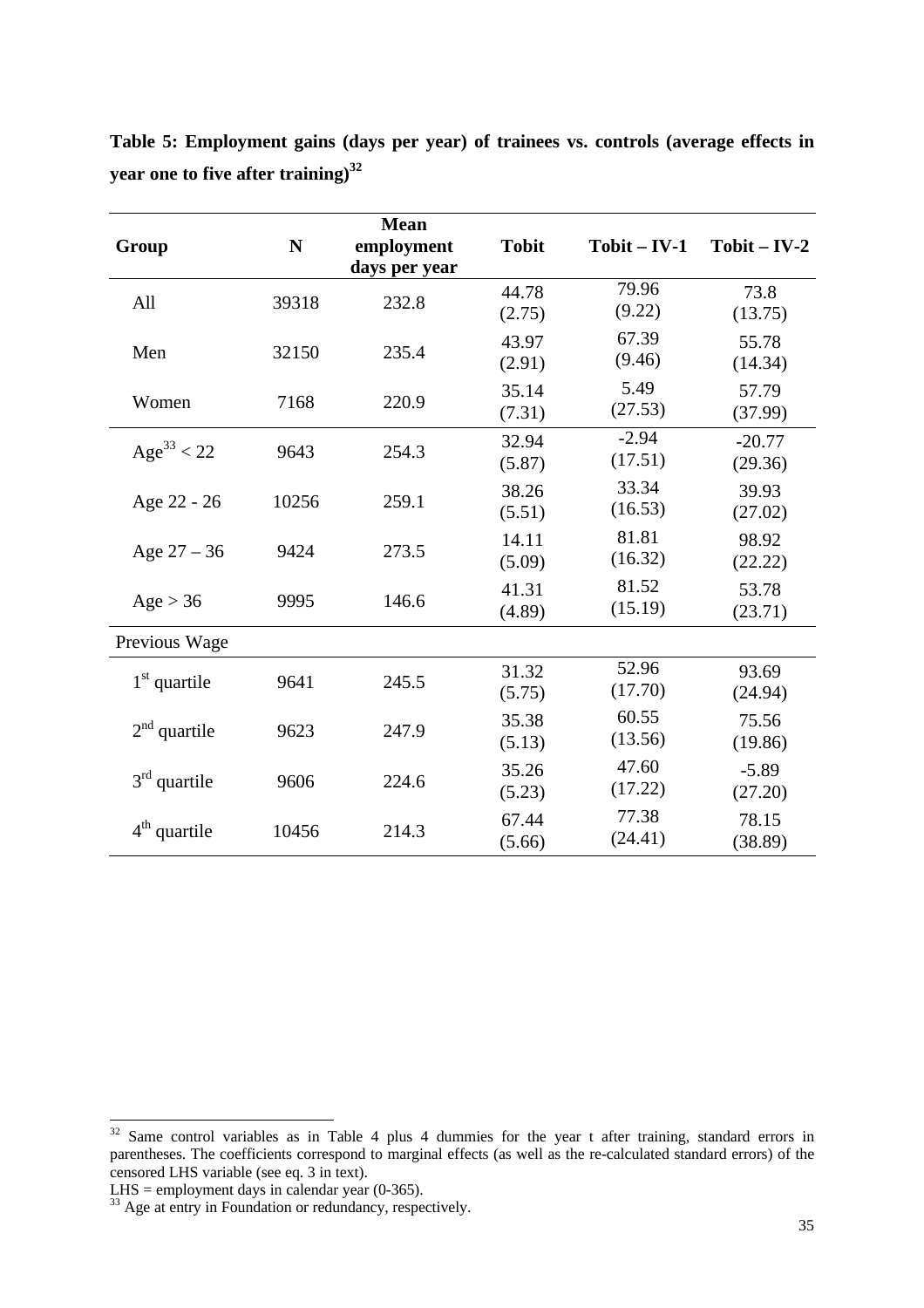**Table 5: Employment gains (days per year) of trainees vs. controls (average effects in year one to five after training)[32]**

| Group | N | Mean employment days per year | Tobit | Tobit – IV-1 | Tobit – IV-2 |
|---|---|---|---|---|---|
| All | 39318 | 232.8 | 44.78 (2.75) | 79.96 (9.22) | 73.8 (13.75) |
| Men | 32150 | 235.4 | 43.97 (2.91) | 67.39 (9.46) | 55.78 (14.34) |
| Women | 7168 | 220.9 | 35.14 (7.31) | 5.49 (27.53) | 57.79 (37.99) |
| Age[33] < 22 | 9643 | 254.3 | 32.94 (5.87) | -2.94 (17.51) | -20.77 (29.36) |
| Age 22 - 26 | 10256 | 259.1 | 38.26 (5.51) | 33.34 (16.53) | 39.93 (27.02) |
| Age 27 – 36 | 9424 | 273.5 | 14.11 (5.09) | 81.81 (16.32) | 98.92 (22.22) |
| Age > 36 | 9995 | 146.6 | 41.31 (4.89) | 81.52 (15.19) | 53.78 (23.71) |
| Previous Wage | | | | | |
| 1st quartile | 9641 | 245.5 | 31.32 (5.75) | 52.96 (17.70) | 93.69 (24.94) |
| 2nd quartile | 9623 | 247.9 | 35.38 (5.13) | 60.55 (13.56) | 75.56 (19.86) |
| 3rd quartile | 9606 | 224.6 | 35.26 (5.23) | 47.60 (17.22) | -5.89 (27.20) |
| 4th quartile | 10456 | 214.3 | 67.44 (5.66) | 77.38 (24.41) | 78.15 (38.89) |

[32] Same control variables as in Table 4 plus 4 dummies for the year t after training, standard errors in parentheses. The coefficients correspond to marginal effects (as well as the re-calculated standard errors) of the censored LHS variable (see eq. 3 in text).
LHS = employment days in calendar year (0-365).

[33] Age at entry in Foundation or redundancy, respectively.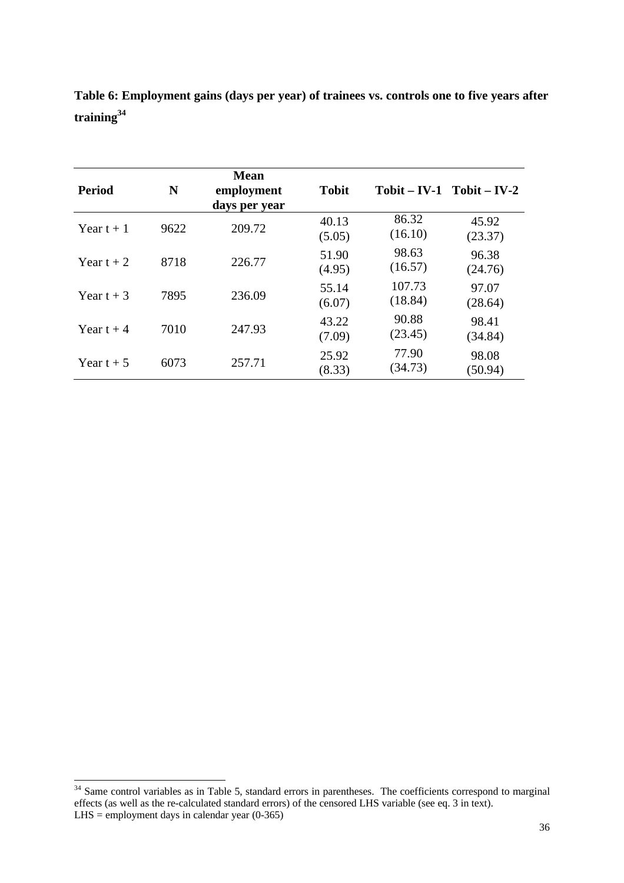**Table 6: Employment gains (days per year) of trainees vs. controls one to five years after training[34]**

| Period | N | Mean employment days per year | Tobit | Tobit – IV-1 | Tobit – IV-2 |
|---|---|---|---|---|---|
| Year t + 1 | 9622 | 209.72 | 40.13<br>(5.05) | 86.32<br>(16.10) | 45.92<br>(23.37) |
| Year t + 2 | 8718 | 226.77 | 51.90<br>(4.95) | 98.63<br>(16.57) | 96.38<br>(24.76) |
| Year t + 3 | 7895 | 236.09 | 55.14<br>(6.07) | 107.73<br>(18.84) | 97.07<br>(28.64) |
| Year t + 4 | 7010 | 247.93 | 43.22<br>(7.09) | 90.88<br>(23.45) | 98.41<br>(34.84) |
| Year t + 5 | 6073 | 257.71 | 25.92<br>(8.33) | 77.90<br>(34.73) | 98.08<br>(50.94) |

[34] Same control variables as in Table 5, standard errors in parentheses. The coefficients correspond to marginal effects (as well as the re-calculated standard errors) of the censored LHS variable (see eq. 3 in text).
LHS = employment days in calendar year (0-365)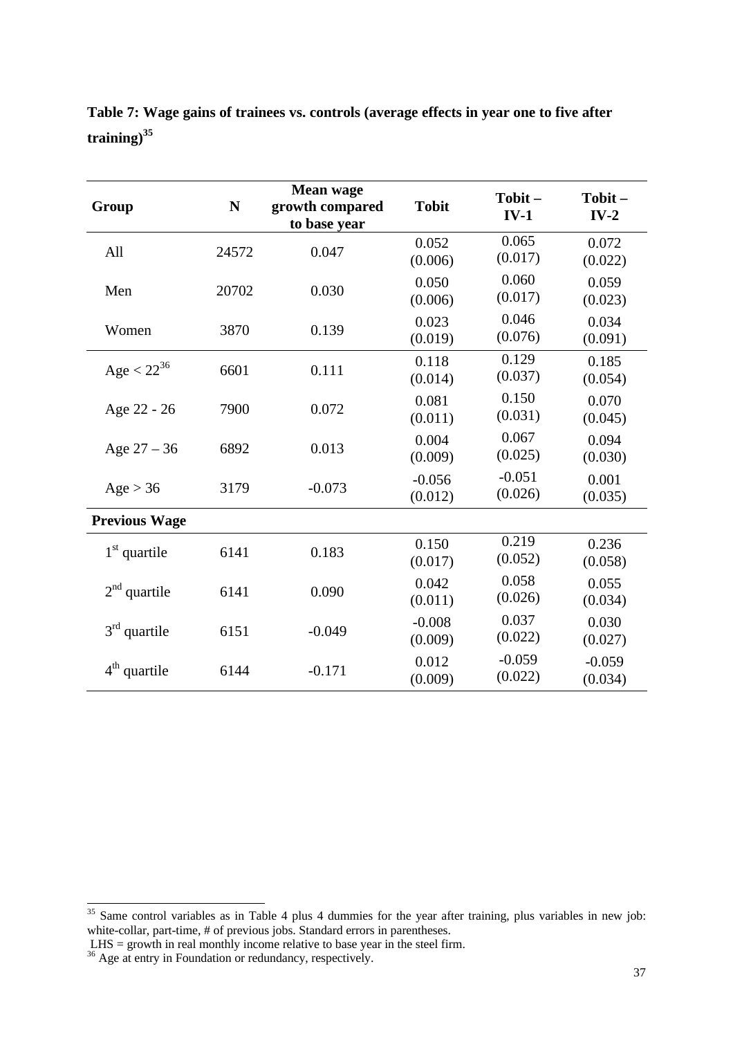**Table 7: Wage gains of trainees vs. controls (average effects in year one to five after training)[35]**

| Group | N | Mean wage growth compared to base year | Tobit | Tobit – IV-1 | Tobit – IV-2 |
|---|---|---|---|---|---|
| All | 24572 | 0.047 | 0.052 (0.006) | 0.065 (0.017) | 0.072 (0.022) |
| Men | 20702 | 0.030 | 0.050 (0.006) | 0.060 (0.017) | 0.059 (0.023) |
| Women | 3870 | 0.139 | 0.023 (0.019) | 0.046 (0.076) | 0.034 (0.091) |
| Age < 22[36] | 6601 | 0.111 | 0.118 (0.014) | 0.129 (0.037) | 0.185 (0.054) |
| Age 22 - 26 | 7900 | 0.072 | 0.081 (0.011) | 0.150 (0.031) | 0.070 (0.045) |
| Age 27 – 36 | 6892 | 0.013 | 0.004 (0.009) | 0.067 (0.025) | 0.094 (0.030) |
| Age > 36 | 3179 | -0.073 | -0.056 (0.012) | -0.051 (0.026) | 0.001 (0.035) |
| **Previous Wage** | | | | | |
| 1st quartile | 6141 | 0.183 | 0.150 (0.017) | 0.219 (0.052) | 0.236 (0.058) |
| 2nd quartile | 6141 | 0.090 | 0.042 (0.011) | 0.058 (0.026) | 0.055 (0.034) |
| 3rd quartile | 6151 | -0.049 | -0.008 (0.009) | 0.037 (0.022) | 0.030 (0.027) |
| 4th quartile | 6144 | -0.171 | 0.012 (0.009) | -0.059 (0.022) | -0.059 (0.034) |

[35] Same control variables as in Table 4 plus 4 dummies for the year after training, plus variables in new job: white-collar, part-time, # of previous jobs. Standard errors in parentheses.
LHS = growth in real monthly income relative to base year in the steel firm.

[36] Age at entry in Foundation or redundancy, respectively.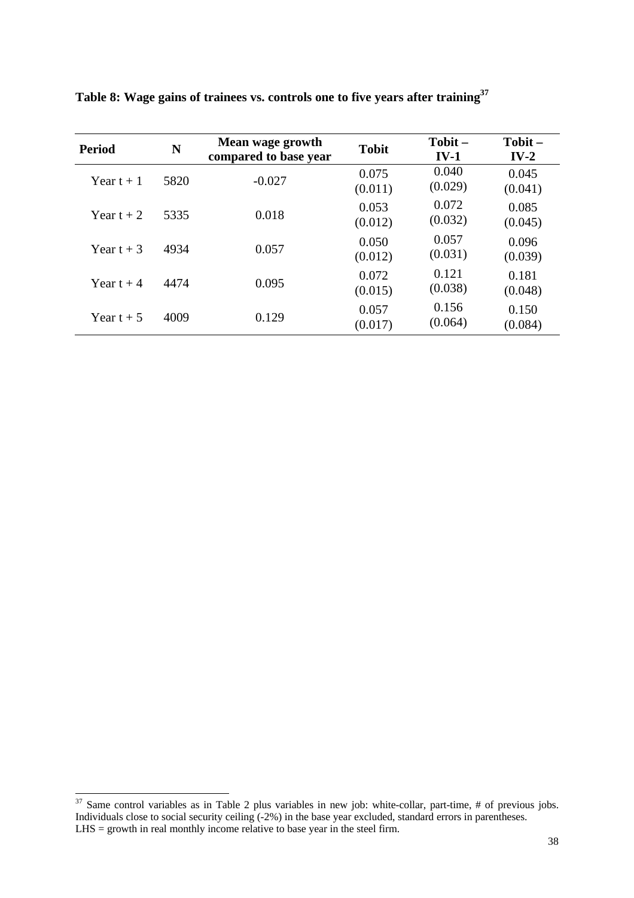**Table 8: Wage gains of trainees vs. controls one to five years after training**[37]

| Period | N | Mean wage growth compared to base year | Tobit | Tobit – IV-1 | Tobit – IV-2 |
|---|---|---|---|---|---|
| Year t + 1 | 5820 | -0.027 | 0.075<br>(0.011) | 0.040<br>(0.029) | 0.045<br>(0.041) |
| Year t + 2 | 5335 | 0.018 | 0.053<br>(0.012) | 0.072<br>(0.032) | 0.085<br>(0.045) |
| Year t + 3 | 4934 | 0.057 | 0.050<br>(0.012) | 0.057<br>(0.031) | 0.096<br>(0.039) |
| Year t + 4 | 4474 | 0.095 | 0.072<br>(0.015) | 0.121<br>(0.038) | 0.181<br>(0.048) |
| Year t + 5 | 4009 | 0.129 | 0.057<br>(0.017) | 0.156<br>(0.064) | 0.150<br>(0.084) |

[37] Same control variables as in Table 2 plus variables in new job: white-collar, part-time, # of previous jobs. Individuals close to social security ceiling (-2%) in the base year excluded, standard errors in parentheses.
LHS = growth in real monthly income relative to base year in the steel firm.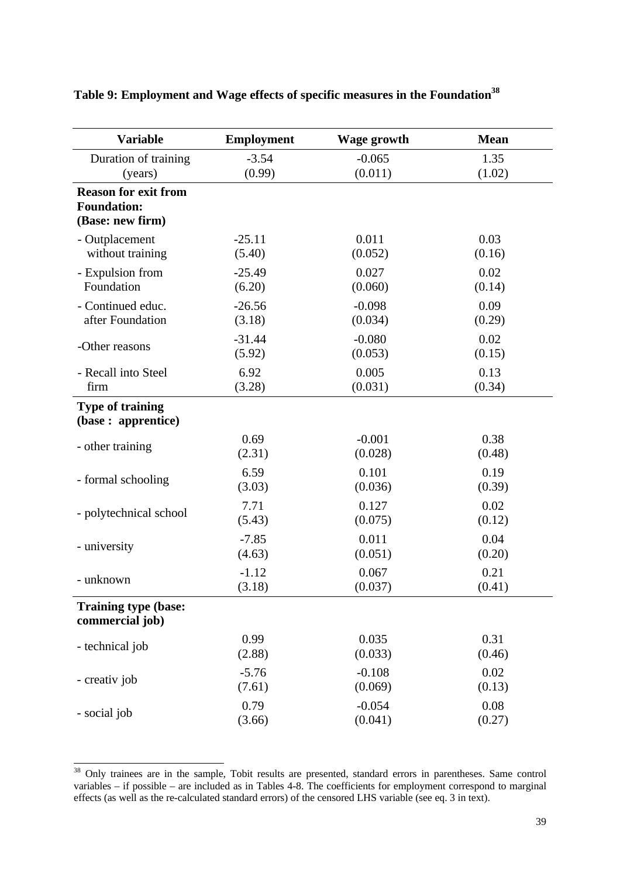**Table 9: Employment and Wage effects of specific measures in the Foundation**[38]

| Variable | Employment | Wage growth | Mean |
|---|---|---|---|
| Duration of training (years) | -3.54 (0.99) | -0.065 (0.011) | 1.35 (1.02) |
| **Reason for exit from Foundation: (Base: new firm)** | | | |
| - Outplacement without training | -25.11 (5.40) | 0.011 (0.052) | 0.03 (0.16) |
| - Expulsion from Foundation | -25.49 (6.20) | 0.027 (0.060) | 0.02 (0.14) |
| - Continued educ. after Foundation | -26.56 (3.18) | -0.098 (0.034) | 0.09 (0.29) |
| -Other reasons | -31.44 (5.92) | -0.080 (0.053) | 0.02 (0.15) |
| - Recall into Steel firm | 6.92 (3.28) | 0.005 (0.031) | 0.13 (0.34) |
| **Type of training (base : apprentice)** | | | |
| - other training | 0.69 (2.31) | -0.001 (0.028) | 0.38 (0.48) |
| - formal schooling | 6.59 (3.03) | 0.101 (0.036) | 0.19 (0.39) |
| - polytechnical school | 7.71 (5.43) | 0.127 (0.075) | 0.02 (0.12) |
| - university | -7.85 (4.63) | 0.011 (0.051) | 0.04 (0.20) |
| - unknown | -1.12 (3.18) | 0.067 (0.037) | 0.21 (0.41) |
| **Training type (base: commercial job)** | | | |
| - technical job | 0.99 (2.88) | 0.035 (0.033) | 0.31 (0.46) |
| - creativ job | -5.76 (7.61) | -0.108 (0.069) | 0.02 (0.13) |
| - social job | 0.79 (3.66) | -0.054 (0.041) | 0.08 (0.27) |

[38] Only trainees are in the sample, Tobit results are presented, standard errors in parentheses. Same control variables – if possible – are included as in Tables 4-8. The coefficients for employment correspond to marginal effects (as well as the re-calculated standard errors) of the censored LHS variable (see eq. 3 in text).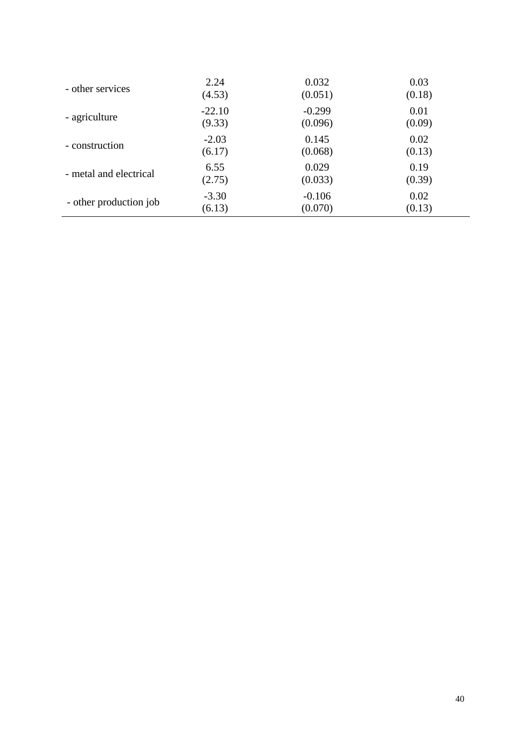| | | | |
|---|---|---|---|
| - other services | 2.24<br>(4.53) | 0.032<br>(0.051) | 0.03<br>(0.18) |
| - agriculture | -22.10<br>(9.33) | -0.299<br>(0.096) | 0.01<br>(0.09) |
| - construction | -2.03<br>(6.17) | 0.145<br>(0.068) | 0.02<br>(0.13) |
| - metal and electrical | 6.55<br>(2.75) | 0.029<br>(0.033) | 0.19<br>(0.39) |
| - other production job | -3.30<br>(6.13) | -0.106<br>(0.070) | 0.02<br>(0.13) |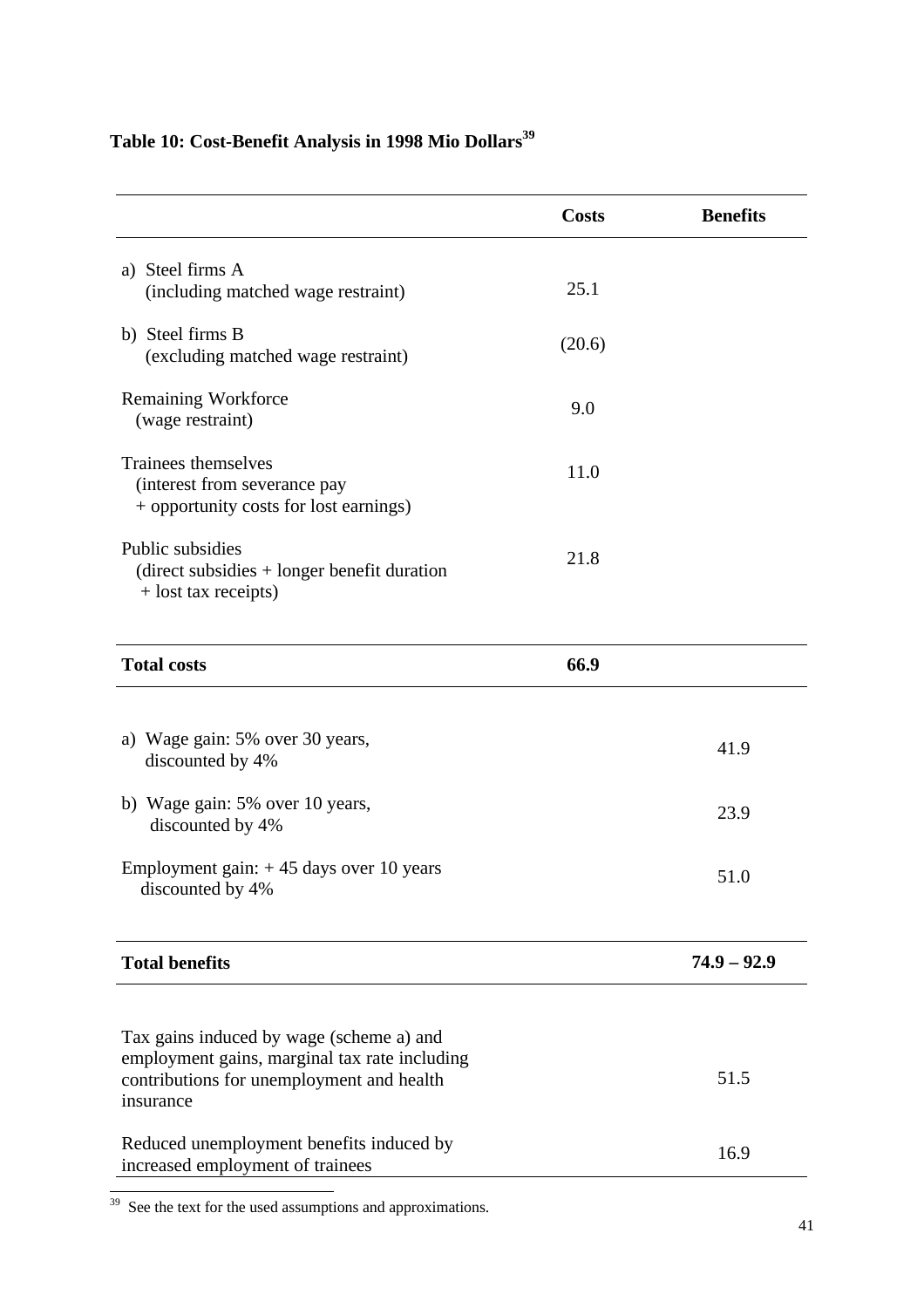**Table 10: Cost-Benefit Analysis in 1998 Mio Dollars[39]**

| | Costs | Benefits |
|---|---|---|
| a) Steel firms A (including matched wage restraint) | 25.1 | |
| b) Steel firms B (excluding matched wage restraint) | (20.6) | |
| Remaining Workforce (wage restraint) | 9.0 | |
| Trainees themselves (interest from severance pay + opportunity costs for lost earnings) | 11.0 | |
| Public subsidies (direct subsidies + longer benefit duration + lost tax receipts) | 21.8 | |
| **Total costs** | **66.9** | |
| a) Wage gain: 5% over 30 years, discounted by 4% | | 41.9 |
| b) Wage gain: 5% over 10 years, discounted by 4% | | 23.9 |
| Employment gain: + 45 days over 10 years discounted by 4% | | 51.0 |
| **Total benefits** | | **74.9 – 92.9** |
| Tax gains induced by wage (scheme a) and employment gains, marginal tax rate including contributions for unemployment and health insurance | | 51.5 |
| Reduced unemployment benefits induced by increased employment of trainees | | 16.9 |

[39] See the text for the used assumptions and approximations.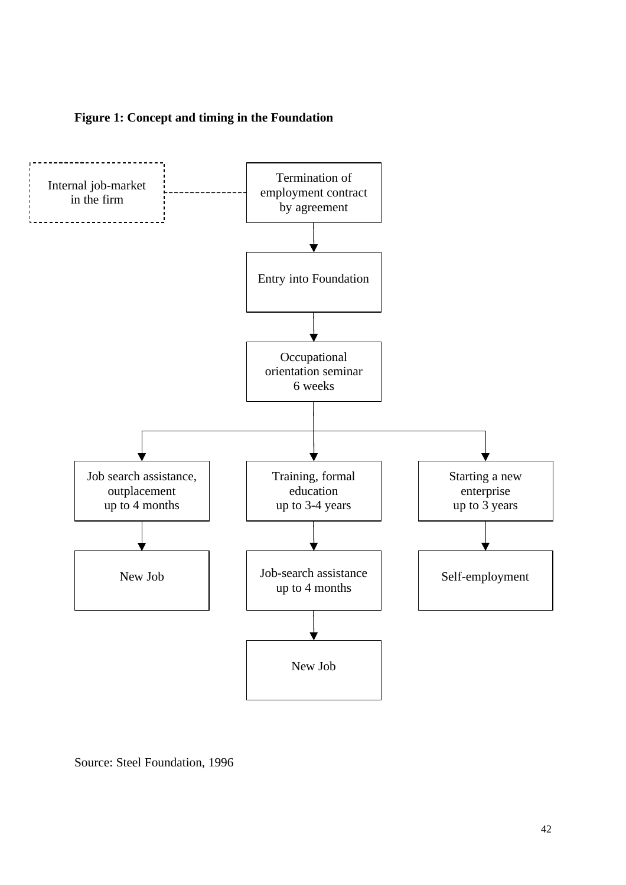**Figure 1: Concept and timing in the Foundation**

Internal job-market in the firm

Termination of employment contract by agreement

Entry into Foundation

Occupational orientation seminar 6 weeks

Job search assistance, outplacement up to 4 months

Training, formal education up to 3-4 years

Starting a new enterprise up to 3 years

New Job

Job-search assistance up to 4 months

Self-employment

New Job

Source: Steel Foundation, 1996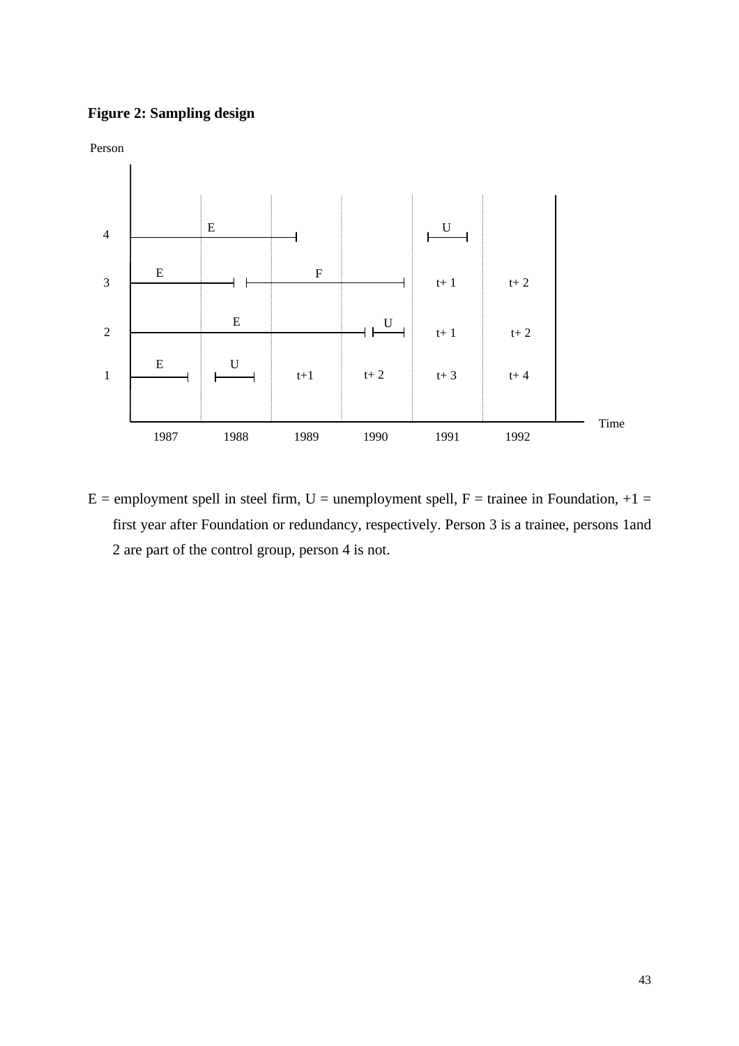**Figure 2: Sampling design**

E = employment spell in steel firm, U = unemployment spell, F = trainee in Foundation, +1 = first year after Foundation or redundancy, respectively. Person 3 is a trainee, persons 1and 2 are part of the control group, person 4 is not.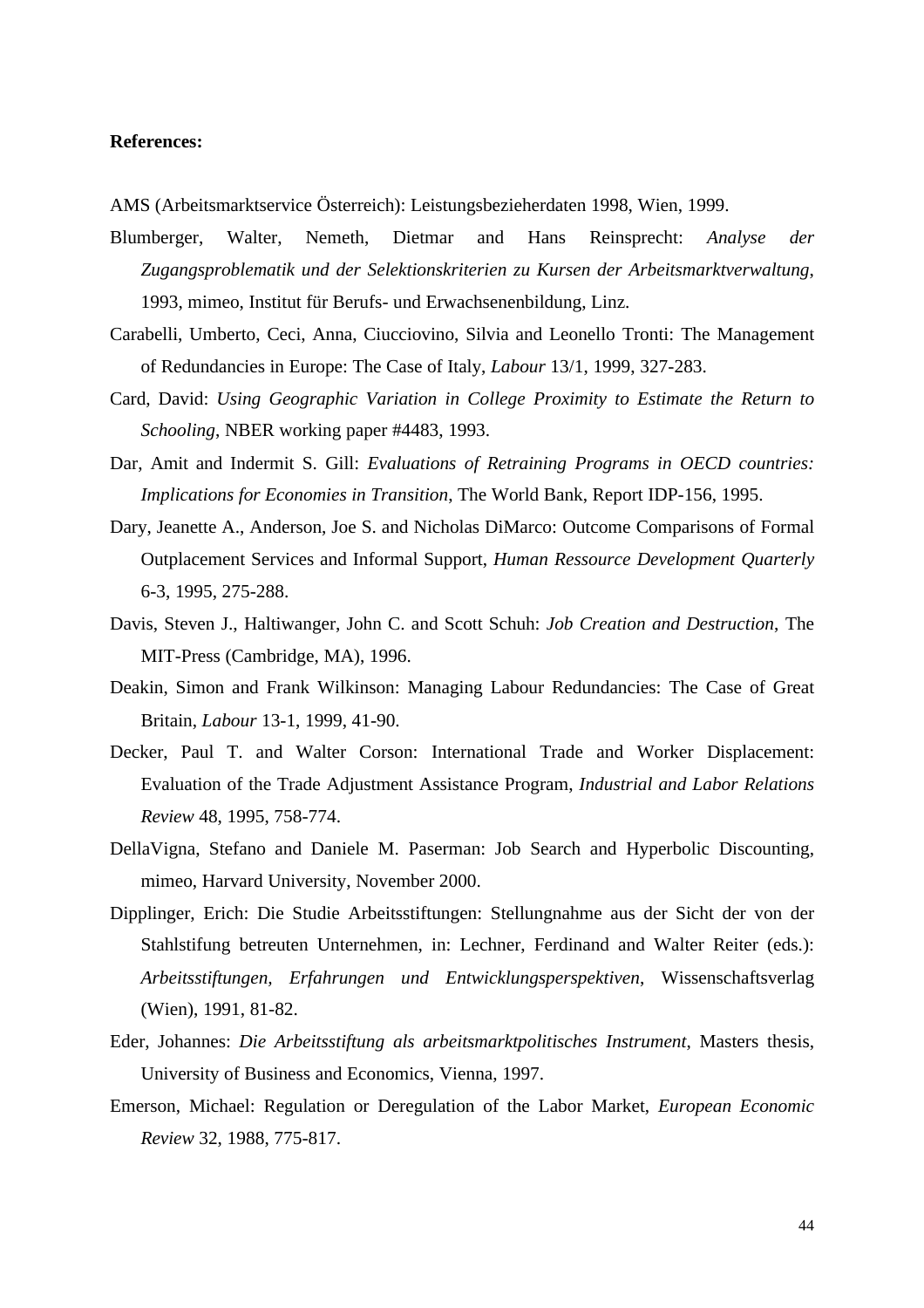**References:**

AMS (Arbeitsmarktservice Österreich): Leistungsbezieherdaten 1998, Wien, 1999.

Blumberger, Walter, Nemeth, Dietmar and Hans Reinsprecht: *Analyse der Zugangsproblematik und der Selektionskriterien zu Kursen der Arbeitsmarktverwaltung*, 1993, mimeo, Institut für Berufs- und Erwachsenenbildung, Linz.

Carabelli, Umberto, Ceci, Anna, Ciucciovino, Silvia and Leonello Tronti: The Management of Redundancies in Europe: The Case of Italy, *Labour* 13/1, 1999, 327-283.

Card, David: *Using Geographic Variation in College Proximity to Estimate the Return to Schooling*, NBER working paper #4483, 1993.

Dar, Amit and Indermit S. Gill: *Evaluations of Retraining Programs in OECD countries: Implications for Economies in Transition*, The World Bank, Report IDP-156, 1995.

Dary, Jeanette A., Anderson, Joe S. and Nicholas DiMarco: Outcome Comparisons of Formal Outplacement Services and Informal Support, *Human Ressource Development Quarterly* 6-3, 1995, 275-288.

Davis, Steven J., Haltiwanger, John C. and Scott Schuh: *Job Creation and Destruction*, The MIT-Press (Cambridge, MA), 1996.

Deakin, Simon and Frank Wilkinson: Managing Labour Redundancies: The Case of Great Britain, *Labour* 13-1, 1999, 41-90.

Decker, Paul T. and Walter Corson: International Trade and Worker Displacement: Evaluation of the Trade Adjustment Assistance Program, *Industrial and Labor Relations Review* 48, 1995, 758-774.

DellaVigna, Stefano and Daniele M. Paserman: Job Search and Hyperbolic Discounting, mimeo, Harvard University, November 2000.

Dipplinger, Erich: Die Studie Arbeitsstiftungen: Stellungnahme aus der Sicht der von der Stahlstifung betreuten Unternehmen, in: Lechner, Ferdinand and Walter Reiter (eds.): *Arbeitsstiftungen, Erfahrungen und Entwicklungsperspektiven*, Wissenschaftsverlag (Wien), 1991, 81-82.

Eder, Johannes: *Die Arbeitsstiftung als arbeitsmarktpolitisches Instrument*, Masters thesis, University of Business and Economics, Vienna, 1997.

Emerson, Michael: Regulation or Deregulation of the Labor Market, *European Economic Review* 32, 1988, 775-817.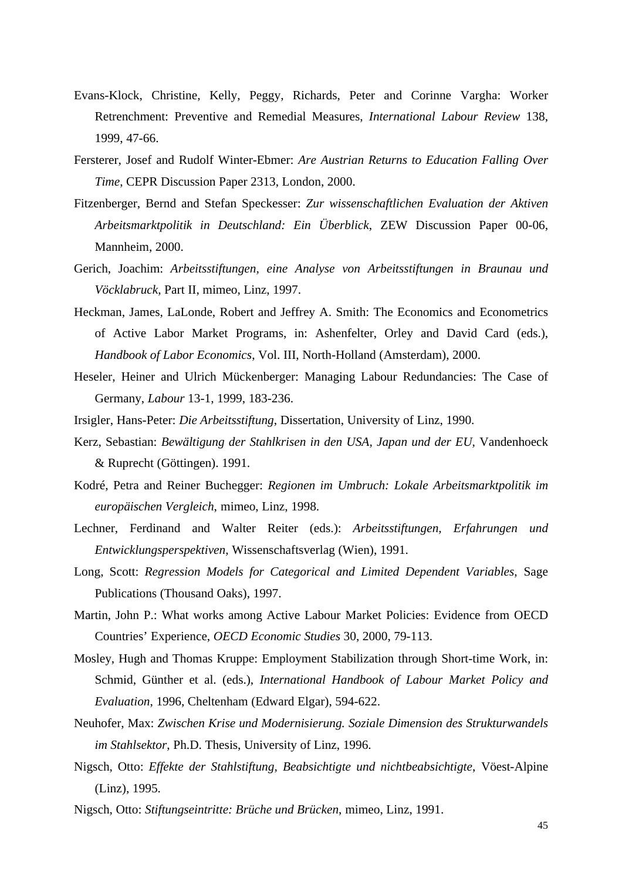Evans-Klock, Christine, Kelly, Peggy, Richards, Peter and Corinne Vargha: Worker Retrenchment: Preventive and Remedial Measures, *International Labour Review* 138, 1999, 47-66.

Fersterer, Josef and Rudolf Winter-Ebmer: *Are Austrian Returns to Education Falling Over Time*, CEPR Discussion Paper 2313, London, 2000.

Fitzenberger, Bernd and Stefan Speckesser: *Zur wissenschaftlichen Evaluation der Aktiven Arbeitsmarktpolitik in Deutschland: Ein Überblick*, ZEW Discussion Paper 00-06, Mannheim, 2000.

Gerich, Joachim: *Arbeitsstiftungen, eine Analyse von Arbeitsstiftungen in Braunau und Vöcklabruck*, Part II, mimeo, Linz, 1997.

Heckman, James, LaLonde, Robert and Jeffrey A. Smith: The Economics and Econometrics of Active Labor Market Programs, in: Ashenfelter, Orley and David Card (eds.), *Handbook of Labor Economics*, Vol. III, North-Holland (Amsterdam), 2000.

Heseler, Heiner and Ulrich Mückenberger: Managing Labour Redundancies: The Case of Germany, *Labour* 13-1, 1999, 183-236.

Irsigler, Hans-Peter: *Die Arbeitsstiftung*, Dissertation, University of Linz, 1990.

Kerz, Sebastian: *Bewältigung der Stahlkrisen in den USA, Japan und der EU*, Vandenhoeck & Ruprecht (Göttingen). 1991.

Kodré, Petra and Reiner Buchegger: *Regionen im Umbruch: Lokale Arbeitsmarktpolitik im europäischen Vergleich*, mimeo, Linz, 1998.

Lechner, Ferdinand and Walter Reiter (eds.): *Arbeitsstiftungen, Erfahrungen und Entwicklungsperspektiven*, Wissenschaftsverlag (Wien), 1991.

Long, Scott: *Regression Models for Categorical and Limited Dependent Variables*, Sage Publications (Thousand Oaks), 1997.

Martin, John P.: What works among Active Labour Market Policies: Evidence from OECD Countries' Experience, *OECD Economic Studies* 30, 2000, 79-113.

Mosley, Hugh and Thomas Kruppe: Employment Stabilization through Short-time Work, in: Schmid, Günther et al. (eds.), *International Handbook of Labour Market Policy and Evaluation*, 1996, Cheltenham (Edward Elgar), 594-622.

Neuhofer, Max: *Zwischen Krise und Modernisierung. Soziale Dimension des Strukturwandels im Stahlsektor*, Ph.D. Thesis, University of Linz, 1996.

Nigsch, Otto: *Effekte der Stahlstiftung, Beabsichtigte und nichtbeabsichtigte*, Vöest-Alpine (Linz), 1995.

Nigsch, Otto: *Stiftungseintritte: Brüche und Brücken*, mimeo, Linz, 1991.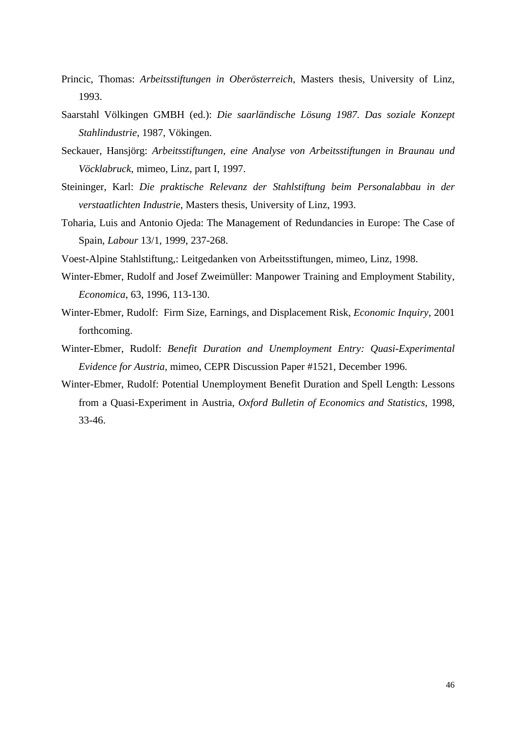Princic, Thomas: *Arbeitsstiftungen in Oberösterreich*, Masters thesis, University of Linz, 1993.

Saarstahl Völkingen GMBH (ed.): *Die saarländische Lösung 1987. Das soziale Konzept Stahlindustrie*, 1987, Vökingen.

Seckauer, Hansjörg: *Arbeitsstiftungen, eine Analyse von Arbeitsstiftungen in Braunau und Vöcklabruck*, mimeo, Linz, part I, 1997.

Steininger, Karl: *Die praktische Relevanz der Stahlstiftung beim Personalabbau in der verstaatlichten Industrie*, Masters thesis, University of Linz, 1993.

Toharia, Luis and Antonio Ojeda: The Management of Redundancies in Europe: The Case of Spain, *Labour* 13/1, 1999, 237-268.

Voest-Alpine Stahlstiftung,: Leitgedanken von Arbeitsstiftungen, mimeo, Linz, 1998.

Winter-Ebmer, Rudolf and Josef Zweimüller: Manpower Training and Employment Stability, *Economica*, 63, 1996, 113-130.

Winter-Ebmer, Rudolf: Firm Size, Earnings, and Displacement Risk, *Economic Inquiry*, 2001 forthcoming.

Winter-Ebmer, Rudolf: *Benefit Duration and Unemployment Entry: Quasi-Experimental Evidence for Austria*, mimeo, CEPR Discussion Paper #1521, December 1996.

Winter-Ebmer, Rudolf: Potential Unemployment Benefit Duration and Spell Length: Lessons from a Quasi-Experiment in Austria, *Oxford Bulletin of Economics and Statistics*, 1998, 33-46.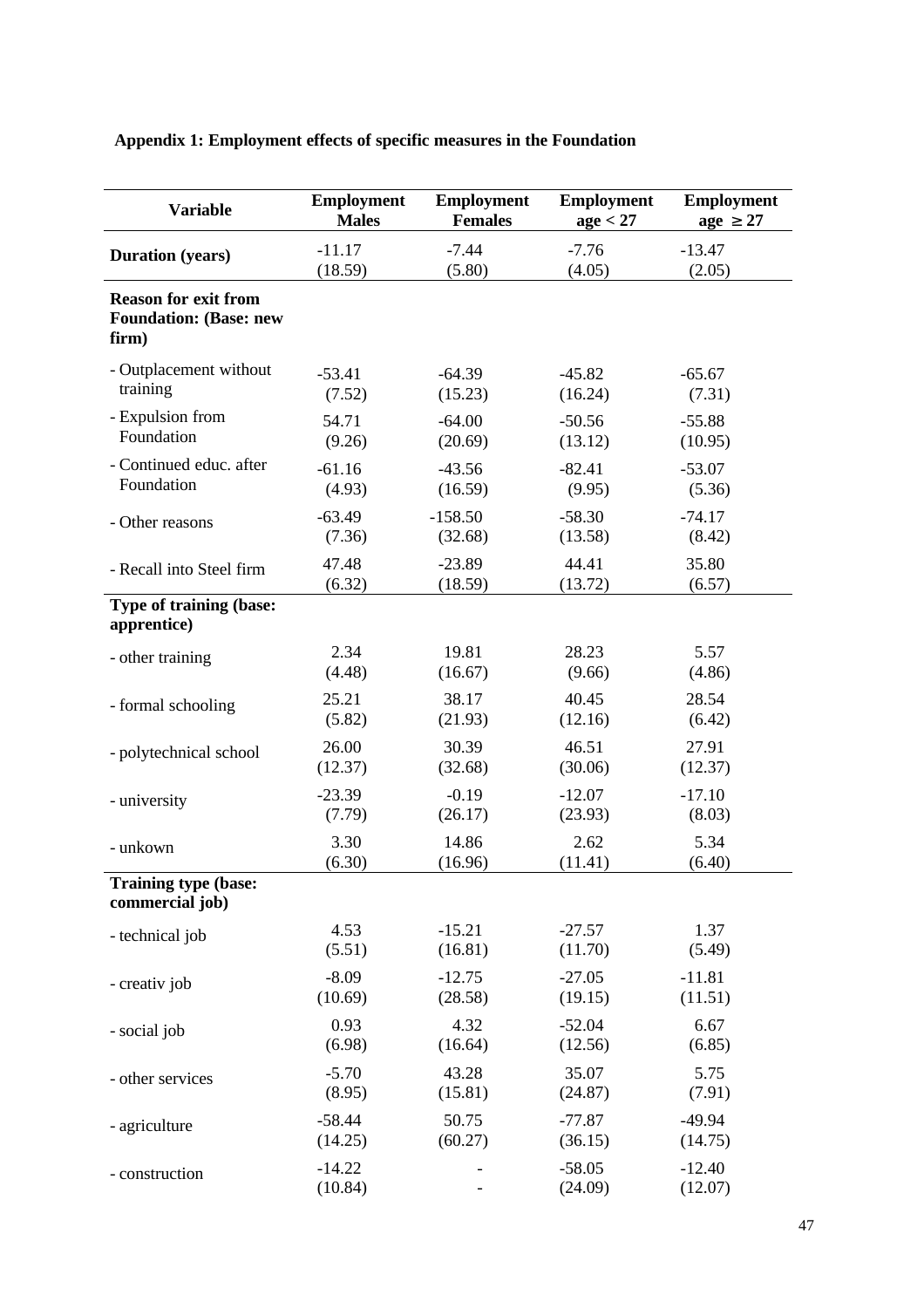**Appendix 1: Employment effects of specific measures in the Foundation**

| Variable | Employment Males | Employment Females | Employment age < 27 | Employment age ≥ 27 |
|---|---|---|---|---|
| **Duration (years)** | -11.17<br>(18.59) | -7.44<br>(5.80) | -7.76<br>(4.05) | -13.47<br>(2.05) |
| **Reason for exit from Foundation: (Base: new firm)** | | | | |
| - Outplacement without training | -53.41<br>(7.52) | -64.39<br>(15.23) | -45.82<br>(16.24) | -65.67<br>(7.31) |
| - Expulsion from Foundation | 54.71<br>(9.26) | -64.00<br>(20.69) | -50.56<br>(13.12) | -55.88<br>(10.95) |
| - Continued educ. after Foundation | -61.16<br>(4.93) | -43.56<br>(16.59) | -82.41<br>(9.95) | -53.07<br>(5.36) |
| - Other reasons | -63.49<br>(7.36) | -158.50<br>(32.68) | -58.30<br>(13.58) | -74.17<br>(8.42) |
| - Recall into Steel firm | 47.48<br>(6.32) | -23.89<br>(18.59) | 44.41<br>(13.72) | 35.80<br>(6.57) |
| **Type of training (base: apprentice)** | | | | |
| - other training | 2.34<br>(4.48) | 19.81<br>(16.67) | 28.23<br>(9.66) | 5.57<br>(4.86) |
| - formal schooling | 25.21<br>(5.82) | 38.17<br>(21.93) | 40.45<br>(12.16) | 28.54<br>(6.42) |
| - polytechnical school | 26.00<br>(12.37) | 30.39<br>(32.68) | 46.51<br>(30.06) | 27.91<br>(12.37) |
| - university | -23.39<br>(7.79) | -0.19<br>(26.17) | -12.07<br>(23.93) | -17.10<br>(8.03) |
| - unkown | 3.30<br>(6.30) | 14.86<br>(16.96) | 2.62<br>(11.41) | 5.34<br>(6.40) |
| **Training type (base: commercial job)** | | | | |
| - technical job | 4.53<br>(5.51) | -15.21<br>(16.81) | -27.57<br>(11.70) | 1.37<br>(5.49) |
| - creativ job | -8.09<br>(10.69) | -12.75<br>(28.58) | -27.05<br>(19.15) | -11.81<br>(11.51) |
| - social job | 0.93<br>(6.98) | 4.32<br>(16.64) | -52.04<br>(12.56) | 6.67<br>(6.85) |
| - other services | -5.70<br>(8.95) | 43.28<br>(15.81) | 35.07<br>(24.87) | 5.75<br>(7.91) |
| - agriculture | -58.44<br>(14.25) | 50.75<br>(60.27) | -77.87<br>(36.15) | -49.94<br>(14.75) |
| - construction | -14.22<br>(10.84) | -<br>- | -58.05<br>(24.09) | -12.40<br>(12.07) |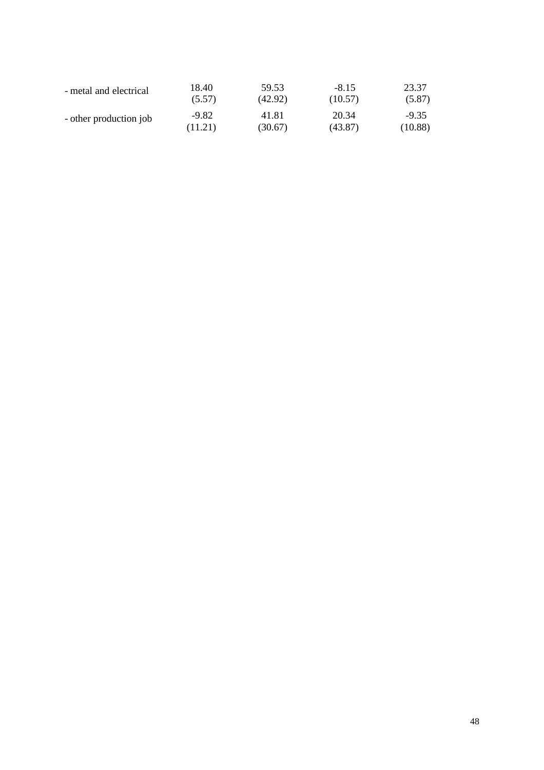| | | | | |
|---|---|---|---|---|
| - metal and electrical | 18.40 | 59.53 | -8.15 | 23.37 |
| | (5.57) | (42.92) | (10.57) | (5.87) |
| - other production job | -9.82 | 41.81 | 20.34 | -9.35 |
| | (11.21) | (30.67) | (43.87) | (10.88) |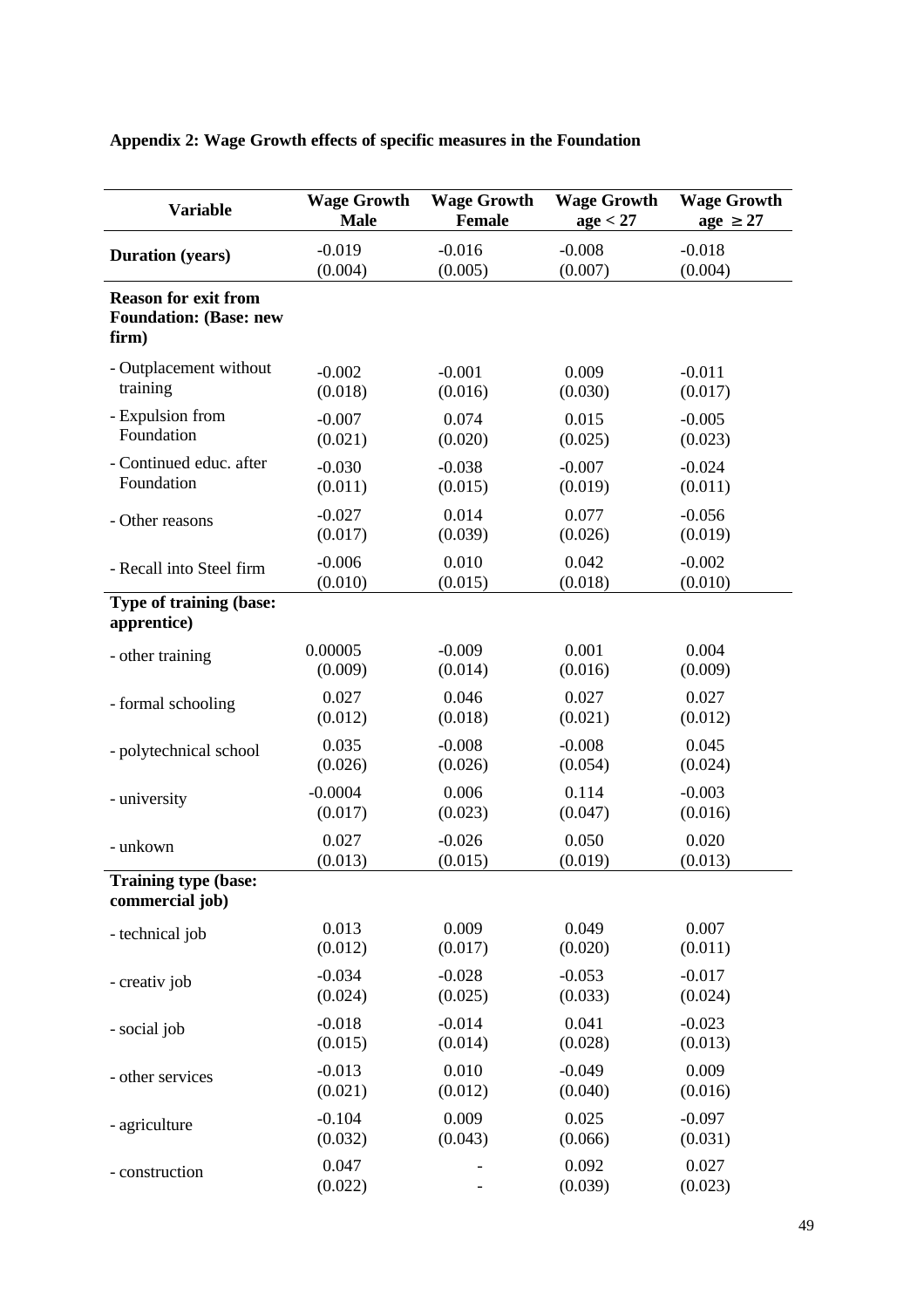**Appendix 2: Wage Growth effects of specific measures in the Foundation**

| Variable | Wage Growth Male | Wage Growth Female | Wage Growth age < 27 | Wage Growth age ≥ 27 |
|---|---|---|---|---|
| **Duration (years)** | -0.019<br>(0.004) | -0.016<br>(0.005) | -0.008<br>(0.007) | -0.018<br>(0.004) |
| **Reason for exit from Foundation: (Base: new firm)** | | | | |
| - Outplacement without training | -0.002<br>(0.018) | -0.001<br>(0.016) | 0.009<br>(0.030) | -0.011<br>(0.017) |
| - Expulsion from Foundation | -0.007<br>(0.021) | 0.074<br>(0.020) | 0.015<br>(0.025) | -0.005<br>(0.023) |
| - Continued educ. after Foundation | -0.030<br>(0.011) | -0.038<br>(0.015) | -0.007<br>(0.019) | -0.024<br>(0.011) |
| - Other reasons | -0.027<br>(0.017) | 0.014<br>(0.039) | 0.077<br>(0.026) | -0.056<br>(0.019) |
| - Recall into Steel firm | -0.006<br>(0.010) | 0.010<br>(0.015) | 0.042<br>(0.018) | -0.002<br>(0.010) |
| **Type of training (base: apprentice)** | | | | |
| - other training | 0.00005<br>(0.009) | -0.009<br>(0.014) | 0.001<br>(0.016) | 0.004<br>(0.009) |
| - formal schooling | 0.027<br>(0.012) | 0.046<br>(0.018) | 0.027<br>(0.021) | 0.027<br>(0.012) |
| - polytechnical school | 0.035<br>(0.026) | -0.008<br>(0.026) | -0.008<br>(0.054) | 0.045<br>(0.024) |
| - university | -0.0004<br>(0.017) | 0.006<br>(0.023) | 0.114<br>(0.047) | -0.003<br>(0.016) |
| - unkown | 0.027<br>(0.013) | -0.026<br>(0.015) | 0.050<br>(0.019) | 0.020<br>(0.013) |
| **Training type (base: commercial job)** | | | | |
| - technical job | 0.013<br>(0.012) | 0.009<br>(0.017) | 0.049<br>(0.020) | 0.007<br>(0.011) |
| - creativ job | -0.034<br>(0.024) | -0.028<br>(0.025) | -0.053<br>(0.033) | -0.017<br>(0.024) |
| - social job | -0.018<br>(0.015) | -0.014<br>(0.014) | 0.041<br>(0.028) | -0.023<br>(0.013) |
| - other services | -0.013<br>(0.021) | 0.010<br>(0.012) | -0.049<br>(0.040) | 0.009<br>(0.016) |
| - agriculture | -0.104<br>(0.032) | 0.009<br>(0.043) | 0.025<br>(0.066) | -0.097<br>(0.031) |
| - construction | 0.047<br>(0.022) | -<br>- | 0.092<br>(0.039) | 0.027<br>(0.023) |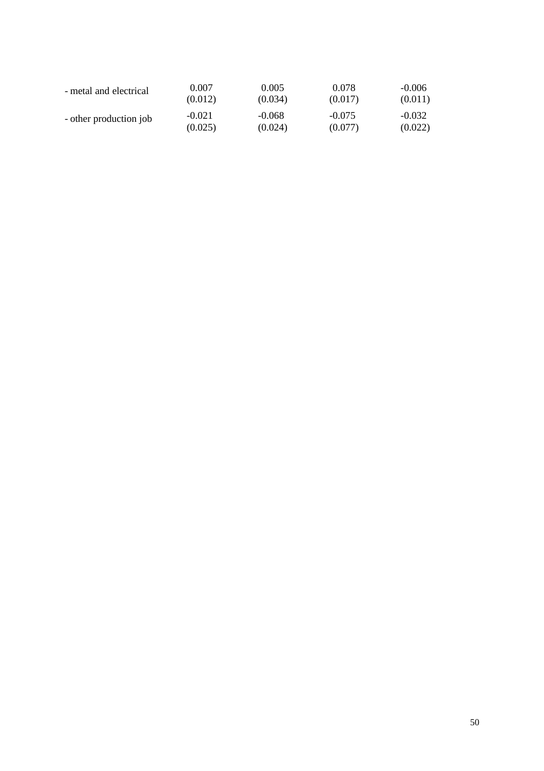| | | | | |
|---|---|---|---|---|
| - metal and electrical | 0.007<br>(0.012) | 0.005<br>(0.034) | 0.078<br>(0.017) | -0.006<br>(0.011) |
| - other production job | -0.021<br>(0.025) | -0.068<br>(0.024) | -0.075<br>(0.077) | -0.032<br>(0.022) |